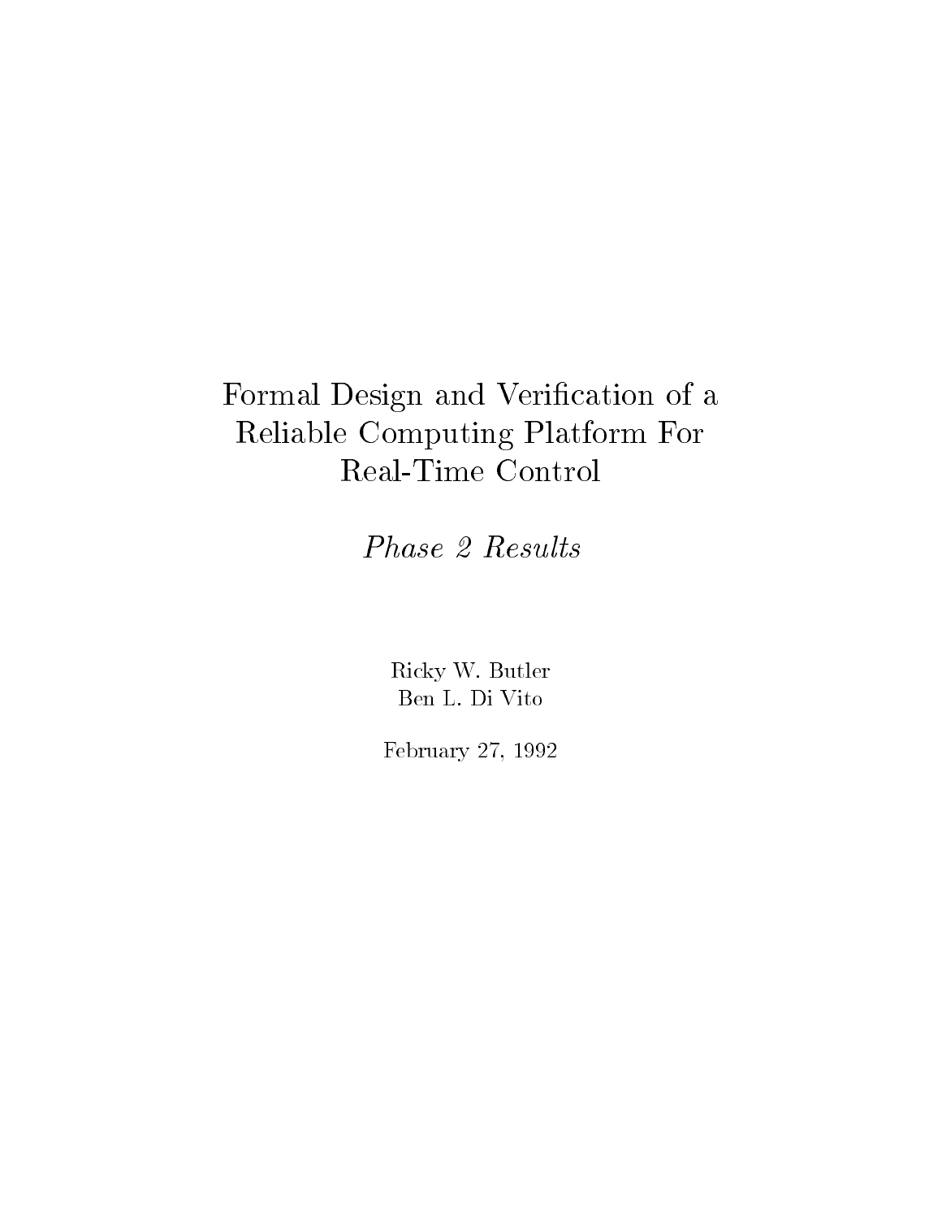# Formal Design and Verification of a Reliable Computing Platform For Real-Time Control

*Phase 2 Results*

Ricky W. Butler
Ben L. Di Vito

February 27, 1992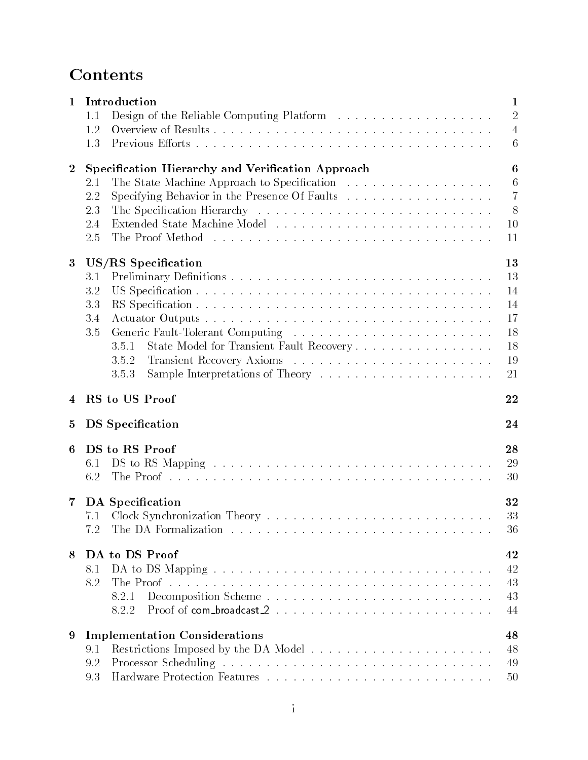# Contents

| | | |
|---|---|---|
| **1** | **Introduction** | **1** |
| 1.1 | Design of the Reliable Computing Platform | 2 |
| 1.2 | Overview of Results | 4 |
| 1.3 | Previous Efforts | 6 |
| **2** | **Specification Hierarchy and Verification Approach** | **6** |
| 2.1 | The State Machine Approach to Specification | 6 |
| 2.2 | Specifying Behavior in the Presence Of Faults | 7 |
| 2.3 | The Specification Hierarchy | 8 |
| 2.4 | Extended State Machine Model | 10 |
| 2.5 | The Proof Method | 11 |
| **3** | **US/RS Specification** | **13** |
| 3.1 | Preliminary Definitions | 13 |
| 3.2 | US Specification | 14 |
| 3.3 | RS Specification | 14 |
| 3.4 | Actuator Outputs | 17 |
| 3.5 | Generic Fault-Tolerant Computing | 18 |
| 3.5.1 | State Model for Transient Fault Recovery | 18 |
| 3.5.2 | Transient Recovery Axioms | 19 |
| 3.5.3 | Sample Interpretations of Theory | 21 |
| **4** | **RS to US Proof** | **22** |
| **5** | **DS Specification** | **24** |
| **6** | **DS to RS Proof** | **28** |
| 6.1 | DS to RS Mapping | 29 |
| 6.2 | The Proof | 30 |
| **7** | **DA Specification** | **32** |
| 7.1 | Clock Synchronization Theory | 33 |
| 7.2 | The DA Formalization | 36 |
| **8** | **DA to DS Proof** | **42** |
| 8.1 | DA to DS Mapping | 42 |
| 8.2 | The Proof | 43 |
| 8.2.1 | Decomposition Scheme | 43 |
| 8.2.2 | Proof of com_broadcast_2 | 44 |
| **9** | **Implementation Considerations** | **48** |
| 9.1 | Restrictions Imposed by the DA Model | 48 |
| 9.2 | Processor Scheduling | 49 |
| 9.3 | Hardware Protection Features | 50 |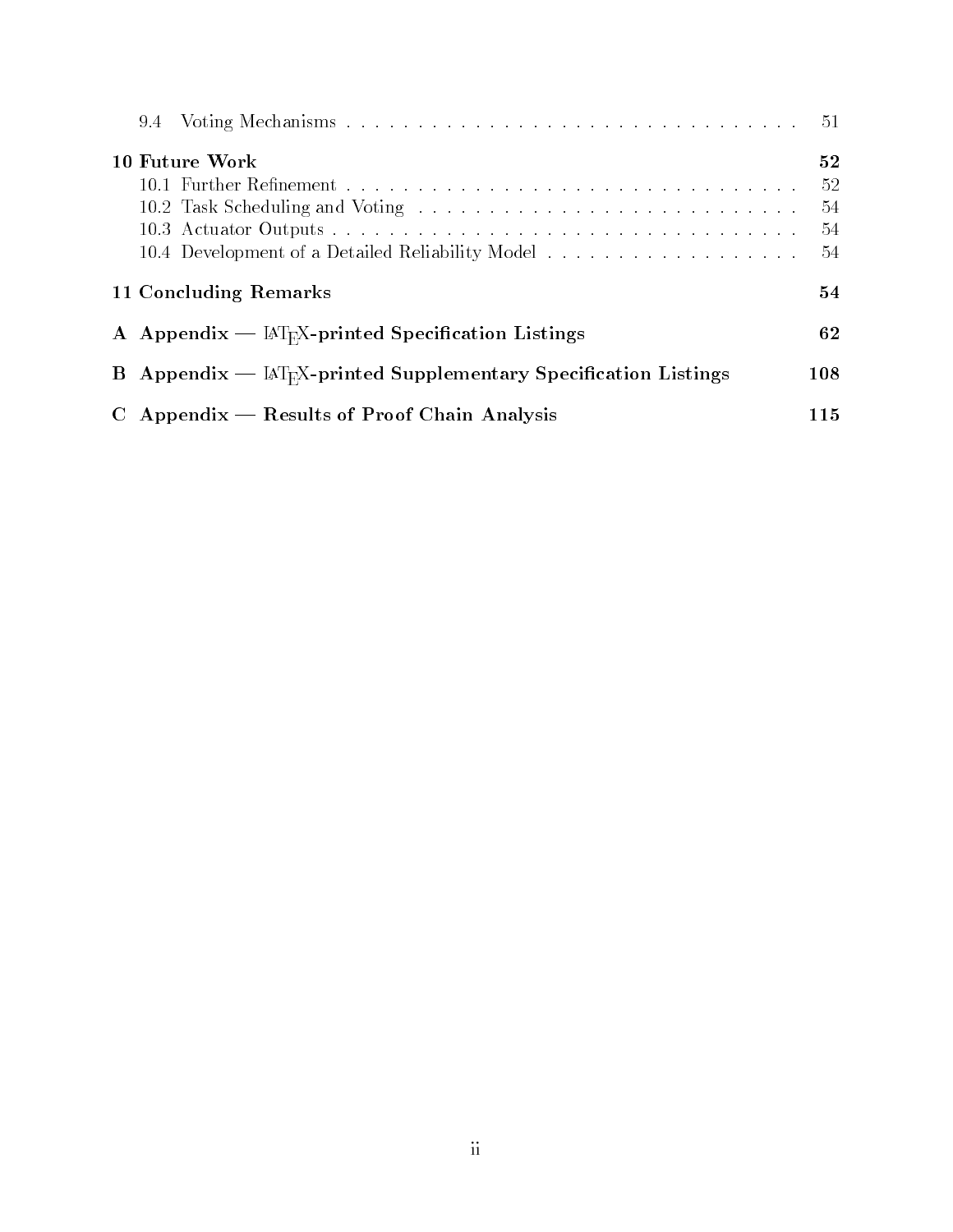9.4 Voting Mechanisms . . . . . . . . . . . . . . . . . . . . . . . . . . . . . . . . . 51

**10 Future Work 52**

10.1 Further Refinement . . . . . . . . . . . . . . . . . . . . . . . . . . . . . . . . . 52
10.2 Task Scheduling and Voting . . . . . . . . . . . . . . . . . . . . . . . . . . . . 54
10.3 Actuator Outputs . . . . . . . . . . . . . . . . . . . . . . . . . . . . . . . . . . 54
10.4 Development of a Detailed Reliability Model . . . . . . . . . . . . . . . . . . . 54

**11 Concluding Remarks 54**

**A Appendix — LaTeX-printed Specification Listings 62**

**B Appendix — LaTeX-printed Supplementary Specification Listings 108**

**C Appendix — Results of Proof Chain Analysis 115**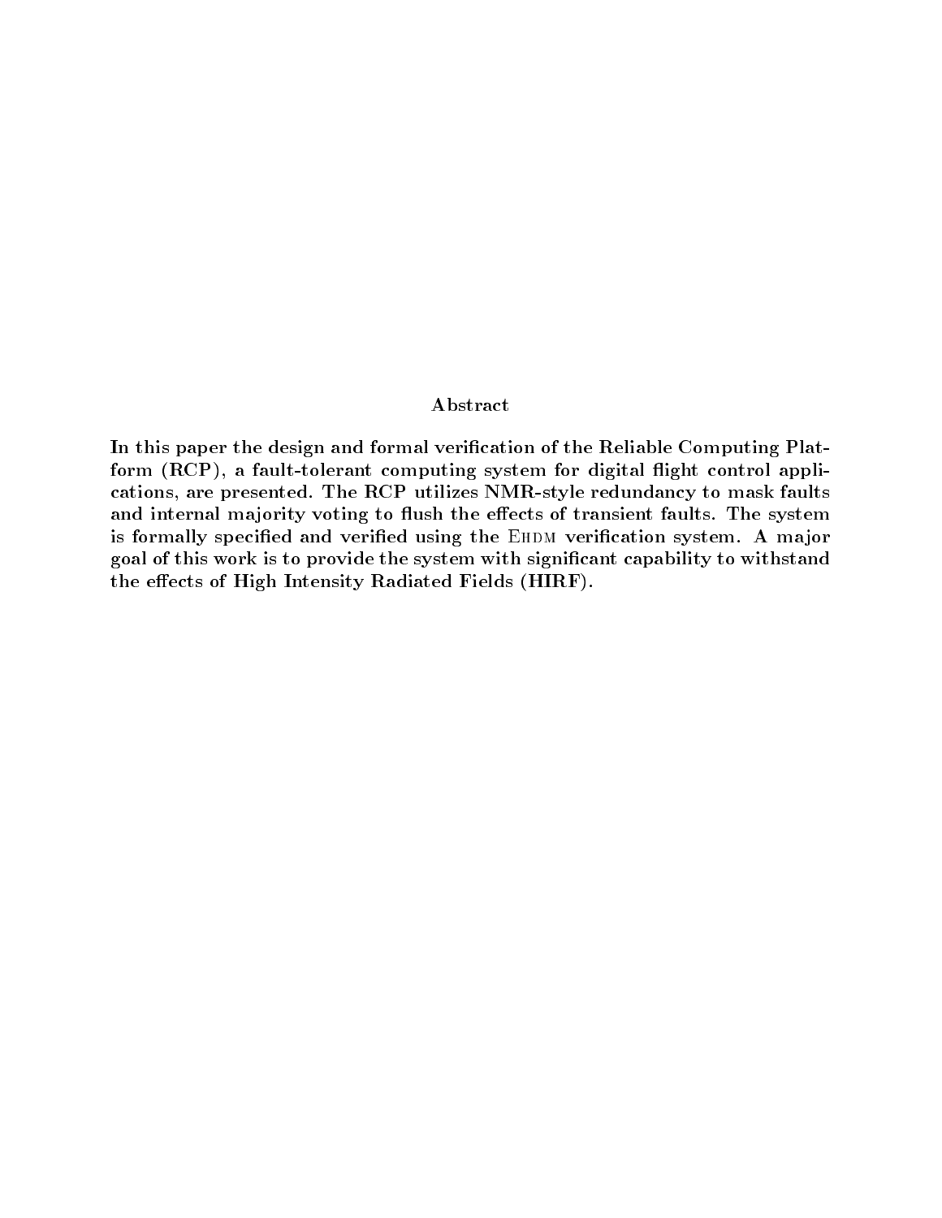## Abstract

In this paper the design and formal verification of the Reliable Computing Platform (RCP), a fault-tolerant computing system for digital flight control applications, are presented. The RCP utilizes NMR-style redundancy to mask faults and internal majority voting to flush the effects of transient faults. The system is formally specified and verified using the EHDM verification system. A major goal of this work is to provide the system with significant capability to withstand the effects of High Intensity Radiated Fields (HIRF).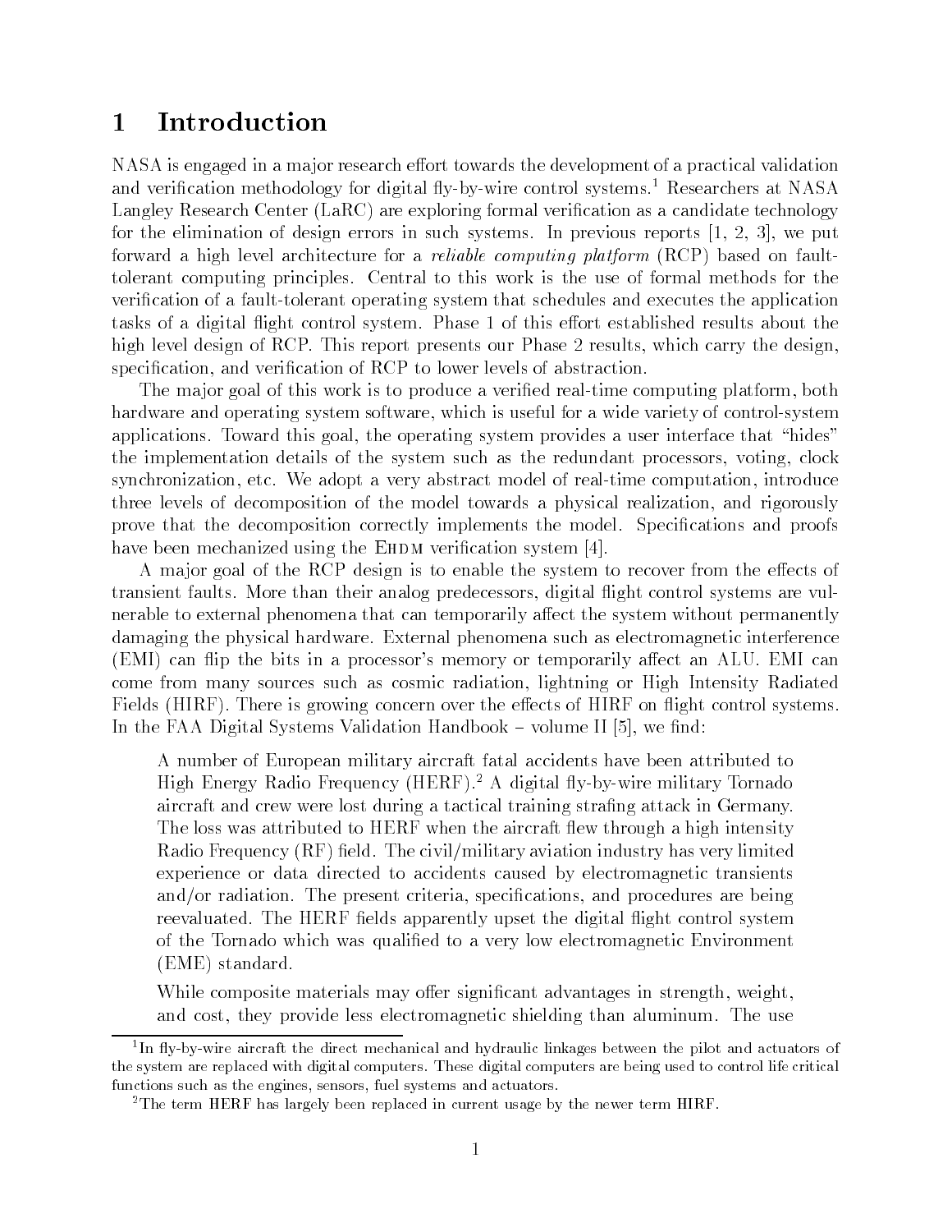# 1 Introduction

NASA is engaged in a major research effort towards the development of a practical validation and verification methodology for digital fly-by-wire control systems.[1] Researchers at NASA Langley Research Center (LaRC) are exploring formal verification as a candidate technology for the elimination of design errors in such systems. In previous reports [1, 2, 3], we put forward a high level architecture for a *reliable computing platform* (RCP) based on fault-tolerant computing principles. Central to this work is the use of formal methods for the verification of a fault-tolerant operating system that schedules and executes the application tasks of a digital flight control system. Phase 1 of this effort established results about the high level design of RCP. This report presents our Phase 2 results, which carry the design, specification, and verification of RCP to lower levels of abstraction.

The major goal of this work is to produce a verified real-time computing platform, both hardware and operating system software, which is useful for a wide variety of control-system applications. Toward this goal, the operating system provides a user interface that "hides" the implementation details of the system such as the redundant processors, voting, clock synchronization, etc. We adopt a very abstract model of real-time computation, introduce three levels of decomposition of the model towards a physical realization, and rigorously prove that the decomposition correctly implements the model. Specifications and proofs have been mechanized using the EHDM verification system [4].

A major goal of the RCP design is to enable the system to recover from the effects of transient faults. More than their analog predecessors, digital flight control systems are vulnerable to external phenomena that can temporarily affect the system without permanently damaging the physical hardware. External phenomena such as electromagnetic interference (EMI) can flip the bits in a processor's memory or temporarily affect an ALU. EMI can come from many sources such as cosmic radiation, lightning or High Intensity Radiated Fields (HIRF). There is growing concern over the effects of HIRF on flight control systems. In the FAA Digital Systems Validation Handbook – volume II [5], we find:

> A number of European military aircraft fatal accidents have been attributed to High Energy Radio Frequency (HERF).[2] A digital fly-by-wire military Tornado aircraft and crew were lost during a tactical training strafing attack in Germany. The loss was attributed to HERF when the aircraft flew through a high intensity Radio Frequency (RF) field. The civil/military aviation industry has very limited experience or data directed to accidents caused by electromagnetic transients and/or radiation. The present criteria, specifications, and procedures are being reevaluated. The HERF fields apparently upset the digital flight control system of the Tornado which was qualified to a very low electromagnetic Environment (EME) standard.
>
> While composite materials may offer significant advantages in strength, weight, and cost, they provide less electromagnetic shielding than aluminum. The use

---

[1] In fly-by-wire aircraft the direct mechanical and hydraulic linkages between the pilot and actuators of the system are replaced with digital computers. These digital computers are being used to control life critical functions such as the engines, sensors, fuel systems and actuators.

[2] The term HERF has largely been replaced in current usage by the newer term HIRF.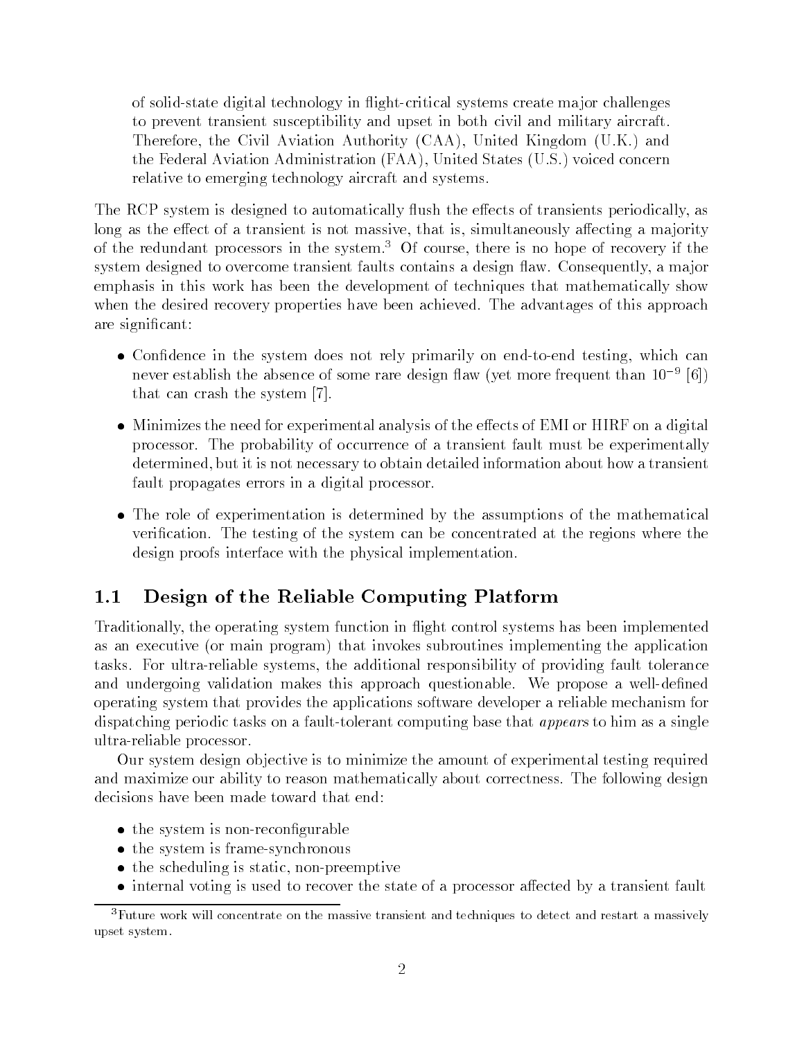of solid-state digital technology in flight-critical systems create major challenges to prevent transient susceptibility and upset in both civil and military aircraft. Therefore, the Civil Aviation Authority (CAA), United Kingdom (U.K.) and the Federal Aviation Administration (FAA), United States (U.S.) voiced concern relative to emerging technology aircraft and systems.

The RCP system is designed to automatically flush the effects of transients periodically, as long as the effect of a transient is not massive, that is, simultaneously affecting a majority of the redundant processors in the system.[3] Of course, there is no hope of recovery if the system designed to overcome transient faults contains a design flaw. Consequently, a major emphasis in this work has been the development of techniques that mathematically show when the desired recovery properties have been achieved. The advantages of this approach are significant:

- Confidence in the system does not rely primarily on end-to-end testing, which can never establish the absence of some rare design flaw (yet more frequent than $10^{-9}$ [6]) that can crash the system [7].
- Minimizes the need for experimental analysis of the effects of EMI or HIRF on a digital processor. The probability of occurrence of a transient fault must be experimentally determined, but it is not necessary to obtain detailed information about how a transient fault propagates errors in a digital processor.
- The role of experimentation is determined by the assumptions of the mathematical verification. The testing of the system can be concentrated at the regions where the design proofs interface with the physical implementation.

## 1.1 Design of the Reliable Computing Platform

Traditionally, the operating system function in flight control systems has been implemented as an executive (or main program) that invokes subroutines implementing the application tasks. For ultra-reliable systems, the additional responsibility of providing fault tolerance and undergoing validation makes this approach questionable. We propose a well-defined operating system that provides the applications software developer a reliable mechanism for dispatching periodic tasks on a fault-tolerant computing base that *appears* to him as a single ultra-reliable processor.

Our system design objective is to minimize the amount of experimental testing required and maximize our ability to reason mathematically about correctness. The following design decisions have been made toward that end:

- the system is non-reconfigurable
- the system is frame-synchronous
- the scheduling is static, non-preemptive
- internal voting is used to recover the state of a processor affected by a transient fault

[3] Future work will concentrate on the massive transient and techniques to detect and restart a massively upset system.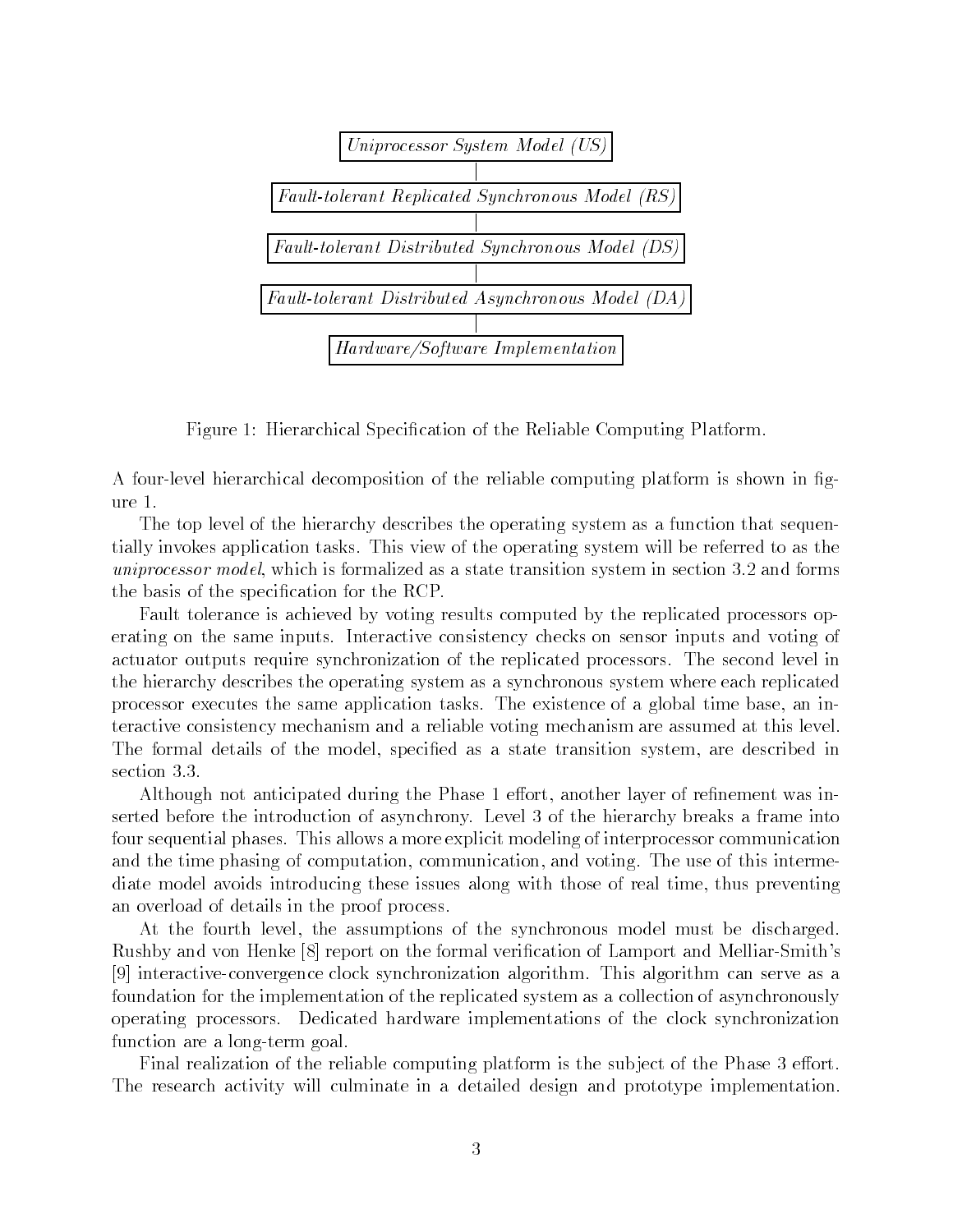*Uniprocessor System Model (US)*

|

*Fault-tolerant Replicated Synchronous Model (RS)*

|

*Fault-tolerant Distributed Synchronous Model (DS)*

|

*Fault-tolerant Distributed Asynchronous Model (DA)*

|

*Hardware/Software Implementation*

Figure 1: Hierarchical Specification of the Reliable Computing Platform.

A four-level hierarchical decomposition of the reliable computing platform is shown in figure 1.

The top level of the hierarchy describes the operating system as a function that sequentially invokes application tasks. This view of the operating system will be referred to as the *uniprocessor model*, which is formalized as a state transition system in section 3.2 and forms the basis of the specification for the RCP.

Fault tolerance is achieved by voting results computed by the replicated processors operating on the same inputs. Interactive consistency checks on sensor inputs and voting of actuator outputs require synchronization of the replicated processors. The second level in the hierarchy describes the operating system as a synchronous system where each replicated processor executes the same application tasks. The existence of a global time base, an interactive consistency mechanism and a reliable voting mechanism are assumed at this level. The formal details of the model, specified as a state transition system, are described in section 3.3.

Although not anticipated during the Phase 1 effort, another layer of refinement was inserted before the introduction of asynchrony. Level 3 of the hierarchy breaks a frame into four sequential phases. This allows a more explicit modeling of interprocessor communication and the time phasing of computation, communication, and voting. The use of this intermediate model avoids introducing these issues along with those of real time, thus preventing an overload of details in the proof process.

At the fourth level, the assumptions of the synchronous model must be discharged. Rushby and von Henke [8] report on the formal verification of Lamport and Melliar-Smith's [9] interactive-convergence clock synchronization algorithm. This algorithm can serve as a foundation for the implementation of the replicated system as a collection of asynchronously operating processors. Dedicated hardware implementations of the clock synchronization function are a long-term goal.

Final realization of the reliable computing platform is the subject of the Phase 3 effort. The research activity will culminate in a detailed design and prototype implementation.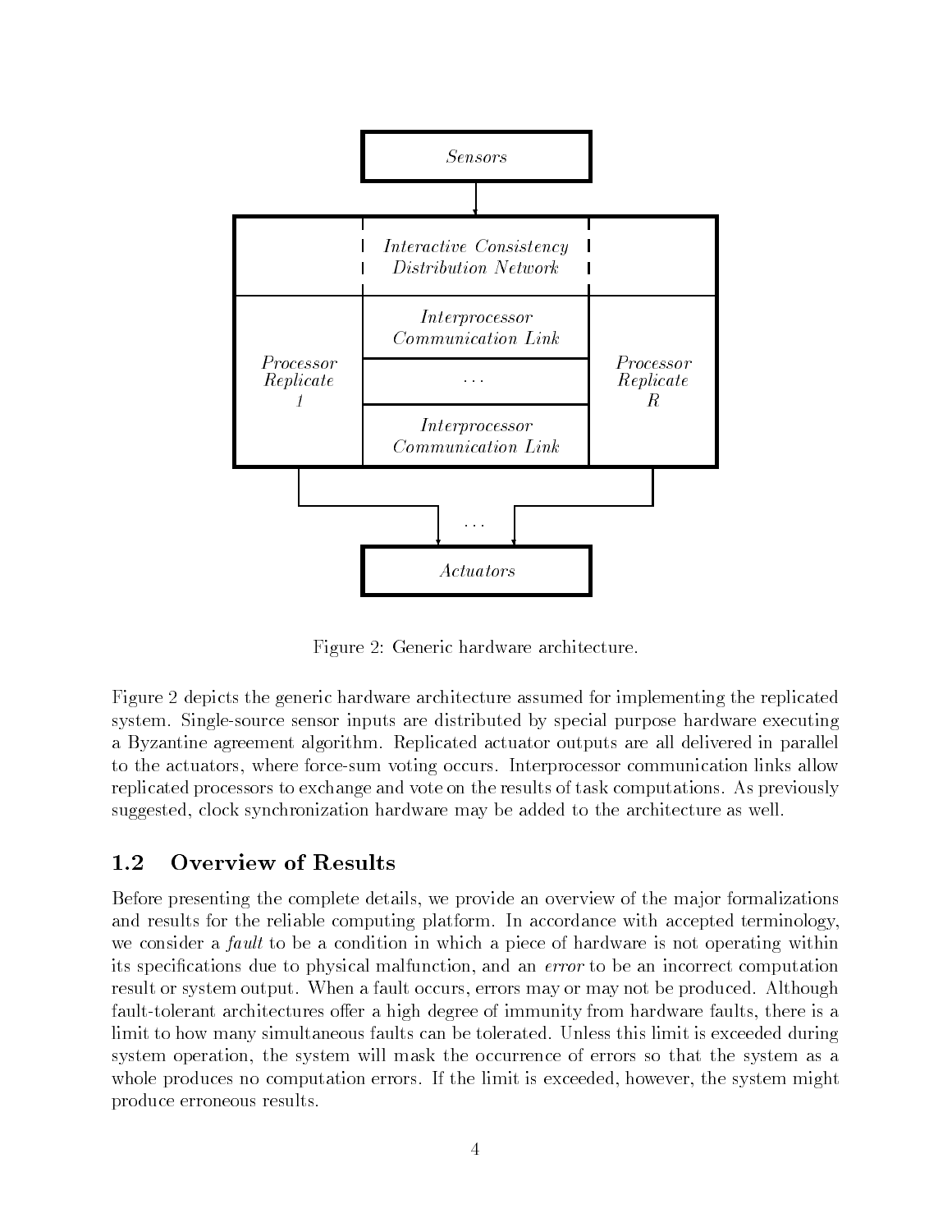Figure 2: Generic hardware architecture.

Figure 2 depicts the generic hardware architecture assumed for implementing the replicated system. Single-source sensor inputs are distributed by special purpose hardware executing a Byzantine agreement algorithm. Replicated actuator outputs are all delivered in parallel to the actuators, where force-sum voting occurs. Interprocessor communication links allow replicated processors to exchange and vote on the results of task computations. As previously suggested, clock synchronization hardware may be added to the architecture as well.

## 1.2 Overview of Results

Before presenting the complete details, we provide an overview of the major formalizations and results for the reliable computing platform. In accordance with accepted terminology, we consider a *fault* to be a condition in which a piece of hardware is not operating within its specifications due to physical malfunction, and an *error* to be an incorrect computation result or system output. When a fault occurs, errors may or may not be produced. Although fault-tolerant architectures offer a high degree of immunity from hardware faults, there is a limit to how many simultaneous faults can be tolerated. Unless this limit is exceeded during system operation, the system will mask the occurrence of errors so that the system as a whole produces no computation errors. If the limit is exceeded, however, the system might produce erroneous results.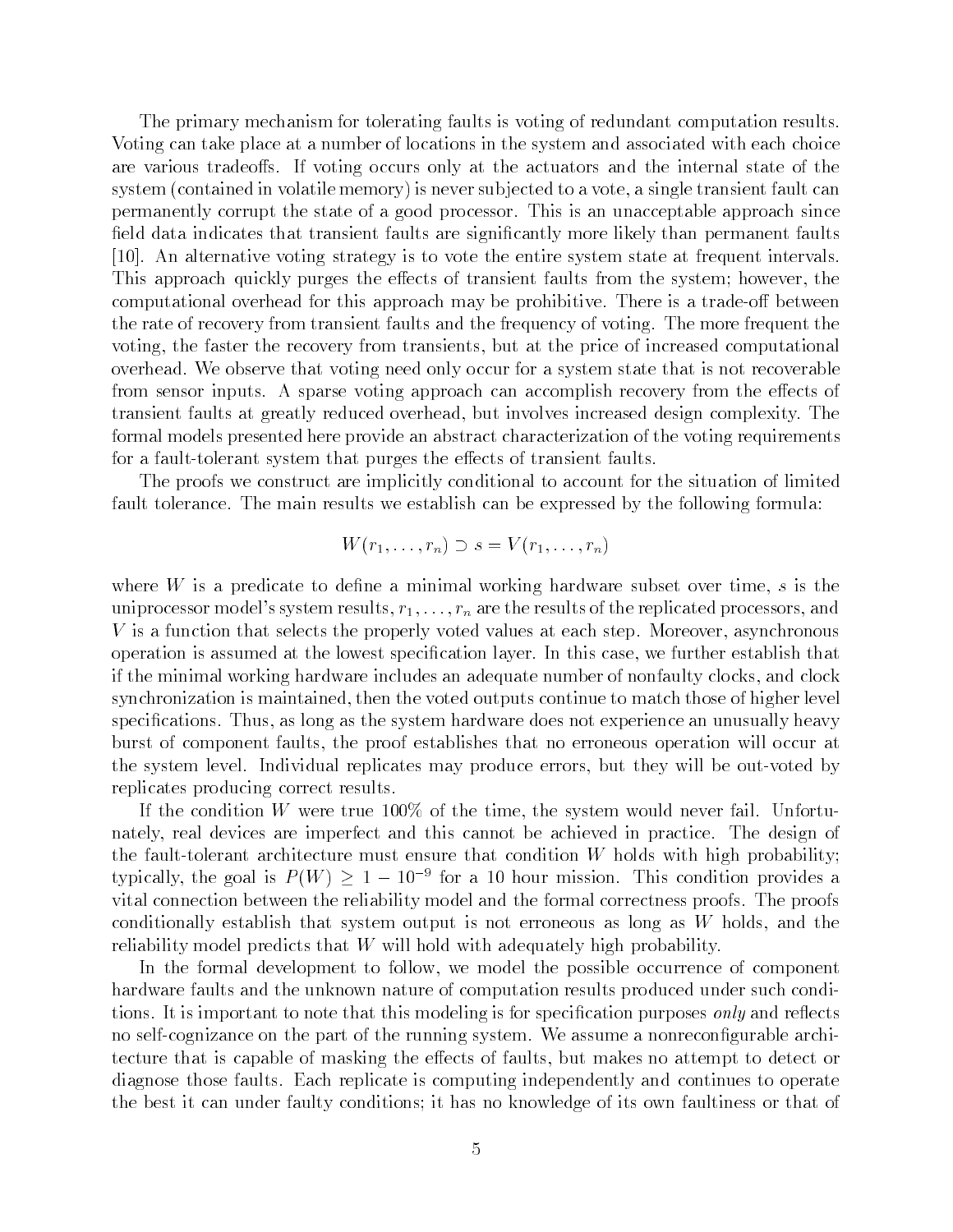The primary mechanism for tolerating faults is voting of redundant computation results. Voting can take place at a number of locations in the system and associated with each choice are various tradeoffs. If voting occurs only at the actuators and the internal state of the system (contained in volatile memory) is never subjected to a vote, a single transient fault can permanently corrupt the state of a good processor. This is an unacceptable approach since field data indicates that transient faults are significantly more likely than permanent faults [10]. An alternative voting strategy is to vote the entire system state at frequent intervals. This approach quickly purges the effects of transient faults from the system; however, the computational overhead for this approach may be prohibitive. There is a trade-off between the rate of recovery from transient faults and the frequency of voting. The more frequent the voting, the faster the recovery from transients, but at the price of increased computational overhead. We observe that voting need only occur for a system state that is not recoverable from sensor inputs. A sparse voting approach can accomplish recovery from the effects of transient faults at greatly reduced overhead, but involves increased design complexity. The formal models presented here provide an abstract characterization of the voting requirements for a fault-tolerant system that purges the effects of transient faults.

The proofs we construct are implicitly conditional to account for the situation of limited fault tolerance. The main results we establish can be expressed by the following formula:

$$W(r_1, \ldots, r_n) \supset s = V(r_1, \ldots, r_n)$$

where $W$ is a predicate to define a minimal working hardware subset over time, $s$ is the uniprocessor model's system results, $r_1, \ldots, r_n$ are the results of the replicated processors, and $V$ is a function that selects the properly voted values at each step. Moreover, asynchronous operation is assumed at the lowest specification layer. In this case, we further establish that if the minimal working hardware includes an adequate number of nonfaulty clocks, and clock synchronization is maintained, then the voted outputs continue to match those of higher level specifications. Thus, as long as the system hardware does not experience an unusually heavy burst of component faults, the proof establishes that no erroneous operation will occur at the system level. Individual replicates may produce errors, but they will be out-voted by replicates producing correct results.

If the condition $W$ were true 100% of the time, the system would never fail. Unfortunately, real devices are imperfect and this cannot be achieved in practice. The design of the fault-tolerant architecture must ensure that condition $W$ holds with high probability; typically, the goal is $P(W) \geq 1 - 10^{-9}$ for a 10 hour mission. This condition provides a vital connection between the reliability model and the formal correctness proofs. The proofs conditionally establish that system output is not erroneous as long as $W$ holds, and the reliability model predicts that $W$ will hold with adequately high probability.

In the formal development to follow, we model the possible occurrence of component hardware faults and the unknown nature of computation results produced under such conditions. It is important to note that this modeling is for specification purposes *only* and reflects no self-cognizance on the part of the running system. We assume a nonreconfigurable architecture that is capable of masking the effects of faults, but makes no attempt to detect or diagnose those faults. Each replicate is computing independently and continues to operate the best it can under faulty conditions; it has no knowledge of its own faultiness or that of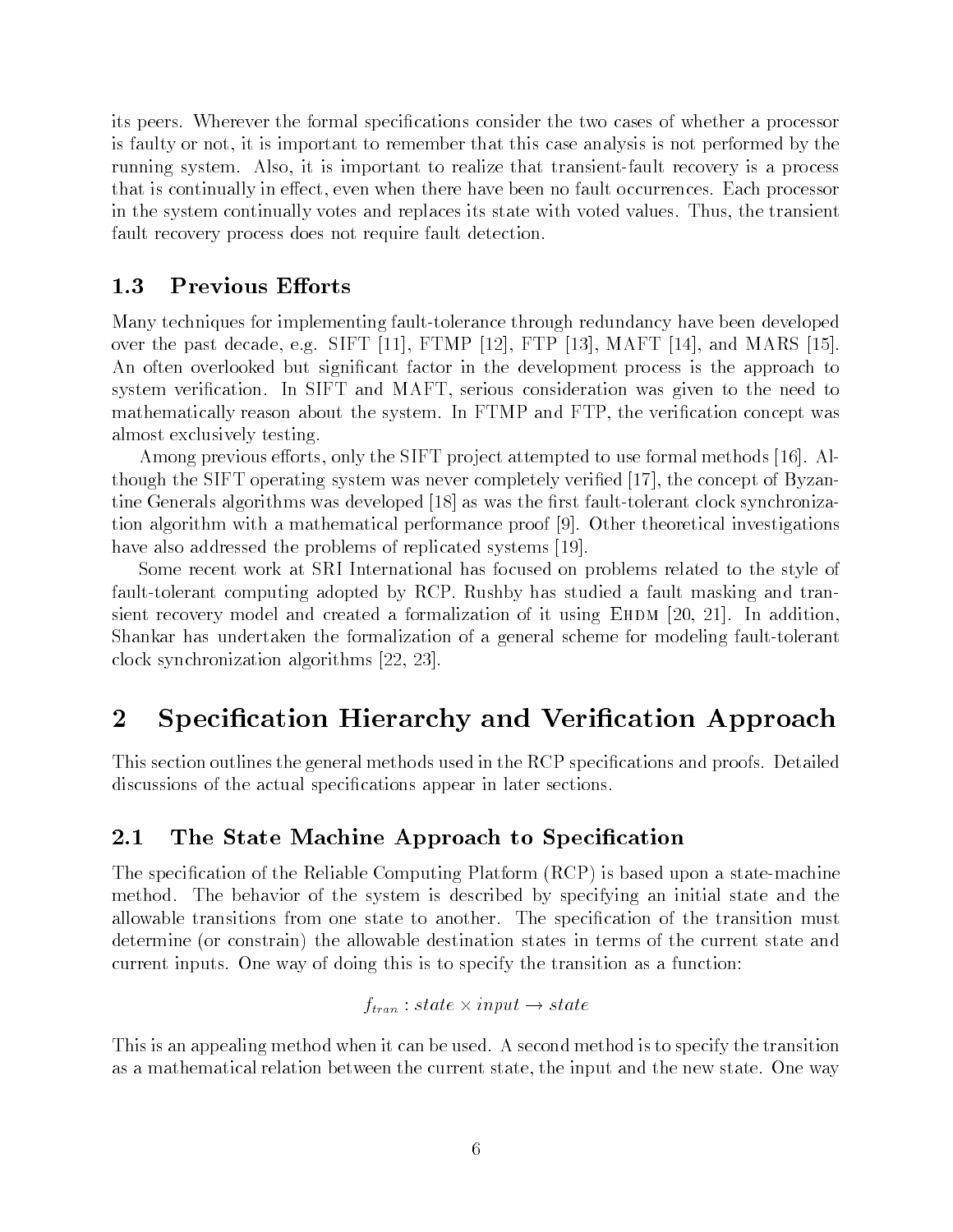its peers. Wherever the formal specifications consider the two cases of whether a processor is faulty or not, it is important to remember that this case analysis is not performed by the running system. Also, it is important to realize that transient-fault recovery is a process that is continually in effect, even when there have been no fault occurrences. Each processor in the system continually votes and replaces its state with voted values. Thus, the transient fault recovery process does not require fault detection.

### 1.3 Previous Efforts

Many techniques for implementing fault-tolerance through redundancy have been developed over the past decade, e.g. SIFT [11], FTMP [12], FTP [13], MAFT [14], and MARS [15]. An often overlooked but significant factor in the development process is the approach to system verification. In SIFT and MAFT, serious consideration was given to the need to mathematically reason about the system. In FTMP and FTP, the verification concept was almost exclusively testing.

Among previous efforts, only the SIFT project attempted to use formal methods [16]. Although the SIFT operating system was never completely verified [17], the concept of Byzantine Generals algorithms was developed [18] as was the first fault-tolerant clock synchronization algorithm with a mathematical performance proof [9]. Other theoretical investigations have also addressed the problems of replicated systems [19].

Some recent work at SRI International has focused on problems related to the style of fault-tolerant computing adopted by RCP. Rushby has studied a fault masking and transient recovery model and created a formalization of it using EHDM [20, 21]. In addition, Shankar has undertaken the formalization of a general scheme for modeling fault-tolerant clock synchronization algorithms [22, 23].

## 2 Specification Hierarchy and Verification Approach

This section outlines the general methods used in the RCP specifications and proofs. Detailed discussions of the actual specifications appear in later sections.

### 2.1 The State Machine Approach to Specification

The specification of the Reliable Computing Platform (RCP) is based upon a state-machine method. The behavior of the system is described by specifying an initial state and the allowable transitions from one state to another. The specification of the transition must determine (or constrain) the allowable destination states in terms of the current state and current inputs. One way of doing this is to specify the transition as a function:

$$f_{tran} : state \times input \rightarrow state$$

This is an appealing method when it can be used. A second method is to specify the transition as a mathematical relation between the current state, the input and the new state. One way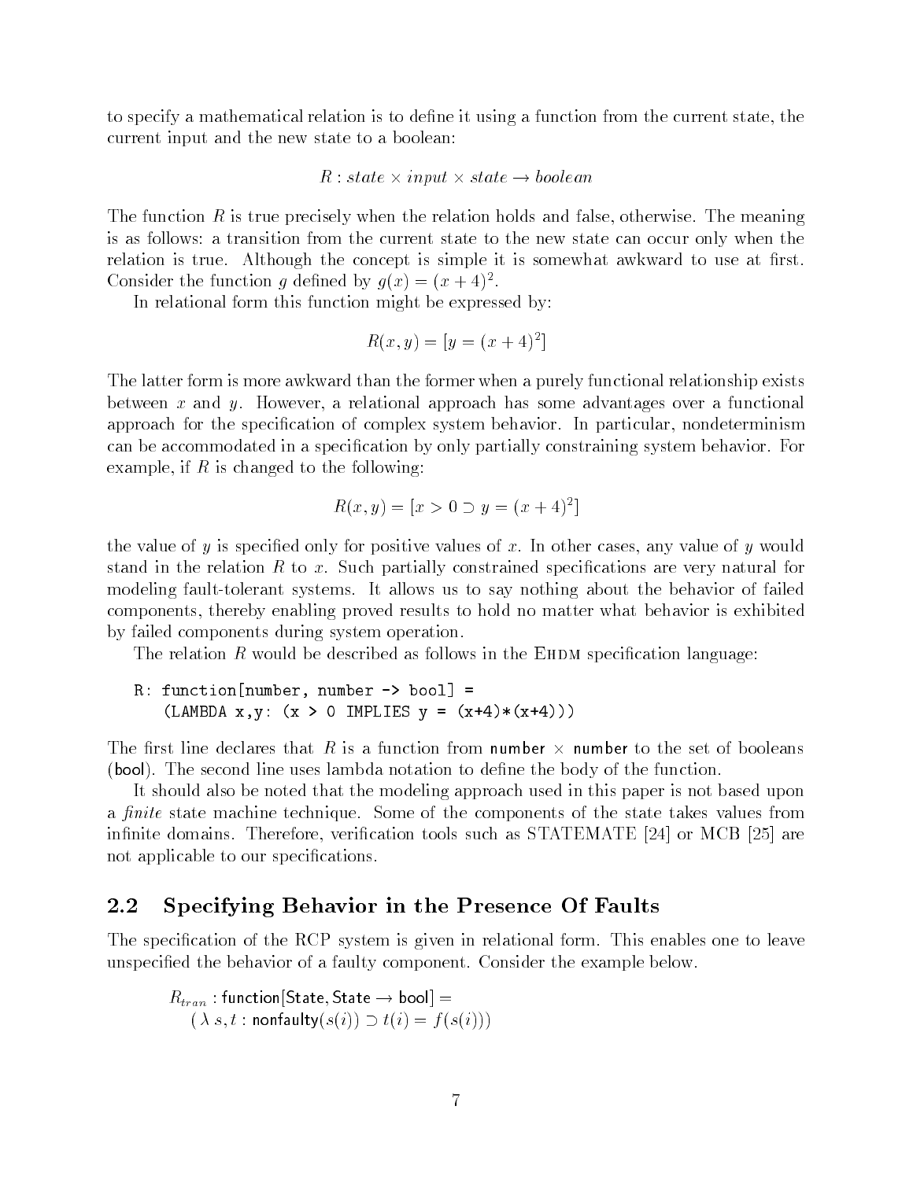to specify a mathematical relation is to define it using a function from the current state, the current input and the new state to a boolean:

$$R : state \times input \times state \rightarrow boolean$$

The function $R$ is true precisely when the relation holds and false, otherwise. The meaning is as follows: a transition from the current state to the new state can occur only when the relation is true. Although the concept is simple it is somewhat awkward to use at first. Consider the function $g$ defined by $g(x) = (x+4)^2$.

In relational form this function might be expressed by:

$$R(x, y) = [y = (x+4)^2]$$

The latter form is more awkward than the former when a purely functional relationship exists between $x$ and $y$. However, a relational approach has some advantages over a functional approach for the specification of complex system behavior. In particular, nondeterminism can be accommodated in a specification by only partially constraining system behavior. For example, if $R$ is changed to the following:

$$R(x, y) = [x > 0 \supset y = (x+4)^2]$$

the value of $y$ is specified only for positive values of $x$. In other cases, any value of $y$ would stand in the relation $R$ to $x$. Such partially constrained specifications are very natural for modeling fault-tolerant systems. It allows us to say nothing about the behavior of failed components, thereby enabling proved results to hold no matter what behavior is exhibited by failed components during system operation.

The relation $R$ would be described as follows in the EHDM specification language:

```
R: function[number, number -> bool] =
   (LAMBDA x,y: (x > 0 IMPLIES y = (x+4)*(x+4)))
```

The first line declares that $R$ is a function from number $\times$ number to the set of booleans (bool). The second line uses lambda notation to define the body of the function.

It should also be noted that the modeling approach used in this paper is not based upon a *finite* state machine technique. Some of the components of the state takes values from infinite domains. Therefore, verification tools such as STATEMATE [24] or MCB [25] are not applicable to our specifications.

## 2.2 Specifying Behavior in the Presence Of Faults

The specification of the RCP system is given in relational form. This enables one to leave unspecified the behavior of a faulty component. Consider the example below.

$$R_{tran} : \mathsf{function}[\mathsf{State}, \mathsf{State} \rightarrow \mathsf{bool}] =$$
$$(\lambda\, s, t : \mathsf{nonfaulty}(s(i)) \supset t(i) = f(s(i)))$$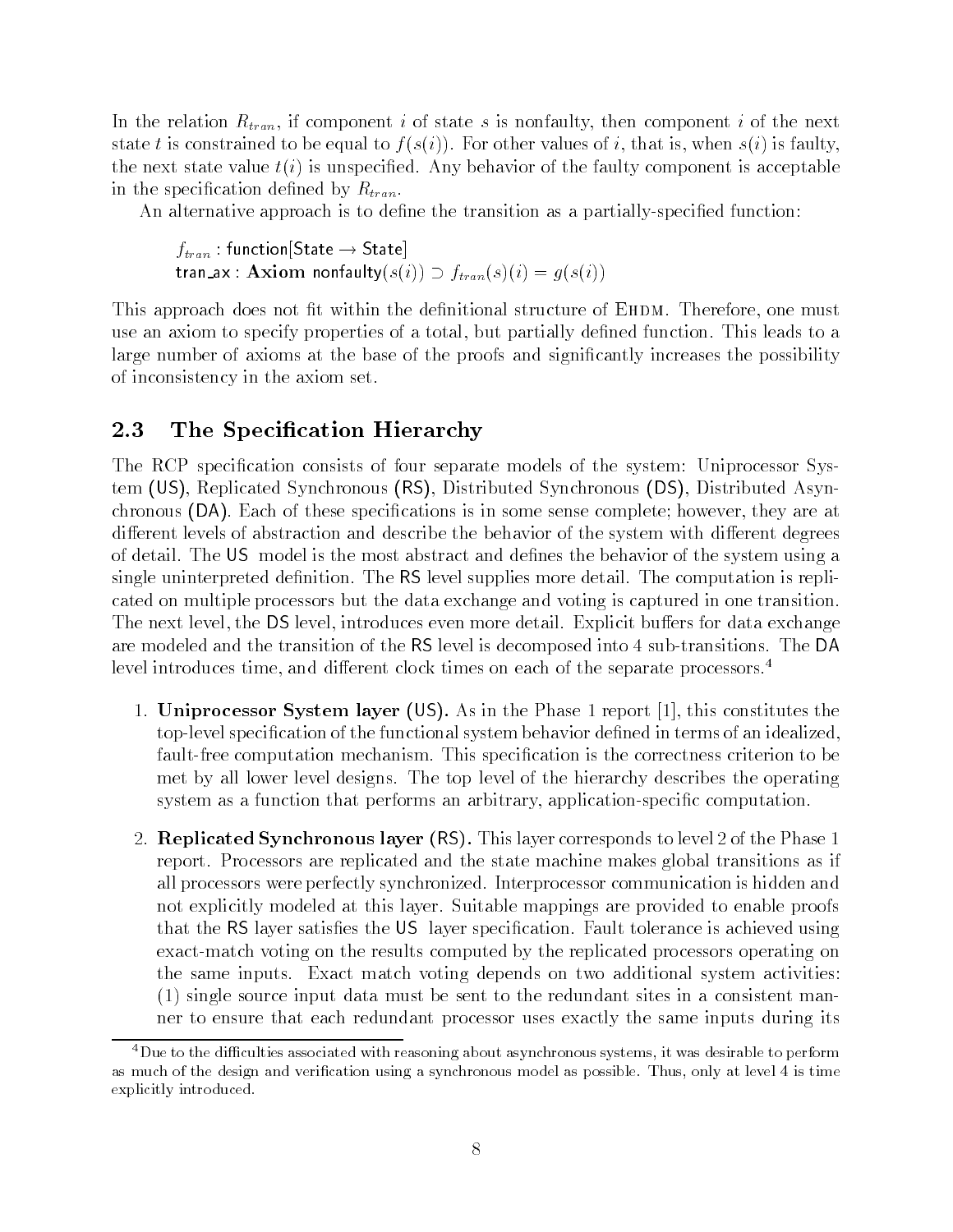In the relation $R_{tran}$, if component $i$ of state $s$ is nonfaulty, then component $i$ of the next state $t$ is constrained to be equal to $f(s(i))$. For other values of $i$, that is, when $s(i)$ is faulty, the next state value $t(i)$ is unspecified. Any behavior of the faulty component is acceptable in the specification defined by $R_{tran}$.

An alternative approach is to define the transition as a partially-specified function:

> $f_{tran}$ : function[State $\rightarrow$ State]
> tran_ax : **Axiom** nonfaulty$(s(i)) \supset f_{tran}(s)(i) = g(s(i))$

This approach does not fit within the definitional structure of EHDM. Therefore, one must use an axiom to specify properties of a total, but partially defined function. This leads to a large number of axioms at the base of the proofs and significantly increases the possibility of inconsistency in the axiom set.

## 2.3 The Specification Hierarchy

The RCP specification consists of four separate models of the system: Uniprocessor System (US), Replicated Synchronous (RS), Distributed Synchronous (DS), Distributed Asynchronous (DA). Each of these specifications is in some sense complete; however, they are at different levels of abstraction and describe the behavior of the system with different degrees of detail. The US model is the most abstract and defines the behavior of the system using a single uninterpreted definition. The RS level supplies more detail. The computation is replicated on multiple processors but the data exchange and voting is captured in one transition. The next level, the DS level, introduces even more detail. Explicit buffers for data exchange are modeled and the transition of the RS level is decomposed into 4 sub-transitions. The DA level introduces time, and different clock times on each of the separate processors.[4]

1. **Uniprocessor System layer (US).** As in the Phase 1 report [1], this constitutes the top-level specification of the functional system behavior defined in terms of an idealized, fault-free computation mechanism. This specification is the correctness criterion to be met by all lower level designs. The top level of the hierarchy describes the operating system as a function that performs an arbitrary, application-specific computation.

2. **Replicated Synchronous layer (RS).** This layer corresponds to level 2 of the Phase 1 report. Processors are replicated and the state machine makes global transitions as if all processors were perfectly synchronized. Interprocessor communication is hidden and not explicitly modeled at this layer. Suitable mappings are provided to enable proofs that the RS layer satisfies the US layer specification. Fault tolerance is achieved using exact-match voting on the results computed by the replicated processors operating on the same inputs. Exact match voting depends on two additional system activities: (1) single source input data must be sent to the redundant sites in a consistent manner to ensure that each redundant processor uses exactly the same inputs during its

[4] Due to the difficulties associated with reasoning about asynchronous systems, it was desirable to perform as much of the design and verification using a synchronous model as possible. Thus, only at level 4 is time explicitly introduced.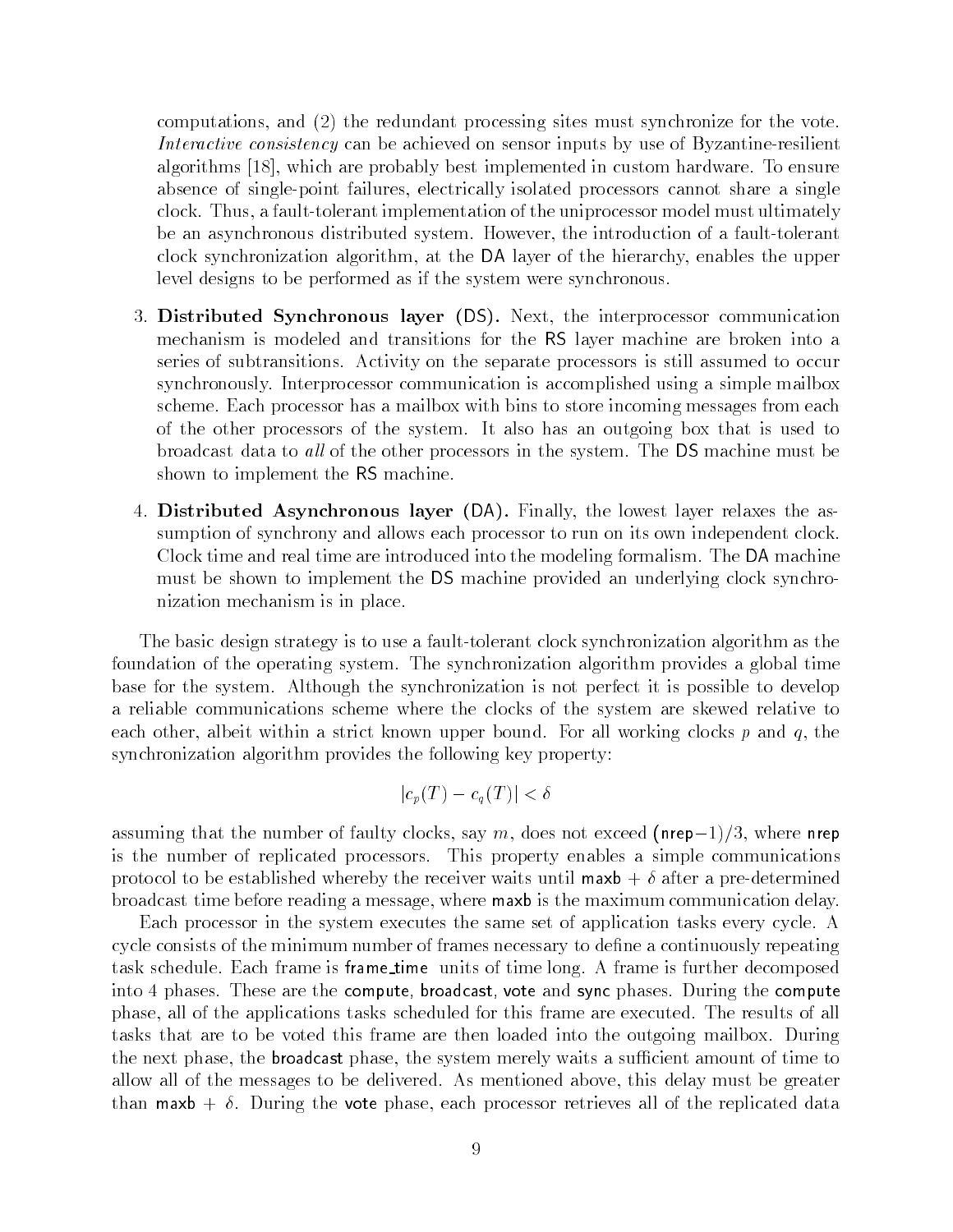computations, and (2) the redundant processing sites must synchronize for the vote. *Interactive consistency* can be achieved on sensor inputs by use of Byzantine-resilient algorithms [18], which are probably best implemented in custom hardware. To ensure absence of single-point failures, electrically isolated processors cannot share a single clock. Thus, a fault-tolerant implementation of the uniprocessor model must ultimately be an asynchronous distributed system. However, the introduction of a fault-tolerant clock synchronization algorithm, at the DA layer of the hierarchy, enables the upper level designs to be performed as if the system were synchronous.

3. **Distributed Synchronous layer (DS).** Next, the interprocessor communication mechanism is modeled and transitions for the RS layer machine are broken into a series of subtransitions. Activity on the separate processors is still assumed to occur synchronously. Interprocessor communication is accomplished using a simple mailbox scheme. Each processor has a mailbox with bins to store incoming messages from each of the other processors of the system. It also has an outgoing box that is used to broadcast data to *all* of the other processors in the system. The DS machine must be shown to implement the RS machine.

4. **Distributed Asynchronous layer (DA).** Finally, the lowest layer relaxes the assumption of synchrony and allows each processor to run on its own independent clock. Clock time and real time are introduced into the modeling formalism. The DA machine must be shown to implement the DS machine provided an underlying clock synchronization mechanism is in place.

The basic design strategy is to use a fault-tolerant clock synchronization algorithm as the foundation of the operating system. The synchronization algorithm provides a global time base for the system. Although the synchronization is not perfect it is possible to develop a reliable communications scheme where the clocks of the system are skewed relative to each other, albeit within a strict known upper bound. For all working clocks $p$ and $q$, the synchronization algorithm provides the following key property:

$$|c_p(T) - c_q(T)| < \delta$$

assuming that the number of faulty clocks, say $m$, does not exceed $(\mathsf{nrep}-1)/3$, where nrep is the number of replicated processors. This property enables a simple communications protocol to be established whereby the receiver waits until maxb + $\delta$ after a pre-determined broadcast time before reading a message, where maxb is the maximum communication delay.

Each processor in the system executes the same set of application tasks every cycle. A cycle consists of the minimum number of frames necessary to define a continuously repeating task schedule. Each frame is frame_time units of time long. A frame is further decomposed into 4 phases. These are the compute, broadcast, vote and sync phases. During the compute phase, all of the applications tasks scheduled for this frame are executed. The results of all tasks that are to be voted this frame are then loaded into the outgoing mailbox. During the next phase, the broadcast phase, the system merely waits a sufficient amount of time to allow all of the messages to be delivered. As mentioned above, this delay must be greater than maxb + $\delta$. During the vote phase, each processor retrieves all of the replicated data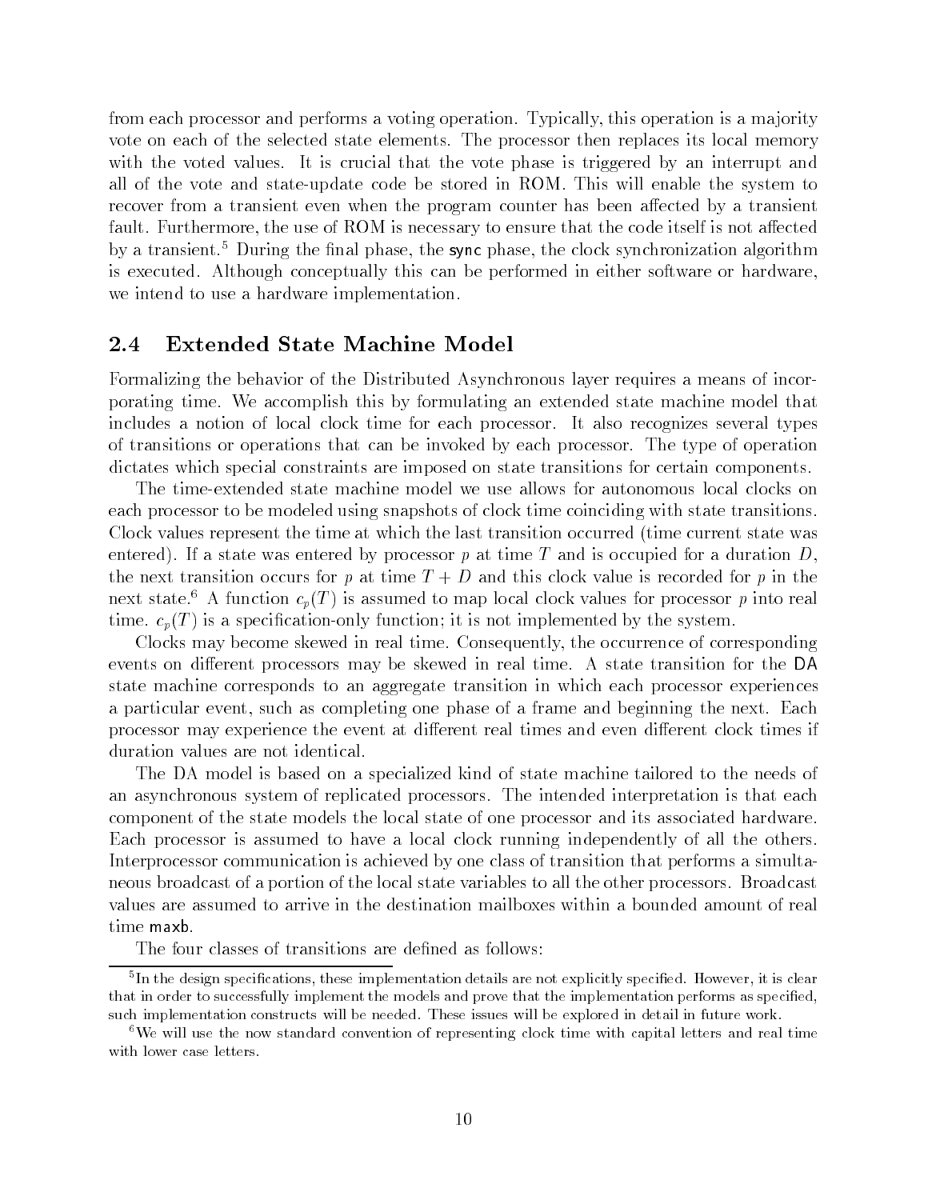from each processor and performs a voting operation. Typically, this operation is a majority vote on each of the selected state elements. The processor then replaces its local memory with the voted values. It is crucial that the vote phase is triggered by an interrupt and all of the vote and state-update code be stored in ROM. This will enable the system to recover from a transient even when the program counter has been affected by a transient fault. Furthermore, the use of ROM is necessary to ensure that the code itself is not affected by a transient.[5] During the final phase, the sync phase, the clock synchronization algorithm is executed. Although conceptually this can be performed in either software or hardware, we intend to use a hardware implementation.

## 2.4 Extended State Machine Model

Formalizing the behavior of the Distributed Asynchronous layer requires a means of incorporating time. We accomplish this by formulating an extended state machine model that includes a notion of local clock time for each processor. It also recognizes several types of transitions or operations that can be invoked by each processor. The type of operation dictates which special constraints are imposed on state transitions for certain components.

The time-extended state machine model we use allows for autonomous local clocks on each processor to be modeled using snapshots of clock time coinciding with state transitions. Clock values represent the time at which the last transition occurred (time current state was entered). If a state was entered by processor $p$ at time $T$ and is occupied for a duration $D$, the next transition occurs for $p$ at time $T + D$ and this clock value is recorded for $p$ in the next state.[6] A function $c_p(T)$ is assumed to map local clock values for processor $p$ into real time. $c_p(T)$ is a specification-only function; it is not implemented by the system.

Clocks may become skewed in real time. Consequently, the occurrence of corresponding events on different processors may be skewed in real time. A state transition for the DA state machine corresponds to an aggregate transition in which each processor experiences a particular event, such as completing one phase of a frame and beginning the next. Each processor may experience the event at different real times and even different clock times if duration values are not identical.

The DA model is based on a specialized kind of state machine tailored to the needs of an asynchronous system of replicated processors. The intended interpretation is that each component of the state models the local state of one processor and its associated hardware. Each processor is assumed to have a local clock running independently of all the others. Interprocessor communication is achieved by one class of transition that performs a simultaneous broadcast of a portion of the local state variables to all the other processors. Broadcast values are assumed to arrive in the destination mailboxes within a bounded amount of real time maxb.

The four classes of transitions are defined as follows:

[5] In the design specifications, these implementation details are not explicitly specified. However, it is clear that in order to successfully implement the models and prove that the implementation performs as specified, such implementation constructs will be needed. These issues will be explored in detail in future work.

[6] We will use the now standard convention of representing clock time with capital letters and real time with lower case letters.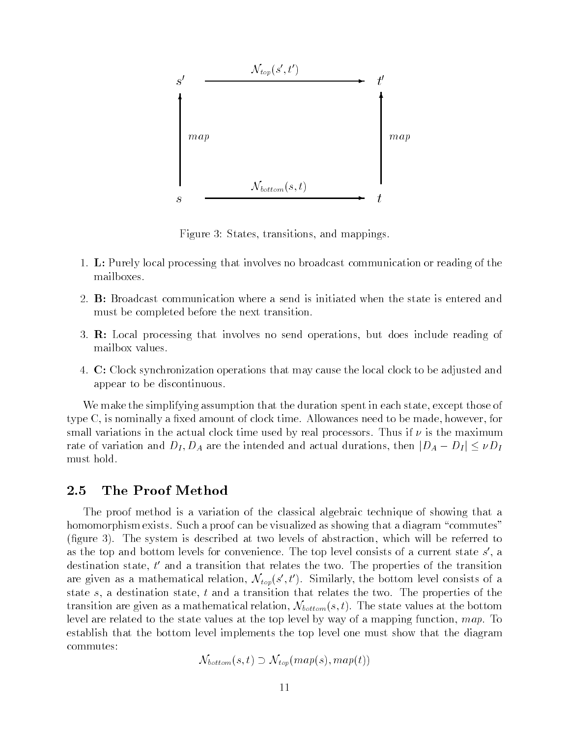Figure 3: States, transitions, and mappings.

1. **L:** Purely local processing that involves no broadcast communication or reading of the mailboxes.
2. **B:** Broadcast communication where a send is initiated when the state is entered and must be completed before the next transition.
3. **R:** Local processing that involves no send operations, but does include reading of mailbox values.
4. **C:** Clock synchronization operations that may cause the local clock to be adjusted and appear to be discontinuous.

We make the simplifying assumption that the duration spent in each state, except those of type C, is nominally a fixed amount of clock time. Allowances need to be made, however, for small variations in the actual clock time used by real processors. Thus if $\nu$ is the maximum rate of variation and $D_I, D_A$ are the intended and actual durations, then $|D_A - D_I| \leq \nu D_I$ must hold.

## 2.5 The Proof Method

The proof method is a variation of the classical algebraic technique of showing that a homomorphism exists. Such a proof can be visualized as showing that a diagram "commutes" (figure 3). The system is described at two levels of abstraction, which will be referred to as the top and bottom levels for convenience. The top level consists of a current state $s'$, a destination state, $t'$ and a transition that relates the two. The properties of the transition are given as a mathematical relation, $\mathcal{N}_{top}(s', t')$. Similarly, the bottom level consists of a state $s$, a destination state, $t$ and a transition that relates the two. The properties of the transition are given as a mathematical relation, $\mathcal{N}_{bottom}(s, t)$. The state values at the bottom level are related to the state values at the top level by way of a mapping function, $map$. To establish that the bottom level implements the top level one must show that the diagram commutes:

$$\mathcal{N}_{bottom}(s, t) \supset \mathcal{N}_{top}(map(s), map(t))$$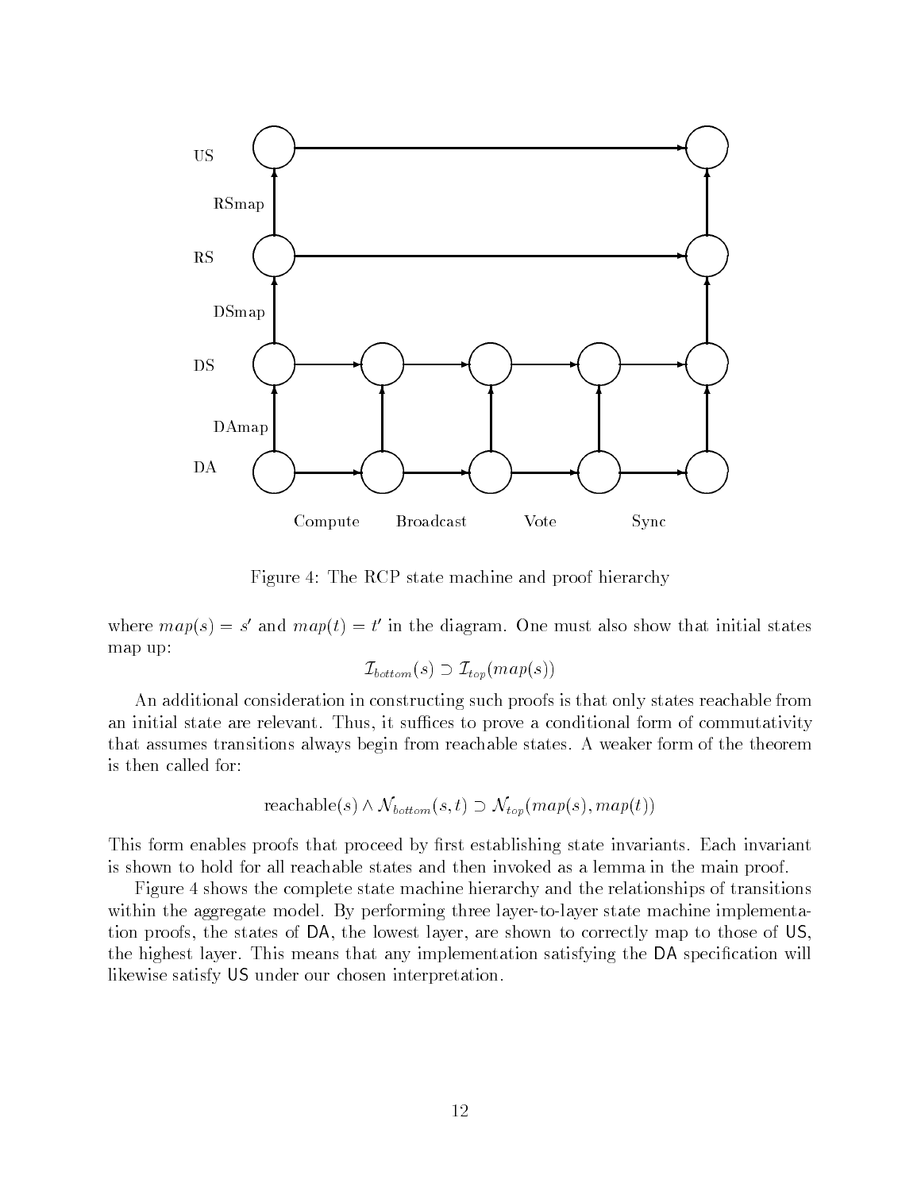Figure 4: The RCP state machine and proof hierarchy

where $map(s) = s'$ and $map(t) = t'$ in the diagram. One must also show that initial states map up:

$$\mathcal{I}_{bottom}(s) \supset \mathcal{I}_{top}(map(s))$$

An additional consideration in constructing such proofs is that only states reachable from an initial state are relevant. Thus, it suffices to prove a conditional form of commutativity that assumes transitions always begin from reachable states. A weaker form of the theorem is then called for:

$$\text{reachable}(s) \wedge \mathcal{N}_{bottom}(s,t) \supset \mathcal{N}_{top}(map(s), map(t))$$

This form enables proofs that proceed by first establishing state invariants. Each invariant is shown to hold for all reachable states and then invoked as a lemma in the main proof.

Figure 4 shows the complete state machine hierarchy and the relationships of transitions within the aggregate model. By performing three layer-to-layer state machine implementation proofs, the states of DA, the lowest layer, are shown to correctly map to those of US, the highest layer. This means that any implementation satisfying the DA specification will likewise satisfy US under our chosen interpretation.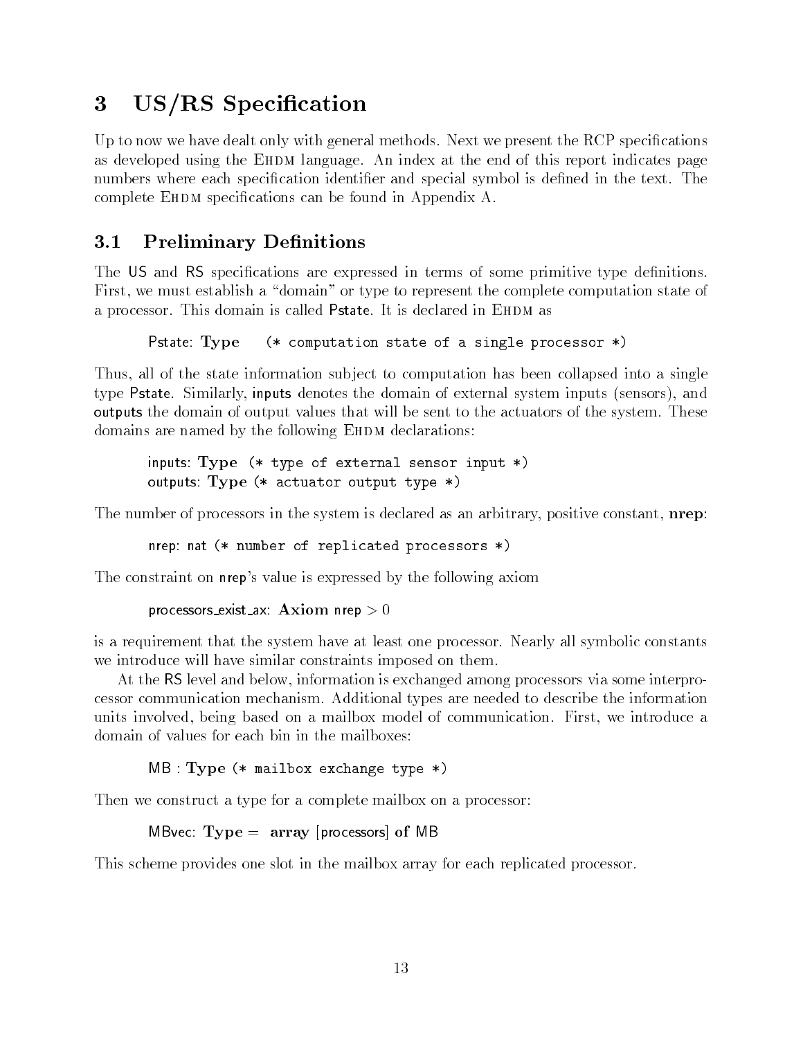# 3 US/RS Specification

Up to now we have dealt only with general methods. Next we present the RCP specifications as developed using the EHDM language. An index at the end of this report indicates page numbers where each specification identifier and special symbol is defined in the text. The complete EHDM specifications can be found in Appendix A.

## 3.1 Preliminary Definitions

The US and RS specifications are expressed in terms of some primitive type definitions. First, we must establish a "domain" or type to represent the complete computation state of a processor. This domain is called Pstate. It is declared in EHDM as

```
Pstate: Type    (* computation state of a single processor *)
```

Thus, all of the state information subject to computation has been collapsed into a single type Pstate. Similarly, inputs denotes the domain of external system inputs (sensors), and outputs the domain of output values that will be sent to the actuators of the system. These domains are named by the following EHDM declarations:

```
inputs: Type (* type of external sensor input *)
outputs: Type (* actuator output type *)
```

The number of processors in the system is declared as an arbitrary, positive constant, **nrep**:

```
nrep: nat (* number of replicated processors *)
```

The constraint on nrep's value is expressed by the following axiom

```
processors_exist_ax: Axiom nrep > 0
```

is a requirement that the system have at least one processor. Nearly all symbolic constants we introduce will have similar constraints imposed on them.

At the RS level and below, information is exchanged among processors via some interprocessor communication mechanism. Additional types are needed to describe the information units involved, being based on a mailbox model of communication. First, we introduce a domain of values for each bin in the mailboxes:

```
MB : Type (* mailbox exchange type *)
```

Then we construct a type for a complete mailbox on a processor:

```
MBvec: Type = array [processors] of MB
```

This scheme provides one slot in the mailbox array for each replicated processor.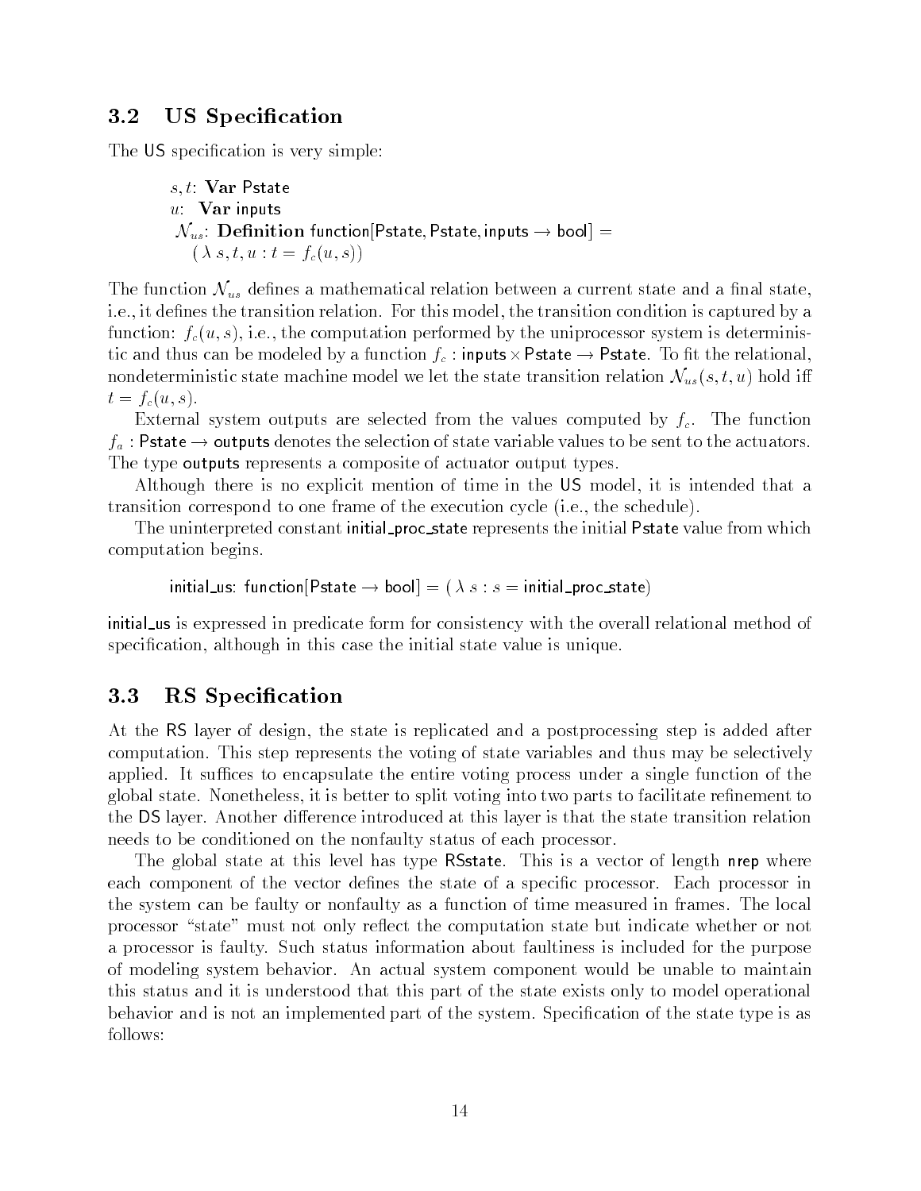## 3.2 US Specification

The US specification is very simple:

> $s, t$: **Var** Pstate
> $u$: **Var** inputs
> $\mathcal{N}_{us}$: **Definition** function[Pstate, Pstate, inputs $\rightarrow$ bool] =
> $(\lambda\ s, t, u : t = f_c(u, s))$

The function $\mathcal{N}_{us}$ defines a mathematical relation between a current state and a final state, i.e., it defines the transition relation. For this model, the transition condition is captured by a function: $f_c(u, s)$, i.e., the computation performed by the uniprocessor system is deterministic and thus can be modeled by a function $f_c$ : inputs $\times$ Pstate $\rightarrow$ Pstate. To fit the relational, nondeterministic state machine model we let the state transition relation $\mathcal{N}_{us}(s, t, u)$ hold iff $t = f_c(u, s)$.

External system outputs are selected from the values computed by $f_c$. The function $f_a$ : Pstate $\rightarrow$ outputs denotes the selection of state variable values to be sent to the actuators. The type outputs represents a composite of actuator output types.

Although there is no explicit mention of time in the US model, it is intended that a transition correspond to one frame of the execution cycle (i.e., the schedule).

The uninterpreted constant initial_proc_state represents the initial Pstate value from which computation begins.

> initial_us: function[Pstate $\rightarrow$ bool] = $(\lambda\ s : s =$ initial_proc_state$)$

initial_us is expressed in predicate form for consistency with the overall relational method of specification, although in this case the initial state value is unique.

## 3.3 RS Specification

At the RS layer of design, the state is replicated and a postprocessing step is added after computation. This step represents the voting of state variables and thus may be selectively applied. It suffices to encapsulate the entire voting process under a single function of the global state. Nonetheless, it is better to split voting into two parts to facilitate refinement to the DS layer. Another difference introduced at this layer is that the state transition relation needs to be conditioned on the nonfaulty status of each processor.

The global state at this level has type RSstate. This is a vector of length nrep where each component of the vector defines the state of a specific processor. Each processor in the system can be faulty or nonfaulty as a function of time measured in frames. The local processor "state" must not only reflect the computation state but indicate whether or not a processor is faulty. Such status information about faultiness is included for the purpose of modeling system behavior. An actual system component would be unable to maintain this status and it is understood that this part of the state exists only to model operational behavior and is not an implemented part of the system. Specification of the state type is as follows: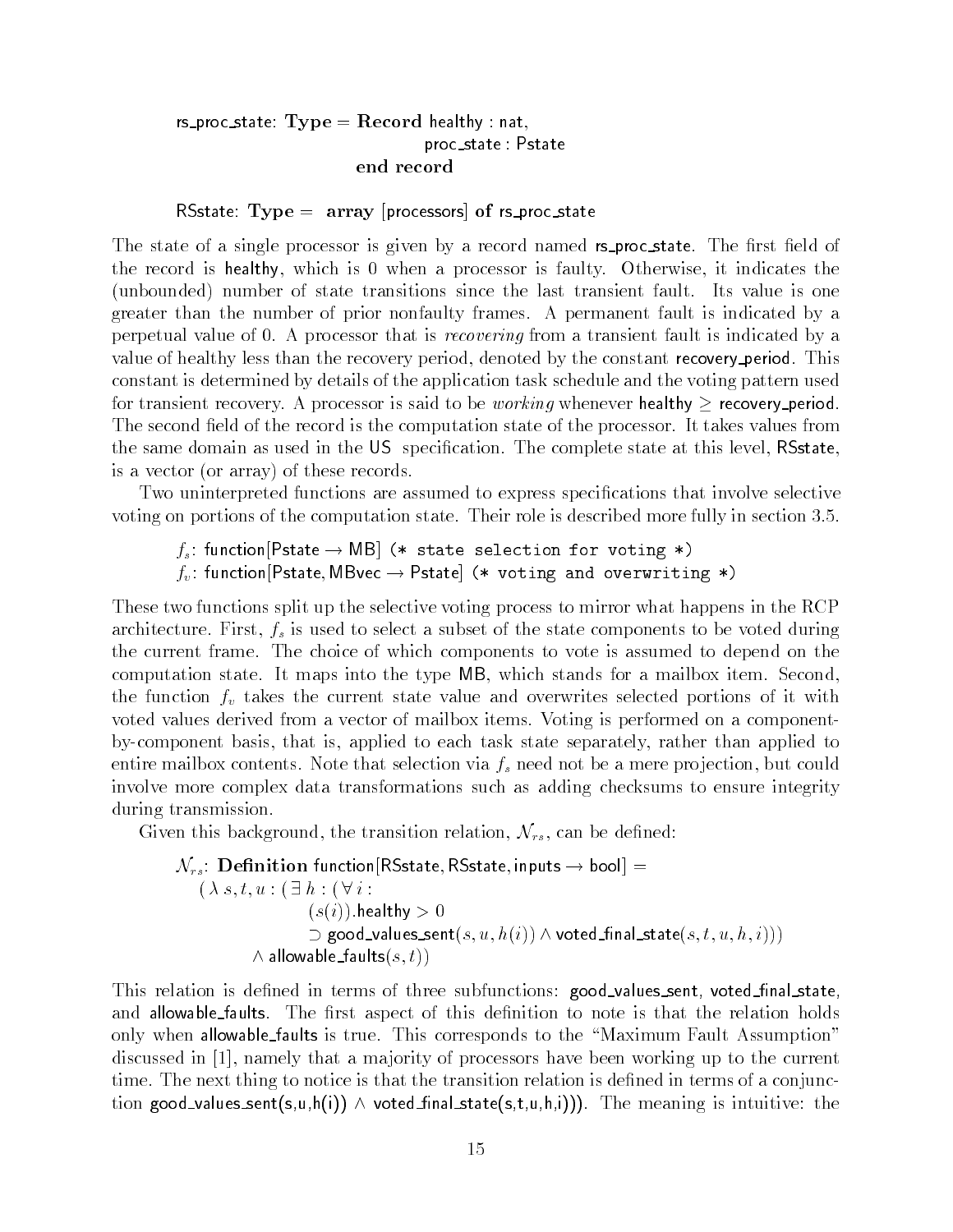```
rs_proc_state: Type = Record healthy : nat,
                             proc_state : Pstate
                      end record

RSstate: Type = array [processors] of rs_proc_state
```

The state of a single processor is given by a record named **rs_proc_state**. The first field of the record is healthy, which is 0 when a processor is faulty. Otherwise, it indicates the (unbounded) number of state transitions since the last transient fault. Its value is one greater than the number of prior nonfaulty frames. A permanent fault is indicated by a perpetual value of 0. A processor that is *recovering* from a transient fault is indicated by a value of healthy less than the recovery period, denoted by the constant recovery_period. This constant is determined by details of the application task schedule and the voting pattern used for transient recovery. A processor is said to be *working* whenever healthy $\geq$ recovery_period. The second field of the record is the computation state of the processor. It takes values from the same domain as used in the US specification. The complete state at this level, RSstate, is a vector (or array) of these records.

Two uninterpreted functions are assumed to express specifications that involve selective voting on portions of the computation state. Their role is described more fully in section 3.5.

```
f_s: function[Pstate → MB] (* state selection for voting *)
f_v: function[Pstate, MBvec → Pstate] (* voting and overwriting *)
```

These two functions split up the selective voting process to mirror what happens in the RCP architecture. First, $f_s$ is used to select a subset of the state components to be voted during the current frame. The choice of which components to vote is assumed to depend on the computation state. It maps into the type MB, which stands for a mailbox item. Second, the function $f_v$ takes the current state value and overwrites selected portions of it with voted values derived from a vector of mailbox items. Voting is performed on a component-by-component basis, that is, applied to each task state separately, rather than applied to entire mailbox contents. Note that selection via $f_s$ need not be a mere projection, but could involve more complex data transformations such as adding checksums to ensure integrity during transmission.

Given this background, the transition relation, $\mathcal{N}_{rs}$, can be defined:

```
N_rs: Definition function[RSstate, RSstate, inputs → bool] =
   ( λ s, t, u : ( ∃ h : ( ∀ i :
                  (s(i)).healthy > 0
                  ⊃ good_values_sent(s, u, h(i)) ∧ voted_final_state(s, t, u, h, i)))
            ∧ allowable_faults(s, t))
```

This relation is defined in terms of three subfunctions: good_values_sent, voted_final_state, and allowable_faults. The first aspect of this definition to note is that the relation holds only when allowable_faults is true. This corresponds to the "Maximum Fault Assumption" discussed in [1], namely that a majority of processors have been working up to the current time. The next thing to notice is that the transition relation is defined in terms of a conjunction good_values_sent(s,u,h(i)) $\wedge$ voted_final_state(s,t,u,h,i))). The meaning is intuitive: the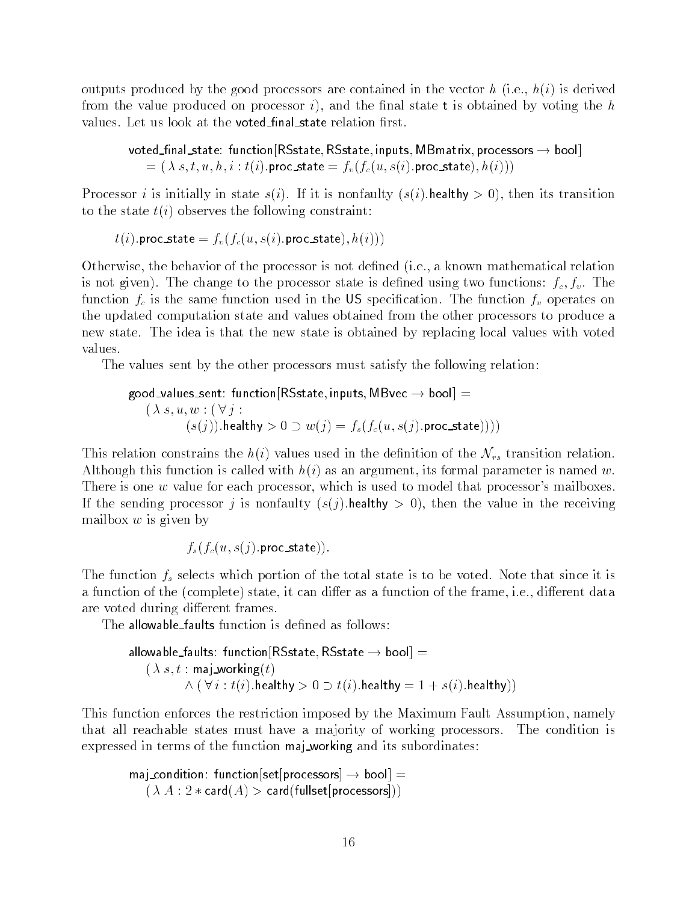outputs produced by the good processors are contained in the vector $h$ (i.e., $h(i)$ is derived from the value produced on processor $i$), and the final state **t** is obtained by voting the $h$ values. Let us look at the voted_final_state relation first.

$$\begin{array}{l}\textsf{voted\_final\_state: function[RSstate, RSstate, inputs, MBmatrix, processors} \rightarrow \textsf{bool]} \\ \quad = (\lambda\ s, t, u, h, i : t(i).\textsf{proc\_state} = f_v(f_c(u, s(i).\textsf{proc\_state}), h(i)))\end{array}$$

Processor $i$ is initially in state $s(i)$. If it is nonfaulty ($s(i).\textsf{healthy} > 0$), then its transition to the state $t(i)$ observes the following constraint:

$$t(i).\textsf{proc\_state} = f_v(f_c(u, s(i).\textsf{proc\_state}), h(i)))$$

Otherwise, the behavior of the processor is not defined (i.e., a known mathematical relation is not given). The change to the processor state is defined using two functions: $f_c, f_v$. The function $f_c$ is the same function used in the US specification. The function $f_v$ operates on the updated computation state and values obtained from the other processors to produce a new state. The idea is that the new state is obtained by replacing local values with voted values.

The values sent by the other processors must satisfy the following relation:

$$\begin{array}{l}\textsf{good\_values\_sent: function[RSstate, inputs, MBvec} \rightarrow \textsf{bool]} = \\ \quad (\lambda\ s, u, w : (\forall\ j : \\ \qquad (s(j)).\textsf{healthy} > 0 \supset w(j) = f_s(f_c(u, s(j).\textsf{proc\_state}))))\end{array}$$

This relation constrains the $h(i)$ values used in the definition of the $\mathcal{N}_{rs}$ transition relation. Although this function is called with $h(i)$ as an argument, its formal parameter is named $w$. There is one $w$ value for each processor, which is used to model that processor's mailboxes. If the sending processor $j$ is nonfaulty ($s(j).\textsf{healthy} > 0$), then the value in the receiving mailbox $w$ is given by

$$f_s(f_c(u, s(j).\textsf{proc\_state})).$$

The function $f_s$ selects which portion of the total state is to be voted. Note that since it is a function of the (complete) state, it can differ as a function of the frame, i.e., different data are voted during different frames.

The allowable_faults function is defined as follows:

$$\begin{array}{l}\textsf{allowable\_faults: function[RSstate, RSstate} \rightarrow \textsf{bool]} = \\ \quad (\lambda\ s, t : \textsf{maj\_working}(t) \\ \qquad \wedge (\forall\ i : t(i).\textsf{healthy} > 0 \supset t(i).\textsf{healthy} = 1 + s(i).\textsf{healthy}))\end{array}$$

This function enforces the restriction imposed by the Maximum Fault Assumption, namely that all reachable states must have a majority of working processors. The condition is expressed in terms of the function maj_working and its subordinates:

$$\begin{array}{l}\textsf{maj\_condition: function[set[processors]} \rightarrow \textsf{bool]} = \\ \quad (\lambda\ A : 2 * \textsf{card}(A) > \textsf{card}(\textsf{fullset[processors]}))\end{array}$$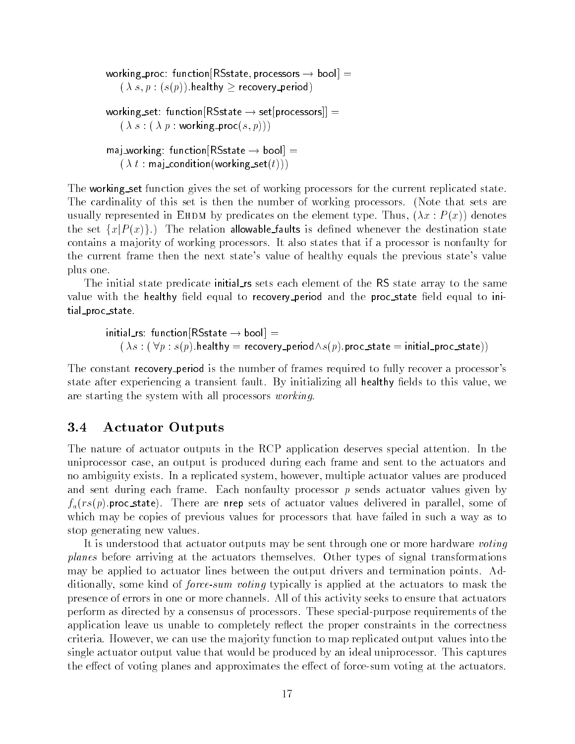```
working_proc: function[RSstate, processors → bool] =
    ( λ s, p : (s(p)).healthy ≥ recovery_period)

working_set: function[RSstate → set[processors]] =
    ( λ s : ( λ p : working_proc(s, p)))

maj_working: function[RSstate → bool] =
    ( λ t : maj_condition(working_set(t)))
```

The working_set function gives the set of working processors for the current replicated state. The cardinality of this set is then the number of working processors. (Note that sets are usually represented in EHDM by predicates on the element type. Thus, $(\lambda x : P(x))$ denotes the set $\{x|P(x)\}$.) The relation allowable_faults is defined whenever the destination state contains a majority of working processors. It also states that if a processor is nonfaulty for the current frame then the next state's value of healthy equals the previous state's value plus one.

The initial state predicate initial_rs sets each element of the RS state array to the same value with the healthy field equal to recovery_period and the proc_state field equal to initial_proc_state.

```
initial_rs: function[RSstate → bool] =
    ( λs : ( ∀p : s(p).healthy = recovery_period∧s(p).proc_state = initial_proc_state))
```

The constant recovery_period is the number of frames required to fully recover a processor's state after experiencing a transient fault. By initializing all healthy fields to this value, we are starting the system with all processors *working*.

## 3.4 Actuator Outputs

The nature of actuator outputs in the RCP application deserves special attention. In the uniprocessor case, an output is produced during each frame and sent to the actuators and no ambiguity exists. In a replicated system, however, multiple actuator values are produced and sent during each frame. Each nonfaulty processor $p$ sends actuator values given by $f_a(rs(p).\mathsf{proc\_state})$. There are nrep sets of actuator values delivered in parallel, some of which may be copies of previous values for processors that have failed in such a way as to stop generating new values.

It is understood that actuator outputs may be sent through one or more hardware *voting planes* before arriving at the actuators themselves. Other types of signal transformations may be applied to actuator lines between the output drivers and termination points. Additionally, some kind of *force-sum voting* typically is applied at the actuators to mask the presence of errors in one or more channels. All of this activity seeks to ensure that actuators perform as directed by a consensus of processors. These special-purpose requirements of the application leave us unable to completely reflect the proper constraints in the correctness criteria. However, we can use the majority function to map replicated output values into the single actuator output value that would be produced by an ideal uniprocessor. This captures the effect of voting planes and approximates the effect of force-sum voting at the actuators.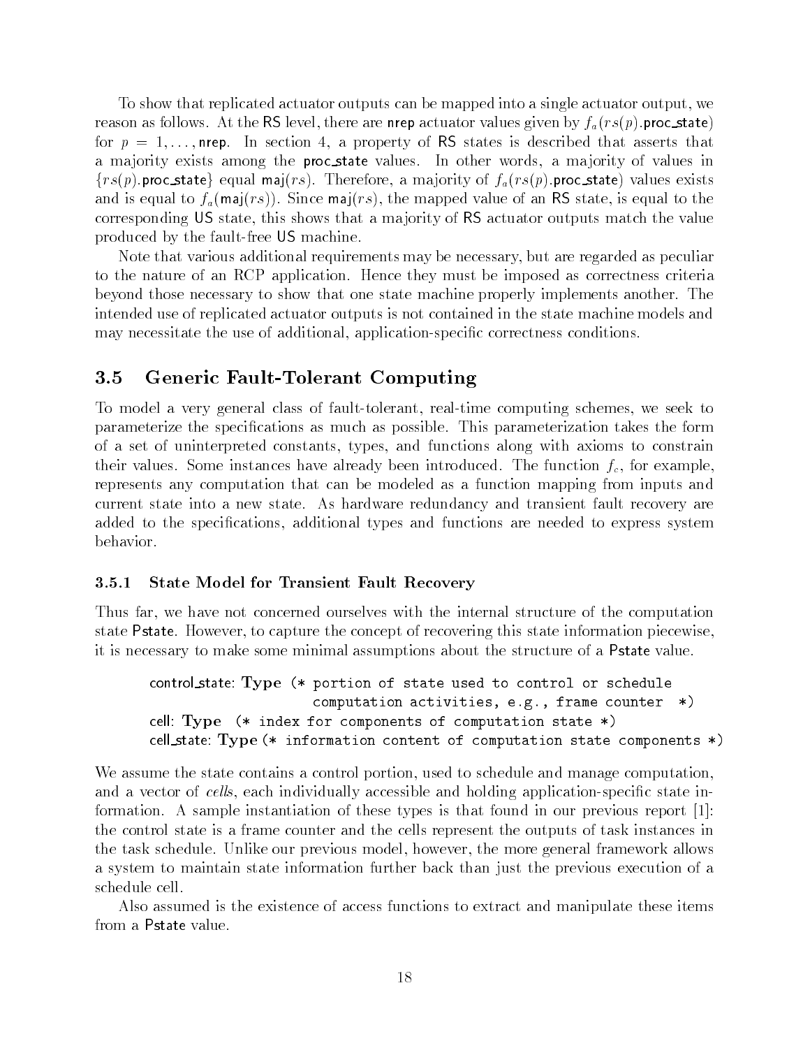To show that replicated actuator outputs can be mapped into a single actuator output, we reason as follows. At the RS level, there are nrep actuator values given by $f_a(rs(p).\mathsf{proc\_state})$ for $p = 1, \ldots, \mathsf{nrep}$. In section 4, a property of RS states is described that asserts that a majority exists among the proc_state values. In other words, a majority of values in $\{rs(p).\mathsf{proc\_state}\}$ equal $\mathsf{maj}(rs)$. Therefore, a majority of $f_a(rs(p).\mathsf{proc\_state})$ values exists and is equal to $f_a(\mathsf{maj}(rs))$. Since $\mathsf{maj}(rs)$, the mapped value of an RS state, is equal to the corresponding US state, this shows that a majority of RS actuator outputs match the value produced by the fault-free US machine.

Note that various additional requirements may be necessary, but are regarded as peculiar to the nature of an RCP application. Hence they must be imposed as correctness criteria beyond those necessary to show that one state machine properly implements another. The intended use of replicated actuator outputs is not contained in the state machine models and may necessitate the use of additional, application-specific correctness conditions.

## 3.5 Generic Fault-Tolerant Computing

To model a very general class of fault-tolerant, real-time computing schemes, we seek to parameterize the specifications as much as possible. This parameterization takes the form of a set of uninterpreted constants, types, and functions along with axioms to constrain their values. Some instances have already been introduced. The function $f_c$, for example, represents any computation that can be modeled as a function mapping from inputs and current state into a new state. As hardware redundancy and transient fault recovery are added to the specifications, additional types and functions are needed to express system behavior.

### 3.5.1 State Model for Transient Fault Recovery

Thus far, we have not concerned ourselves with the internal structure of the computation state Pstate. However, to capture the concept of recovering this state information piecewise, it is necessary to make some minimal assumptions about the structure of a Pstate value.

```
control_state: Type (* portion of state used to control or schedule
                       computation activities, e.g., frame counter  *)
cell: Type  (* index for components of computation state *)
cell_state: Type (* information content of computation state components *)
```

We assume the state contains a control portion, used to schedule and manage computation, and a vector of *cells*, each individually accessible and holding application-specific state information. A sample instantiation of these types is that found in our previous report [1]: the control state is a frame counter and the cells represent the outputs of task instances in the task schedule. Unlike our previous model, however, the more general framework allows a system to maintain state information further back than just the previous execution of a schedule cell.

Also assumed is the existence of access functions to extract and manipulate these items from a Pstate value.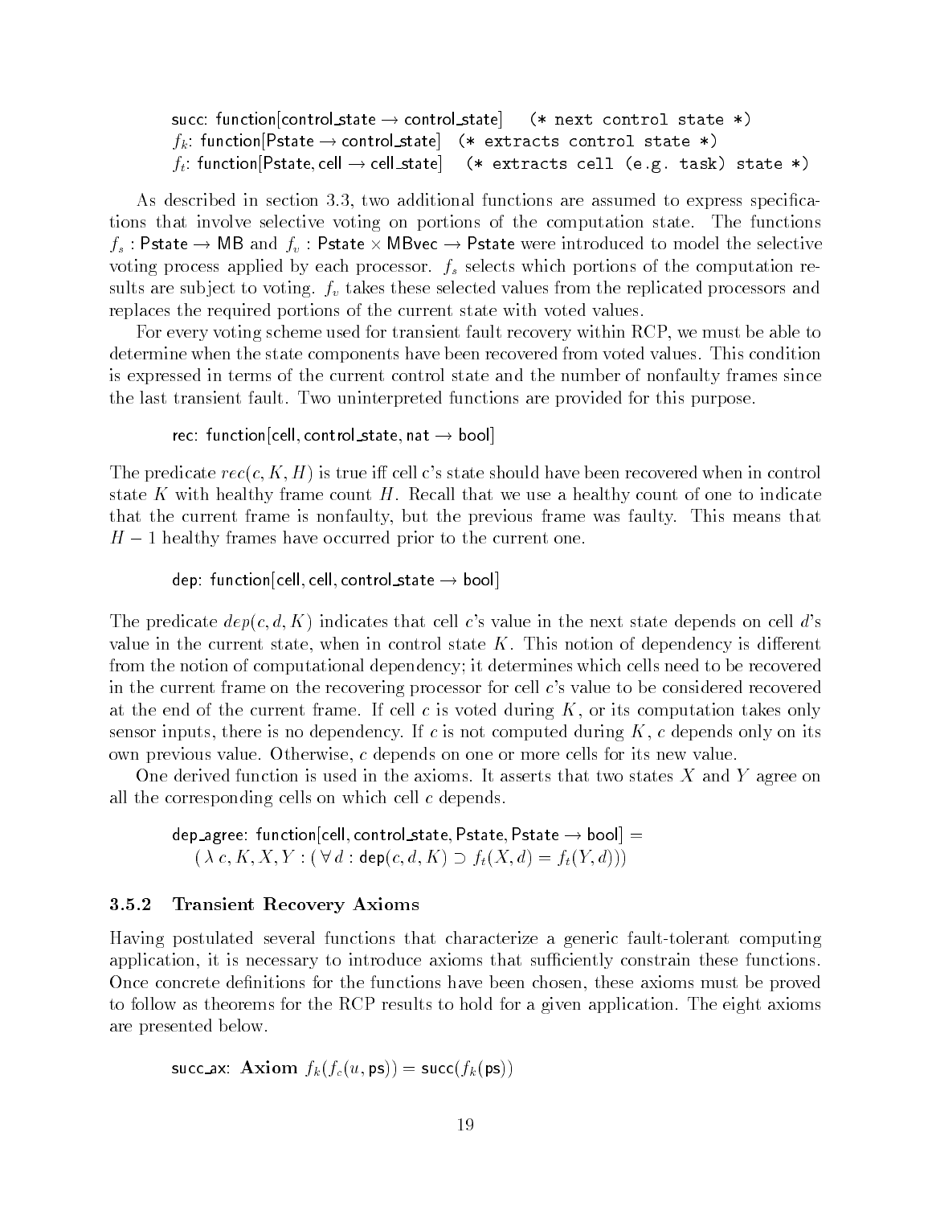```
succ: function[control_state → control_state]    (* next control state *)
f_k: function[Pstate → control_state]  (* extracts control state *)
f_t: function[Pstate, cell → cell_state]   (* extracts cell (e.g. task) state *)
```

As described in section 3.3, two additional functions are assumed to express specifications that involve selective voting on portions of the computation state. The functions $f_s$ : Pstate → MB and $f_v$ : Pstate × MBvec → Pstate were introduced to model the selective voting process applied by each processor. $f_s$ selects which portions of the computation results are subject to voting. $f_v$ takes these selected values from the replicated processors and replaces the required portions of the current state with voted values.

For every voting scheme used for transient fault recovery within RCP, we must be able to determine when the state components have been recovered from voted values. This condition is expressed in terms of the current control state and the number of nonfaulty frames since the last transient fault. Two uninterpreted functions are provided for this purpose.

```
rec: function[cell, control_state, nat → bool]
```

The predicate $rec(c, K, H)$ is true iff cell c's state should have been recovered when in control state $K$ with healthy frame count $H$. Recall that we use a healthy count of one to indicate that the current frame is nonfaulty, but the previous frame was faulty. This means that $H - 1$ healthy frames have occurred prior to the current one.

```
dep: function[cell, cell, control_state → bool]
```

The predicate $dep(c, d, K)$ indicates that cell $c$'s value in the next state depends on cell $d$'s value in the current state, when in control state $K$. This notion of dependency is different from the notion of computational dependency; it determines which cells need to be recovered in the current frame on the recovering processor for cell $c$'s value to be considered recovered at the end of the current frame. If cell $c$ is voted during $K$, or its computation takes only sensor inputs, there is no dependency. If $c$ is not computed during $K$, $c$ depends only on its own previous value. Otherwise, $c$ depends on one or more cells for its new value.

One derived function is used in the axioms. It asserts that two states $X$ and $Y$ agree on all the corresponding cells on which cell $c$ depends.

dep_agree: function[cell, control_state, Pstate, Pstate → bool] =
$$(\lambda\, c, K, X, Y : (\forall\, d : \mathsf{dep}(c, d, K) \supset f_t(X, d) = f_t(Y, d)))$$

### 3.5.2 Transient Recovery Axioms

Having postulated several functions that characterize a generic fault-tolerant computing application, it is necessary to introduce axioms that sufficiently constrain these functions. Once concrete definitions for the functions have been chosen, these axioms must be proved to follow as theorems for the RCP results to hold for a given application. The eight axioms are presented below.

succ_ax: **Axiom** $f_k(f_c(u, \mathsf{ps})) = \mathsf{succ}(f_k(\mathsf{ps}))$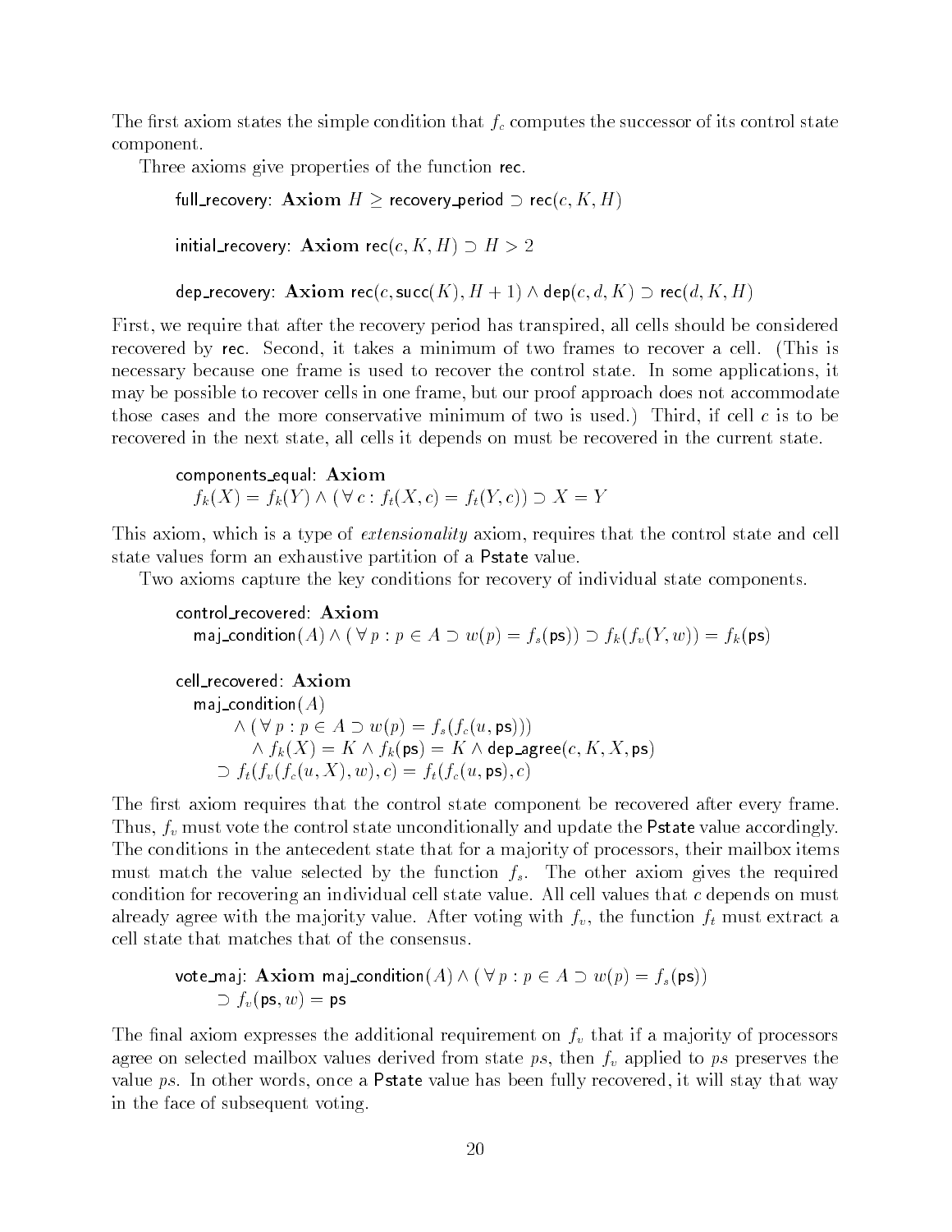The first axiom states the simple condition that $f_c$ computes the successor of its control state component.

Three axioms give properties of the function rec.

$$\mathsf{full\_recovery}\text{: } \textbf{Axiom } H \geq \mathsf{recovery\_period} \supset \mathsf{rec}(c, K, H)$$

$$\mathsf{initial\_recovery}\text{: } \textbf{Axiom } \mathsf{rec}(c, K, H) \supset H > 2$$

$$\mathsf{dep\_recovery}\text{: } \textbf{Axiom } \mathsf{rec}(c, \mathsf{succ}(K), H+1) \wedge \mathsf{dep}(c, d, K) \supset \mathsf{rec}(d, K, H)$$

First, we require that after the recovery period has transpired, all cells should be considered recovered by rec. Second, it takes a minimum of two frames to recover a cell. (This is necessary because one frame is used to recover the control state. In some applications, it may be possible to recover cells in one frame, but our proof approach does not accommodate those cases and the more conservative minimum of two is used.) Third, if cell $c$ is to be recovered in the next state, all cells it depends on must be recovered in the current state.

$$\begin{array}{l}\mathsf{components\_equal}\text{: } \textbf{Axiom} \\ \quad f_k(X) = f_k(Y) \wedge (\forall\, c : f_t(X, c) = f_t(Y, c)) \supset X = Y\end{array}$$

This axiom, which is a type of *extensionality* axiom, requires that the control state and cell state values form an exhaustive partition of a Pstate value.

Two axioms capture the key conditions for recovery of individual state components.

$$\begin{array}{l}\mathsf{control\_recovered}\text{: } \textbf{Axiom} \\ \quad \mathsf{maj\_condition}(A) \wedge (\forall\, p : p \in A \supset w(p) = f_s(\mathsf{ps})) \supset f_k(f_v(Y, w)) = f_k(\mathsf{ps})\end{array}$$

$$\begin{array}{l}\mathsf{cell\_recovered}\text{: } \textbf{Axiom} \\ \quad \mathsf{maj\_condition}(A) \\ \quad\quad \wedge\, (\forall\, p : p \in A \supset w(p) = f_s(f_c(u, \mathsf{ps}))) \\ \quad\quad\quad \wedge\, f_k(X) = K \wedge f_k(\mathsf{ps}) = K \wedge \mathsf{dep\_agree}(c, K, X, \mathsf{ps}) \\ \quad\quad \supset f_t(f_v(f_c(u, X), w), c) = f_t(f_c(u, \mathsf{ps}), c)\end{array}$$

The first axiom requires that the control state component be recovered after every frame. Thus, $f_v$ must vote the control state unconditionally and update the Pstate value accordingly. The conditions in the antecedent state that for a majority of processors, their mailbox items must match the value selected by the function $f_s$. The other axiom gives the required condition for recovering an individual cell state value. All cell values that $c$ depends on must already agree with the majority value. After voting with $f_v$, the function $f_t$ must extract a cell state that matches that of the consensus.

$$\begin{array}{l}\mathsf{vote\_maj}\text{: } \textbf{Axiom } \mathsf{maj\_condition}(A) \wedge (\forall\, p : p \in A \supset w(p) = f_s(\mathsf{ps})) \\ \quad\quad \supset f_v(\mathsf{ps}, w) = \mathsf{ps}\end{array}$$

The final axiom expresses the additional requirement on $f_v$ that if a majority of processors agree on selected mailbox values derived from state $ps$, then $f_v$ applied to $ps$ preserves the value $ps$. In other words, once a Pstate value has been fully recovered, it will stay that way in the face of subsequent voting.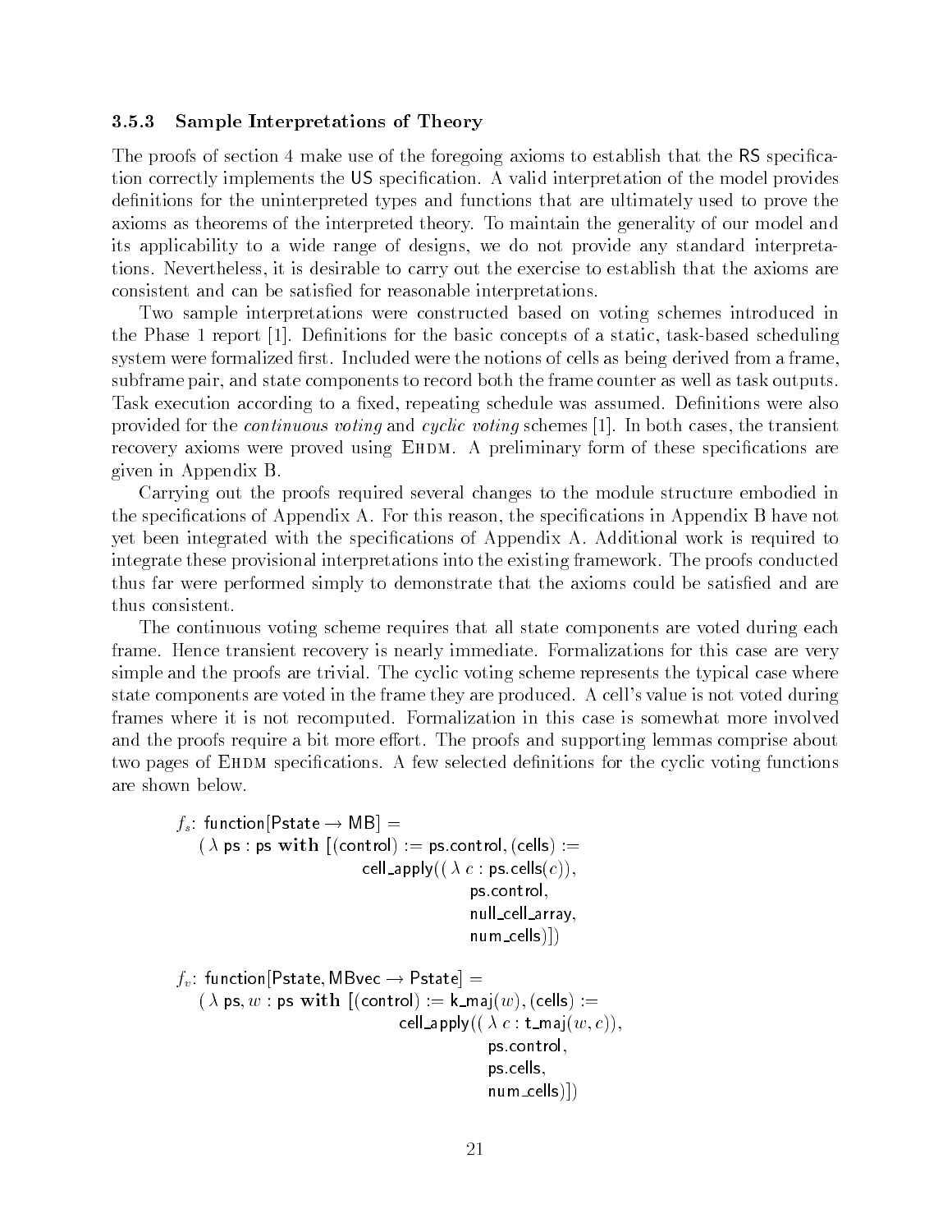### 3.5.3 Sample Interpretations of Theory

The proofs of section 4 make use of the foregoing axioms to establish that the RS specification correctly implements the US specification. A valid interpretation of the model provides definitions for the uninterpreted types and functions that are ultimately used to prove the axioms as theorems of the interpreted theory. To maintain the generality of our model and its applicability to a wide range of designs, we do not provide any standard interpretations. Nevertheless, it is desirable to carry out the exercise to establish that the axioms are consistent and can be satisfied for reasonable interpretations.

Two sample interpretations were constructed based on voting schemes introduced in the Phase 1 report [1]. Definitions for the basic concepts of a static, task-based scheduling system were formalized first. Included were the notions of cells as being derived from a frame, subframe pair, and state components to record both the frame counter as well as task outputs. Task execution according to a fixed, repeating schedule was assumed. Definitions were also provided for the *continuous voting* and *cyclic voting* schemes [1]. In both cases, the transient recovery axioms were proved using EHDM. A preliminary form of these specifications are given in Appendix B.

Carrying out the proofs required several changes to the module structure embodied in the specifications of Appendix A. For this reason, the specifications in Appendix B have not yet been integrated with the specifications of Appendix A. Additional work is required to integrate these provisional interpretations into the existing framework. The proofs conducted thus far were performed simply to demonstrate that the axioms could be satisfied and are thus consistent.

The continuous voting scheme requires that all state components are voted during each frame. Hence transient recovery is nearly immediate. Formalizations for this case are very simple and the proofs are trivial. The cyclic voting scheme represents the typical case where state components are voted in the frame they are produced. A cell's value is not voted during frames where it is not recomputed. Formalization in this case is somewhat more involved and the proofs require a bit more effort. The proofs and supporting lemmas comprise about two pages of EHDM specifications. A few selected definitions for the cyclic voting functions are shown below.

```
f_s: function[Pstate → MB] =
    ( λ ps : ps with [(control) := ps.control, (cells) :=
                        cell_apply(( λ c : ps.cells(c)),
                                   ps.control,
                                   null_cell_array,
                                   num_cells)])

f_v: function[Pstate, MBvec → Pstate] =
    ( λ ps, w : ps with [(control) := k_maj(w), (cells) :=
                           cell_apply(( λ c : t_maj(w, c)),
                                      ps.control,
                                      ps.cells,
                                      num_cells)])
```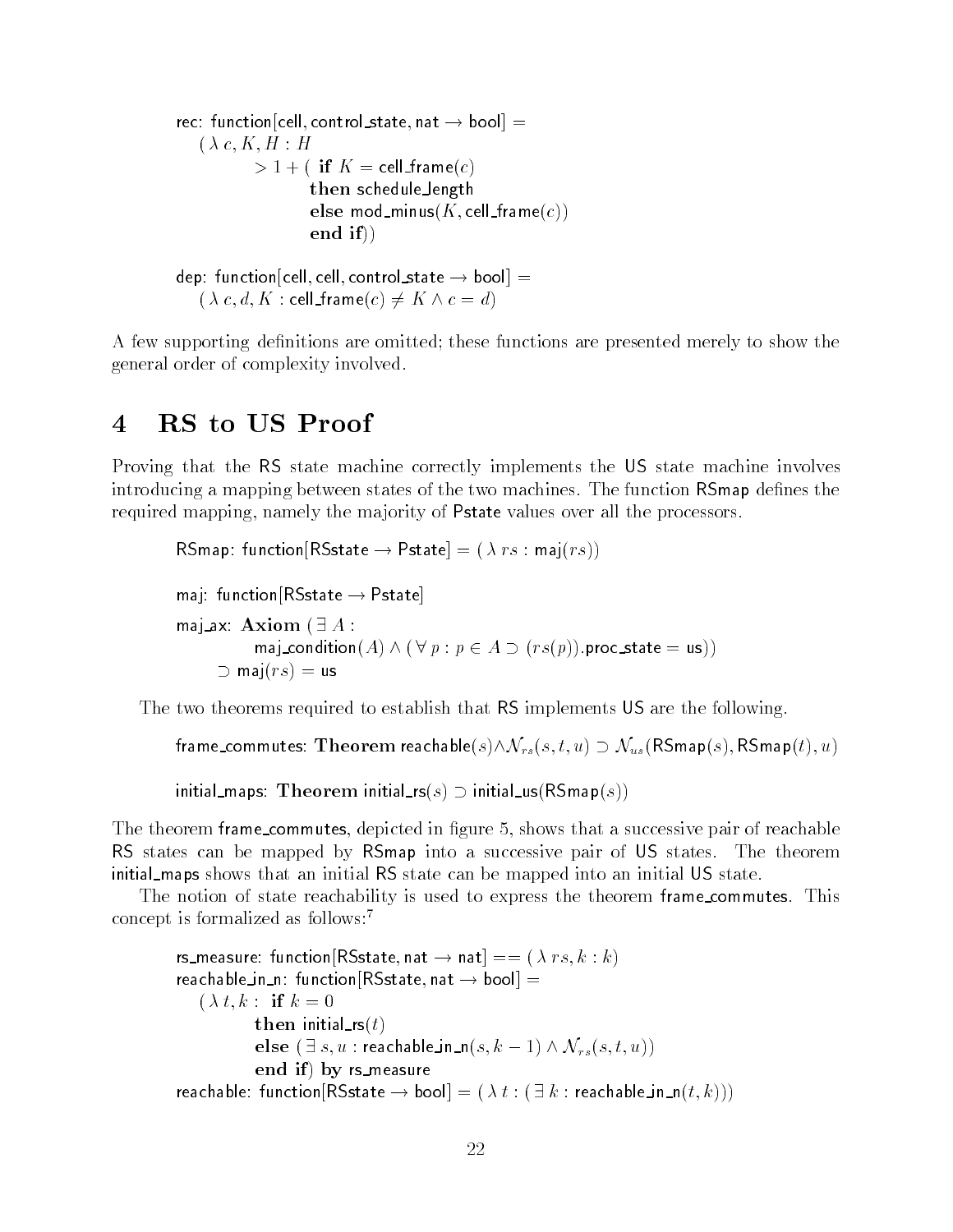```
rec: function[cell, control_state, nat → bool] =
   (λ c, K, H : H
          > 1 + ( if K = cell_frame(c)
                  then schedule_length
                  else mod_minus(K, cell_frame(c))
                  end if))

dep: function[cell, cell, control_state → bool] =
   (λ c, d, K : cell_frame(c) ≠ K ∧ c = d)
```

A few supporting definitions are omitted; these functions are presented merely to show the general order of complexity involved.

# 4 RS to US Proof

Proving that the RS state machine correctly implements the US state machine involves introducing a mapping between states of the two machines. The function RSmap defines the required mapping, namely the majority of Pstate values over all the processors.

```
RSmap: function[RSstate → Pstate] = (λ rs : maj(rs))

maj: function[RSstate → Pstate]

maj_ax: Axiom (∃ A :
          maj_condition(A) ∧ (∀ p : p ∈ A ⊃ (rs(p)).proc_state = us))
     ⊃ maj(rs) = us
```

The two theorems required to establish that RS implements US are the following.

frame_commutes: **Theorem** reachable$(s) \wedge \mathcal{N}_{rs}(s, t, u) \supset \mathcal{N}_{us}($RSmap$(s),$ RSmap$(t), u)$

initial_maps: **Theorem** initial_rs$(s) \supset$ initial_us(RSmap$(s)$)

The theorem frame_commutes, depicted in figure 5, shows that a successive pair of reachable RS states can be mapped by RSmap into a successive pair of US states. The theorem initial_maps shows that an initial RS state can be mapped into an initial US state.

The notion of state reachability is used to express the theorem frame_commutes. This concept is formalized as follows:[7]

```
rs_measure: function[RSstate, nat → nat] == (λ rs, k : k)
reachable_in_n: function[RSstate, nat → bool] =
   (λ t, k : if k = 0
             then initial_rs(t)
             else (∃ s, u : reachable_in_n(s, k − 1) ∧ N_rs(s, t, u))
             end if) by rs_measure
reachable: function[RSstate → bool] = (λ t : (∃ k : reachable_in_n(t, k)))
```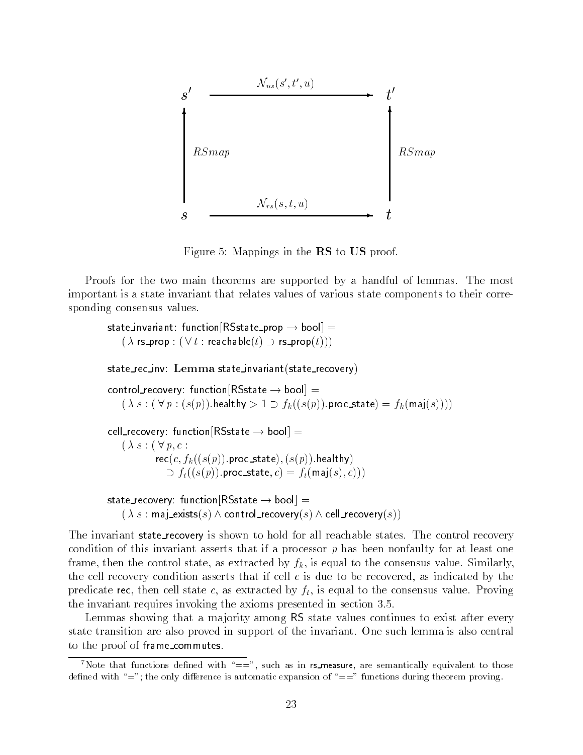Figure 5: Mappings in the **RS** to **US** proof.

Proofs for the two main theorems are supported by a handful of lemmas. The most important is a state invariant that relates values of various state components to their corresponding consensus values.

```
state_invariant: function[RSstate_prop → bool] =
    ( λ rs_prop : ( ∀ t : reachable(t) ⊃ rs_prop(t)))

state_rec_inv: Lemma state_invariant(state_recovery)

control_recovery: function[RSstate → bool] =
    ( λ s : ( ∀ p : (s(p)).healthy > 1 ⊃ f_k((s(p)).proc_state) = f_k(maj(s))))

cell_recovery: function[RSstate → bool] =
    ( λ s : ( ∀ p, c :
            rec(c, f_k((s(p)).proc_state), (s(p)).healthy)
              ⊃ f_t((s(p)).proc_state, c) = f_t(maj(s), c)))

state_recovery: function[RSstate → bool] =
    ( λ s : maj_exists(s) ∧ control_recovery(s) ∧ cell_recovery(s))
```

The invariant state_recovery is shown to hold for all reachable states. The control recovery condition of this invariant asserts that if a processor $p$ has been nonfaulty for at least one frame, then the control state, as extracted by $f_k$, is equal to the consensus value. Similarly, the cell recovery condition asserts that if cell $c$ is due to be recovered, as indicated by the predicate rec, then cell state $c$, as extracted by $f_t$, is equal to the consensus value. Proving the invariant requires invoking the axioms presented in section 3.5.

Lemmas showing that a majority among RS state values continues to exist after every state transition are also proved in support of the invariant. One such lemma is also central to the proof of frame_commutes.

[7] Note that functions defined with "==", such as in rs_measure, are semantically equivalent to those defined with "="; the only difference is automatic expansion of "==" functions during theorem proving.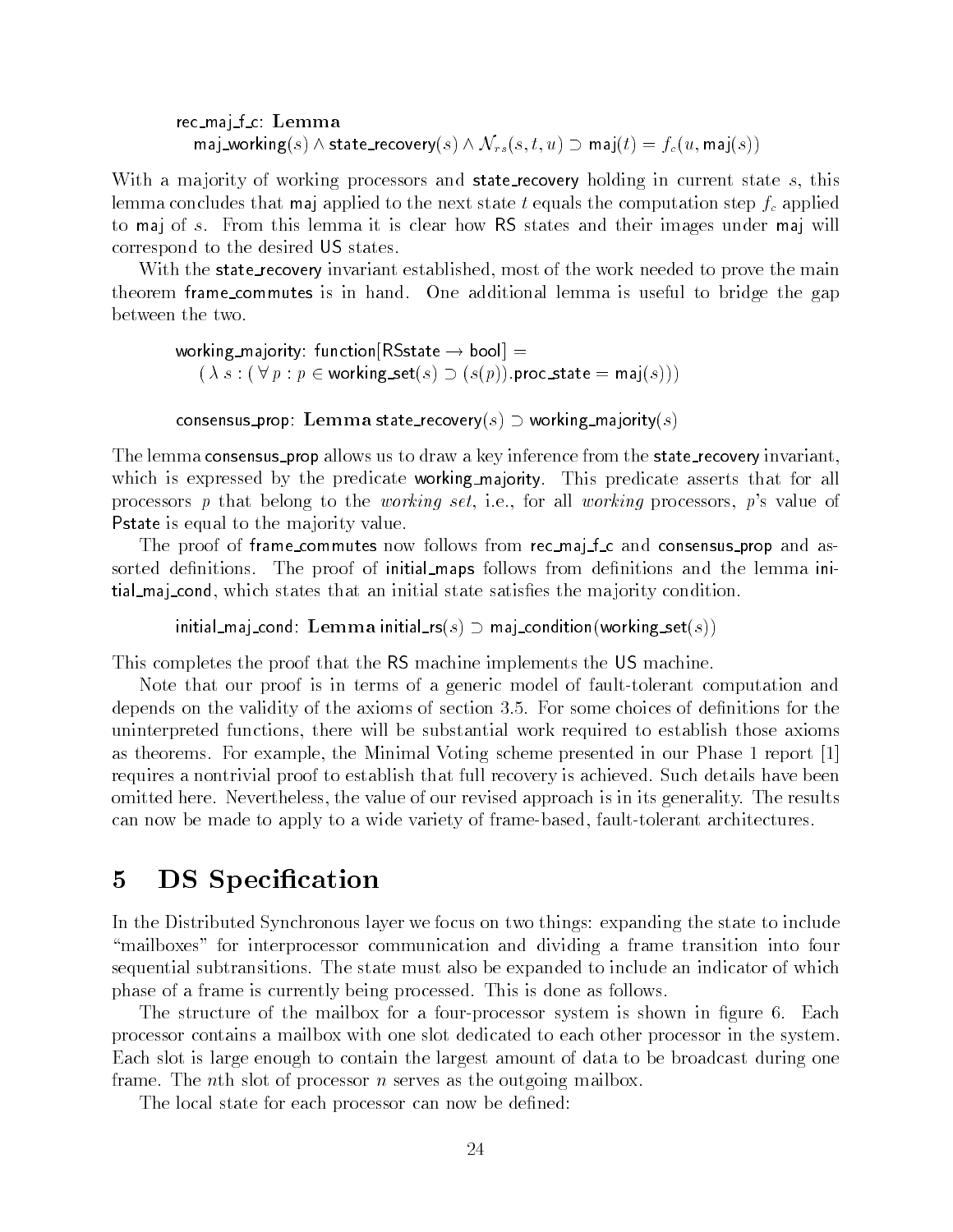rec_maj_f_c: **Lemma**
  maj_working($s$) $\wedge$ state_recovery($s$) $\wedge$ $\mathcal{N}_{rs}(s, t, u) \supset$ maj($t$) $= f_c(u,$ maj($s$))

With a majority of working processors and state_recovery holding in current state $s$, this lemma concludes that maj applied to the next state $t$ equals the computation step $f_c$ applied to maj of $s$. From this lemma it is clear how RS states and their images under maj will correspond to the desired US states.

With the state_recovery invariant established, most of the work needed to prove the main theorem frame_commutes is in hand. One additional lemma is useful to bridge the gap between the two.

working_majority: function[RSstate $\rightarrow$ bool] =
  ( $\lambda$ $s$ : ( $\forall$ $p$ : $p \in$ working_set($s$) $\supset$ ($s$($p$)).proc_state = maj($s$)))

consensus_prop: **Lemma** state_recovery($s$) $\supset$ working_majority($s$)

The lemma consensus_prop allows us to draw a key inference from the state_recovery invariant, which is expressed by the predicate working_majority. This predicate asserts that for all processors $p$ that belong to the *working set*, i.e., for all *working* processors, $p$'s value of Pstate is equal to the majority value.

The proof of frame_commutes now follows from rec_maj_f_c and consensus_prop and assorted definitions. The proof of initial_maps follows from definitions and the lemma initial_maj_cond, which states that an initial state satisfies the majority condition.

initial_maj_cond: **Lemma** initial_rs($s$) $\supset$ maj_condition(working_set($s$))

This completes the proof that the RS machine implements the US machine.

Note that our proof is in terms of a generic model of fault-tolerant computation and depends on the validity of the axioms of section 3.5. For some choices of definitions for the uninterpreted functions, there will be substantial work required to establish those axioms as theorems. For example, the Minimal Voting scheme presented in our Phase 1 report [1] requires a nontrivial proof to establish that full recovery is achieved. Such details have been omitted here. Nevertheless, the value of our revised approach is in its generality. The results can now be made to apply to a wide variety of frame-based, fault-tolerant architectures.

# 5 DS Specification

In the Distributed Synchronous layer we focus on two things: expanding the state to include "mailboxes" for interprocessor communication and dividing a frame transition into four sequential subtransitions. The state must also be expanded to include an indicator of which phase of a frame is currently being processed. This is done as follows.

The structure of the mailbox for a four-processor system is shown in figure 6. Each processor contains a mailbox with one slot dedicated to each other processor in the system. Each slot is large enough to contain the largest amount of data to be broadcast during one frame. The $n$th slot of processor $n$ serves as the outgoing mailbox.

The local state for each processor can now be defined: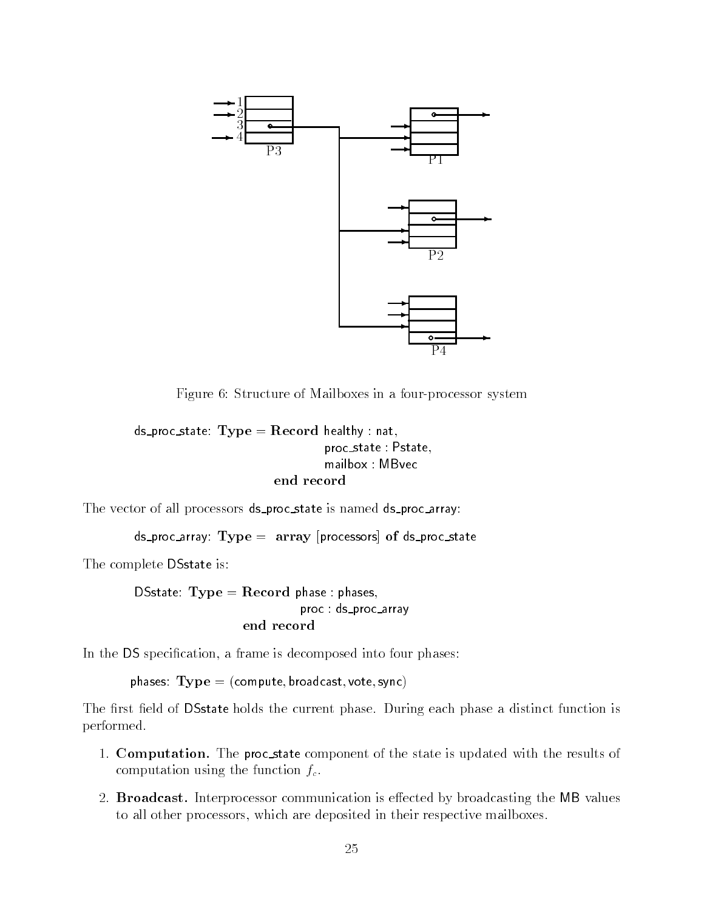Figure 6: Structure of Mailboxes in a four-processor system

```
ds_proc_state: Type = Record healthy : nat,
                             proc_state : Pstate,
                             mailbox : MBvec
                      end record
```

The vector of all processors ds_proc_state is named ds_proc_array:

```
ds_proc_array: Type = array [processors] of ds_proc_state
```

The complete DSstate is:

```
DSstate: Type = Record phase : phases,
                       proc : ds_proc_array
                end record
```

In the DS specification, a frame is decomposed into four phases:

```
phases: Type = (compute, broadcast, vote, sync)
```

The first field of DSstate holds the current phase. During each phase a distinct function is performed.

1. **Computation.** The proc_state component of the state is updated with the results of computation using the function $f_c$.
2. **Broadcast.** Interprocessor communication is effected by broadcasting the MB values to all other processors, which are deposited in their respective mailboxes.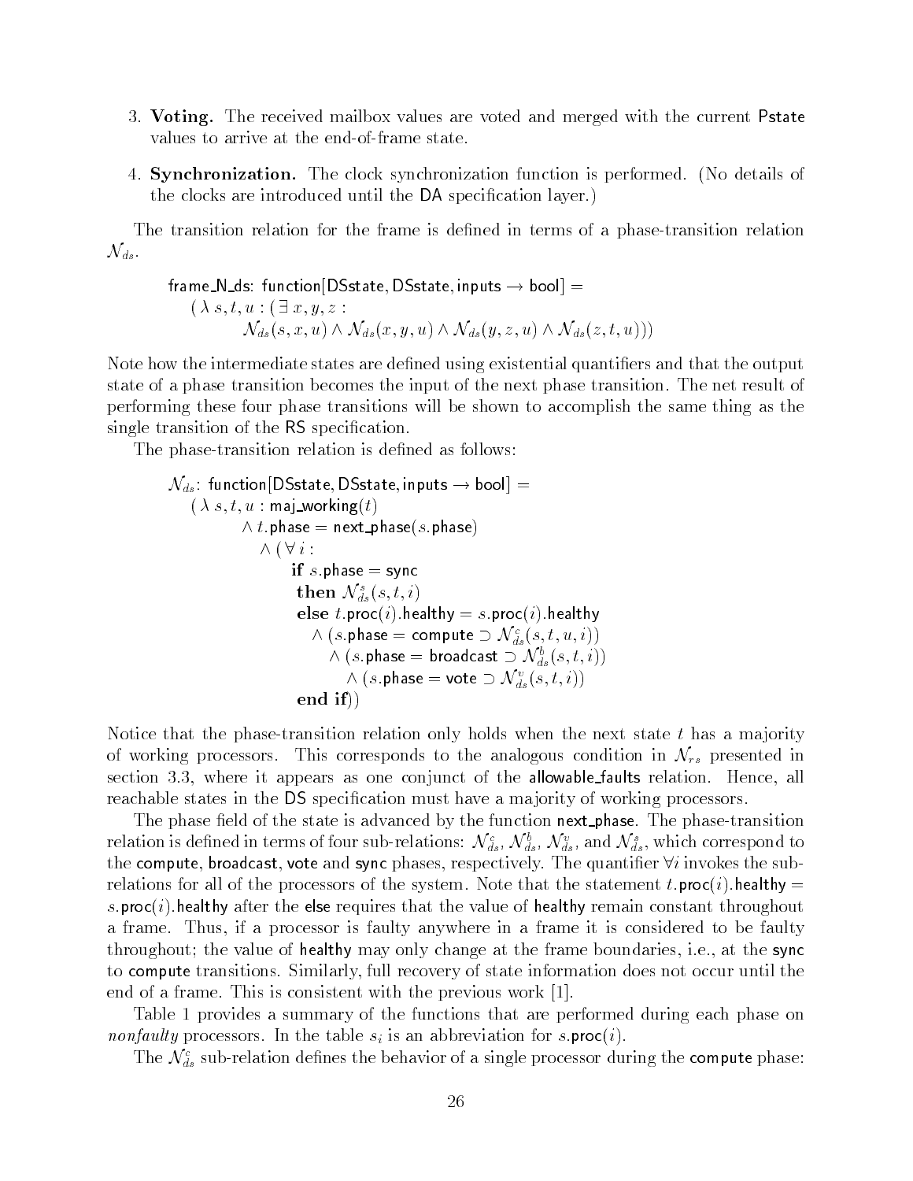3. **Voting.** The received mailbox values are voted and merged with the current Pstate values to arrive at the end-of-frame state.

4. **Synchronization.** The clock synchronization function is performed. (No details of the clocks are introduced until the DA specification layer.)

The transition relation for the frame is defined in terms of a phase-transition relation $\mathcal{N}_{ds}$.

```
frame_N_ds: function[DSstate, DSstate, inputs → bool] =
   ( λ s, t, u : ( ∃ x, y, z :
         N_ds(s, x, u) ∧ N_ds(x, y, u) ∧ N_ds(y, z, u) ∧ N_ds(z, t, u)))
```

Note how the intermediate states are defined using existential quantifiers and that the output state of a phase transition becomes the input of the next phase transition. The net result of performing these four phase transitions will be shown to accomplish the same thing as the single transition of the RS specification.

The phase-transition relation is defined as follows:

```
N_ds: function[DSstate, DSstate, inputs → bool] =
   ( λ s, t, u : maj_working(t)
         ∧ t.phase = next_phase(s.phase)
            ∧ ( ∀ i :
                  if s.phase = sync
                  then N^s_ds(s, t, i)
                  else t.proc(i).healthy = s.proc(i).healthy
                     ∧ (s.phase = compute ⊃ N^c_ds(s, t, u, i))
                        ∧ (s.phase = broadcast ⊃ N^b_ds(s, t, i))
                           ∧ (s.phase = vote ⊃ N^v_ds(s, t, i))
                  end if))
```

Notice that the phase-transition relation only holds when the next state $t$ has a majority of working processors. This corresponds to the analogous condition in $\mathcal{N}_{rs}$ presented in section 3.3, where it appears as one conjunct of the allowable_faults relation. Hence, all reachable states in the DS specification must have a majority of working processors.

The phase field of the state is advanced by the function next_phase. The phase-transition relation is defined in terms of four sub-relations: $\mathcal{N}^c_{ds}$, $\mathcal{N}^b_{ds}$, $\mathcal{N}^v_{ds}$, and $\mathcal{N}^s_{ds}$, which correspond to the compute, broadcast, vote and sync phases, respectively. The quantifier $\forall i$ invokes the sub-relations for all of the processors of the system. Note that the statement $t$.proc($i$).healthy = $s$.proc($i$).healthy after the else requires that the value of healthy remain constant throughout a frame. Thus, if a processor is faulty anywhere in a frame it is considered to be faulty throughout; the value of healthy may only change at the frame boundaries, i.e., at the sync to compute transitions. Similarly, full recovery of state information does not occur until the end of a frame. This is consistent with the previous work [1].

Table 1 provides a summary of the functions that are performed during each phase on *nonfaulty* processors. In the table $s_i$ is an abbreviation for $s$.proc($i$).

The $\mathcal{N}^c_{ds}$ sub-relation defines the behavior of a single processor during the compute phase: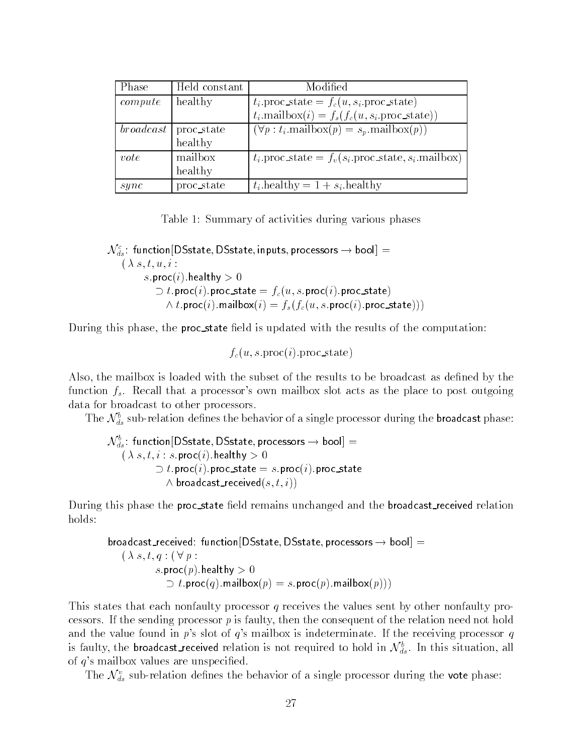| Phase | Held constant | Modified |
| --- | --- | --- |
| *compute* | healthy | $t_i$.proc_state $= f_c(u, s_i.\text{proc\_state})$ |
| | | $t_i$.mailbox$(i) = f_s(f_c(u, s_i.\text{proc\_state}))$ |
| *broadcast* | proc_state | $(\forall p : t_i.\text{mailbox}(p) = s_p.\text{mailbox}(p))$ |
| | healthy | |
| *vote* | mailbox | $t_i$.proc_state $= f_v(s_i.\text{proc\_state}, s_i.\text{mailbox})$ |
| | healthy | |
| *sync* | proc_state | $t_i$.healthy $= 1 + s_i$.healthy |

Table 1: Summary of activities during various phases

$\mathcal{N}^c_{ds}$: function[DSstate, DSstate, inputs, processors → bool] =
  ( $\lambda$ $s, t, u, i$ :
    $s$.proc($i$).healthy $> 0$
      $\supset$ $t$.proc($i$).proc_state $= f_c(u, s.\text{proc}(i).\text{proc\_state})$
        $\wedge$ $t$.proc($i$).mailbox($i$) $= f_s(f_c(u, s.\text{proc}(i).\text{proc\_state})))$

During this phase, the proc_state field is updated with the results of the computation:

$$f_c(u, s.\text{proc}(i).\text{proc\_state})$$

Also, the mailbox is loaded with the subset of the results to be broadcast as defined by the function $f_s$. Recall that a processor's own mailbox slot acts as the place to post outgoing data for broadcast to other processors.

The $\mathcal{N}^b_{ds}$ sub-relation defines the behavior of a single processor during the broadcast phase:

$\mathcal{N}^b_{ds}$: function[DSstate, DSstate, processors → bool] =
  ( $\lambda$ $s, t, i$ : $s$.proc($i$).healthy $> 0$
      $\supset$ $t$.proc($i$).proc_state $= s$.proc($i$).proc_state
        $\wedge$ broadcast_received($s, t, i$))

During this phase the proc_state field remains unchanged and the broadcast_received relation holds:

broadcast_received: function[DSstate, DSstate, processors → bool] =
  ( $\lambda$ $s, t, q$ : ( $\forall$ $p$ :
      $s$.proc($p$).healthy $> 0$
        $\supset$ $t$.proc($q$).mailbox($p$) $= s$.proc($p$).mailbox($p$)))

This states that each nonfaulty processor $q$ receives the values sent by other nonfaulty processors. If the sending processor $p$ is faulty, then the consequent of the relation need not hold and the value found in $p$'s slot of $q$'s mailbox is indeterminate. If the receiving processor $q$ is faulty, the broadcast_received relation is not required to hold in $\mathcal{N}^b_{ds}$. In this situation, all of $q$'s mailbox values are unspecified.

The $\mathcal{N}^v_{ds}$ sub-relation defines the behavior of a single processor during the vote phase: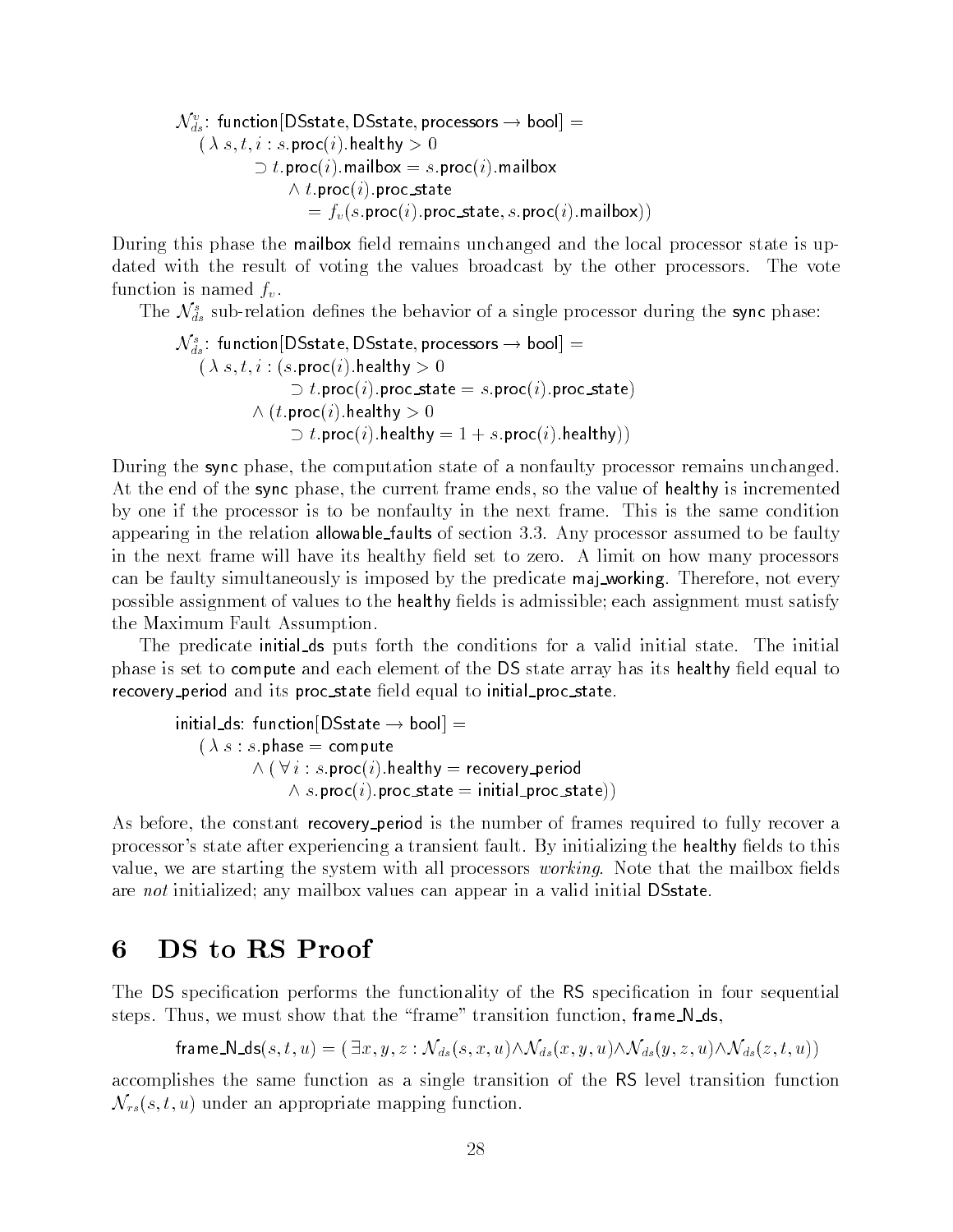$$
\begin{aligned}
&\mathcal{N}_{ds}^{v}\text{: function[DSstate, DSstate, processors} \rightarrow \text{bool] =} \\
&\quad (\lambda\, s, t, i : s.\mathsf{proc}(i).\mathsf{healthy} > 0 \\
&\qquad\qquad \supset t.\mathsf{proc}(i).\mathsf{mailbox} = s.\mathsf{proc}(i).\mathsf{mailbox} \\
&\qquad\qquad\quad \wedge\, t.\mathsf{proc}(i).\mathsf{proc\_state} \\
&\qquad\qquad\qquad = f_v(s.\mathsf{proc}(i).\mathsf{proc\_state}, s.\mathsf{proc}(i).\mathsf{mailbox}))
\end{aligned}
$$

During this phase the mailbox field remains unchanged and the local processor state is updated with the result of voting the values broadcast by the other processors. The vote function is named $f_v$.

The $\mathcal{N}_{ds}^{s}$ sub-relation defines the behavior of a single processor during the sync phase:

$$
\begin{aligned}
&\mathcal{N}_{ds}^{s}\text{: function[DSstate, DSstate, processors} \rightarrow \text{bool] =} \\
&\quad (\lambda\, s, t, i : (s.\mathsf{proc}(i).\mathsf{healthy} > 0 \\
&\qquad\qquad\qquad \supset t.\mathsf{proc}(i).\mathsf{proc\_state} = s.\mathsf{proc}(i).\mathsf{proc\_state}) \\
&\qquad\qquad \wedge\, (t.\mathsf{proc}(i).\mathsf{healthy} > 0 \\
&\qquad\qquad\qquad \supset t.\mathsf{proc}(i).\mathsf{healthy} = 1 + s.\mathsf{proc}(i).\mathsf{healthy}))
\end{aligned}
$$

During the sync phase, the computation state of a nonfaulty processor remains unchanged. At the end of the sync phase, the current frame ends, so the value of healthy is incremented by one if the processor is to be nonfaulty in the next frame. This is the same condition appearing in the relation allowable_faults of section 3.3. Any processor assumed to be faulty in the next frame will have its healthy field set to zero. A limit on how many processors can be faulty simultaneously is imposed by the predicate maj_working. Therefore, not every possible assignment of values to the healthy fields is admissible; each assignment must satisfy the Maximum Fault Assumption.

The predicate initial_ds puts forth the conditions for a valid initial state. The initial phase is set to compute and each element of the DS state array has its healthy field equal to recovery_period and its proc_state field equal to initial_proc_state.

$$
\begin{aligned}
&\text{initial\_ds: function[DSstate} \rightarrow \text{bool] =} \\
&\quad (\lambda\, s : s.\mathsf{phase} = \mathsf{compute} \\
&\qquad\qquad \wedge\, (\forall\, i : s.\mathsf{proc}(i).\mathsf{healthy} = \mathsf{recovery\_period} \\
&\qquad\qquad\qquad \wedge\, s.\mathsf{proc}(i).\mathsf{proc\_state} = \mathsf{initial\_proc\_state}))
\end{aligned}
$$

As before, the constant recovery_period is the number of frames required to fully recover a processor's state after experiencing a transient fault. By initializing the healthy fields to this value, we are starting the system with all processors *working*. Note that the mailbox fields are *not* initialized; any mailbox values can appear in a valid initial DSstate.

# 6 DS to RS Proof

The DS specification performs the functionality of the RS specification in four sequential steps. Thus, we must show that the "frame" transition function, frame_N_ds,

$$
\text{frame\_N\_ds}(s,t,u) = (\exists x, y, z : \mathcal{N}_{ds}(s,x,u) \wedge \mathcal{N}_{ds}(x,y,u) \wedge \mathcal{N}_{ds}(y,z,u) \wedge \mathcal{N}_{ds}(z,t,u))
$$

accomplishes the same function as a single transition of the RS level transition function $\mathcal{N}_{rs}(s,t,u)$ under an appropriate mapping function.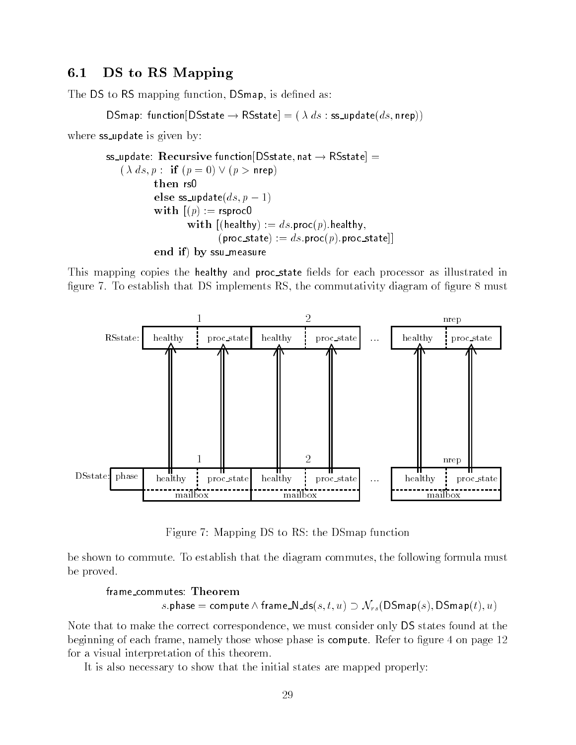### 6.1 DS to RS Mapping

The DS to RS mapping function, DSmap, is defined as:

```
DSmap: function[DSstate → RSstate] = ( λ ds : ss_update(ds, nrep))
```

where ss_update is given by:

```
ss_update: Recursive function[DSstate, nat → RSstate] =
   ( λ ds, p :  if (p = 0) ∨ (p > nrep)
          then rs0
          else ss_update(ds, p − 1)
          with [(p) := rsproc0
                 with [(healthy) := ds.proc(p).healthy,
                       (proc_state) := ds.proc(p).proc_state]]
          end if) by ssu_measure
```

This mapping copies the healthy and proc_state fields for each processor as illustrated in figure 7. To establish that DS implements RS, the commutativity diagram of figure 8 must

Figure 7: Mapping DS to RS: the DSmap function

be shown to commute. To establish that the diagram commutes, the following formula must be proved.

frame_commutes: **Theorem**

$$s.\mathsf{phase} = \mathsf{compute} \wedge \mathsf{frame\_N\_ds}(s, t, u) \supset \mathcal{N}_{rs}(\mathsf{DSmap}(s), \mathsf{DSmap}(t), u)$$

Note that to make the correct correspondence, we must consider only DS states found at the beginning of each frame, namely those whose phase is compute. Refer to figure 4 on page 12 for a visual interpretation of this theorem.

It is also necessary to show that the initial states are mapped properly: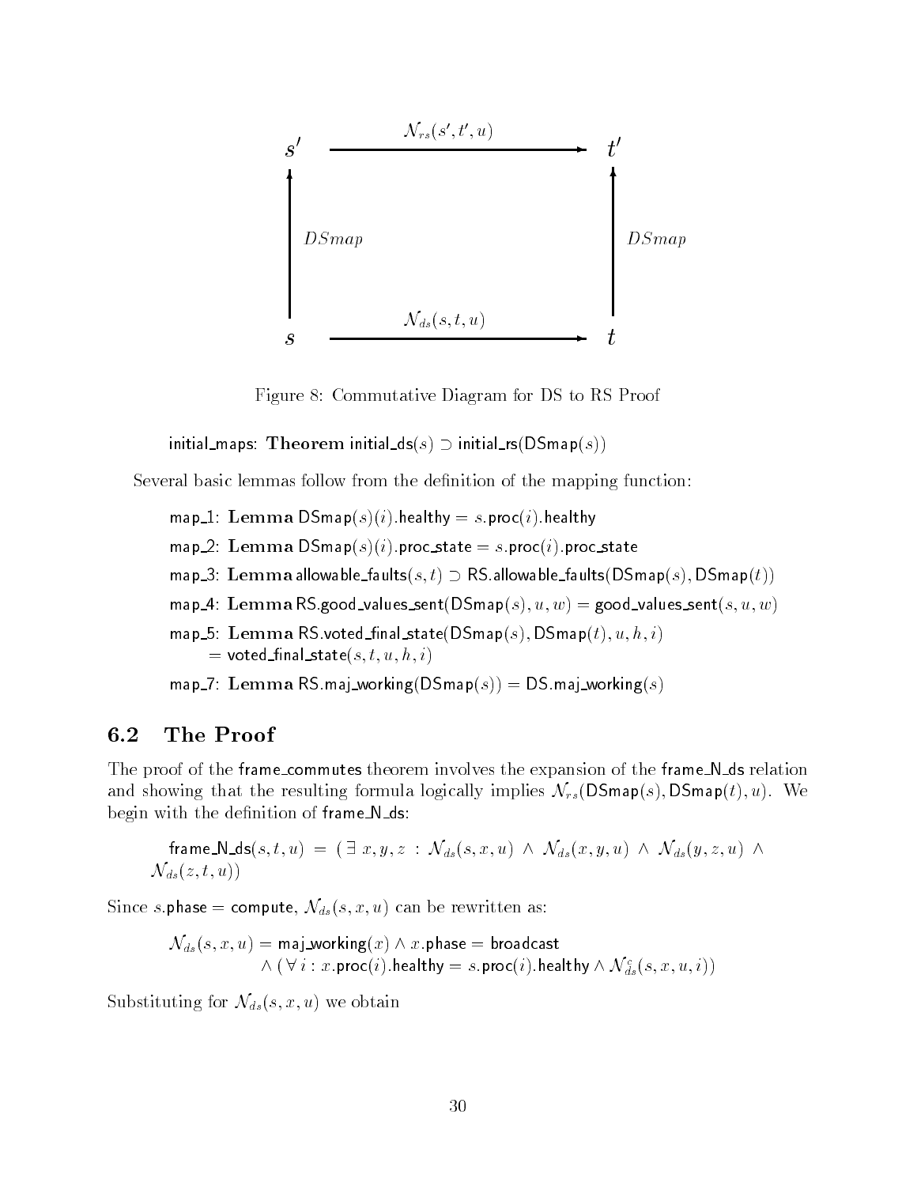Figure 8: Commutative Diagram for DS to RS Proof

initial_maps: **Theorem** initial_ds($s$) $\supset$ initial_rs(DSmap($s$))

Several basic lemmas follow from the definition of the mapping function:

map_1: **Lemma** DSmap($s$)($i$).healthy = $s$.proc($i$).healthy

map_2: **Lemma** DSmap($s$)($i$).proc_state = $s$.proc($i$).proc_state

map_3: **Lemma** allowable_faults($s, t$) $\supset$ RS.allowable_faults(DSmap($s$), DSmap($t$))

map_4: **Lemma** RS.good_values_sent(DSmap($s$), $u, w$) = good_values_sent($s, u, w$)

map_5: **Lemma** RS.voted_final_state(DSmap($s$), DSmap($t$), $u, h, i$)
= voted_final_state($s, t, u, h, i$)

map_7: **Lemma** RS.maj_working(DSmap($s$)) = DS.maj_working($s$)

## 6.2 The Proof

The proof of the frame_commutes theorem involves the expansion of the frame_N_ds relation and showing that the resulting formula logically implies $\mathcal{N}_{rs}$(DSmap($s$), DSmap($t$), $u$). We begin with the definition of frame_N_ds:

frame_N_ds($s, t, u$) = ( $\exists\, x, y, z$ : $\mathcal{N}_{ds}(s, x, u) \wedge \mathcal{N}_{ds}(x, y, u) \wedge \mathcal{N}_{ds}(y, z, u) \wedge \mathcal{N}_{ds}(z, t, u)$)

Since $s$.phase = compute, $\mathcal{N}_{ds}(s, x, u)$ can be rewritten as:

$\mathcal{N}_{ds}(s, x, u)$ = maj_working($x$) $\wedge$ $x$.phase = broadcast
$\wedge$ ( $\forall\, i$ : $x$.proc($i$).healthy = $s$.proc($i$).healthy $\wedge\, \mathcal{N}^c_{ds}(s, x, u, i)$)

Substituting for $\mathcal{N}_{ds}(s, x, u)$ we obtain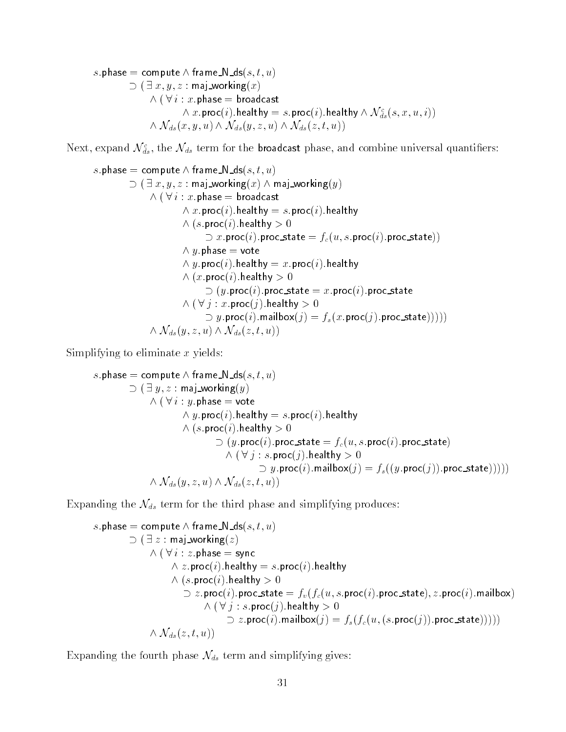$$
\begin{array}{l}
s.\mathsf{phase} = \mathsf{compute} \wedge \mathsf{frame\_N\_ds}(s,t,u) \\
\qquad \supset (\,\exists\, x,y,z : \mathsf{maj\_working}(x) \\
\qquad\qquad \wedge\, (\,\forall\, i : x.\mathsf{phase} = \mathsf{broadcast} \\
\qquad\qquad\qquad\qquad \wedge\, x.\mathsf{proc}(i).\mathsf{healthy} = s.\mathsf{proc}(i).\mathsf{healthy} \wedge \mathcal{N}^{c}_{ds}(s,x,u,i)) \\
\qquad\qquad \wedge\, \mathcal{N}_{ds}(x,y,u) \wedge \mathcal{N}_{ds}(y,z,u) \wedge \mathcal{N}_{ds}(z,t,u))
\end{array}
$$

Next, expand $\mathcal{N}^{c}_{ds}$, the $\mathcal{N}_{ds}$ term for the broadcast phase, and combine universal quantifiers:

$$
\begin{array}{l}
s.\mathsf{phase} = \mathsf{compute} \wedge \mathsf{frame\_N\_ds}(s,t,u) \\
\qquad \supset (\,\exists\, x,y,z : \mathsf{maj\_working}(x) \wedge \mathsf{maj\_working}(y) \\
\qquad\qquad \wedge\, (\,\forall\, i : x.\mathsf{phase} = \mathsf{broadcast} \\
\qquad\qquad\qquad\qquad \wedge\, x.\mathsf{proc}(i).\mathsf{healthy} = s.\mathsf{proc}(i).\mathsf{healthy} \\
\qquad\qquad\qquad\qquad \wedge\, (s.\mathsf{proc}(i).\mathsf{healthy} > 0 \\
\qquad\qquad\qquad\qquad\qquad \supset x.\mathsf{proc}(i).\mathsf{proc\_state} = f_c(u, s.\mathsf{proc}(i).\mathsf{proc\_state})) \\
\qquad\qquad\qquad\qquad \wedge\, y.\mathsf{phase} = \mathsf{vote} \\
\qquad\qquad\qquad\qquad \wedge\, y.\mathsf{proc}(i).\mathsf{healthy} = x.\mathsf{proc}(i).\mathsf{healthy} \\
\qquad\qquad\qquad\qquad \wedge\, (x.\mathsf{proc}(i).\mathsf{healthy} > 0 \\
\qquad\qquad\qquad\qquad\qquad \supset (y.\mathsf{proc}(i).\mathsf{proc\_state} = x.\mathsf{proc}(i).\mathsf{proc\_state} \\
\qquad\qquad\qquad\qquad \wedge\, (\,\forall\, j : x.\mathsf{proc}(j).\mathsf{healthy} > 0 \\
\qquad\qquad\qquad\qquad\qquad \supset y.\mathsf{proc}(i).\mathsf{mailbox}(j) = f_s(x.\mathsf{proc}(j).\mathsf{proc\_state}))))) \\
\qquad\qquad \wedge\, \mathcal{N}_{ds}(y,z,u) \wedge \mathcal{N}_{ds}(z,t,u))
\end{array}
$$

Simplifying to eliminate $x$ yields:

$$
\begin{array}{l}
s.\mathsf{phase} = \mathsf{compute} \wedge \mathsf{frame\_N\_ds}(s,t,u) \\
\qquad \supset (\,\exists\, y,z : \mathsf{maj\_working}(y) \\
\qquad\qquad \wedge\, (\,\forall\, i : y.\mathsf{phase} = \mathsf{vote} \\
\qquad\qquad\qquad\qquad \wedge\, y.\mathsf{proc}(i).\mathsf{healthy} = s.\mathsf{proc}(i).\mathsf{healthy} \\
\qquad\qquad\qquad\qquad \wedge\, (s.\mathsf{proc}(i).\mathsf{healthy} > 0 \\
\qquad\qquad\qquad\qquad\qquad\qquad \supset (y.\mathsf{proc}(i).\mathsf{proc\_state} = f_c(u, s.\mathsf{proc}(i).\mathsf{proc\_state}) \\
\qquad\qquad\qquad\qquad\qquad\qquad\quad \wedge\, (\,\forall\, j : s.\mathsf{proc}(j).\mathsf{healthy} > 0 \\
\qquad\qquad\qquad\qquad\qquad\qquad\qquad\qquad \supset y.\mathsf{proc}(i).\mathsf{mailbox}(j) = f_s((y.\mathsf{proc}(j)).\mathsf{proc\_state}))))) \\
\qquad\qquad \wedge\, \mathcal{N}_{ds}(y,z,u) \wedge \mathcal{N}_{ds}(z,t,u))
\end{array}
$$

Expanding the $\mathcal{N}_{ds}$ term for the third phase and simplifying produces:

$$
\begin{array}{l}
s.\mathsf{phase} = \mathsf{compute} \wedge \mathsf{frame\_N\_ds}(s,t,u) \\
\qquad \supset (\,\exists\, z : \mathsf{maj\_working}(z) \\
\qquad\qquad \wedge\, (\,\forall\, i : z.\mathsf{phase} = \mathsf{sync} \\
\qquad\qquad\qquad \wedge\, z.\mathsf{proc}(i).\mathsf{healthy} = s.\mathsf{proc}(i).\mathsf{healthy} \\
\qquad\qquad\qquad \wedge\, (s.\mathsf{proc}(i).\mathsf{healthy} > 0 \\
\qquad\qquad\qquad\qquad \supset z.\mathsf{proc}(i).\mathsf{proc\_state} = f_v(f_c(u, s.\mathsf{proc}(i).\mathsf{proc\_state}), z.\mathsf{proc}(i).\mathsf{mailbox}) \\
\qquad\qquad\qquad\qquad\qquad \wedge\, (\,\forall\, j : s.\mathsf{proc}(j).\mathsf{healthy} > 0 \\
\qquad\qquad\qquad\qquad\qquad\qquad \supset z.\mathsf{proc}(i).\mathsf{mailbox}(j) = f_s(f_c(u, (s.\mathsf{proc}(j)).\mathsf{proc\_state}))))) \\
\qquad\qquad \wedge\, \mathcal{N}_{ds}(z,t,u))
\end{array}
$$

Expanding the fourth phase $\mathcal{N}_{ds}$ term and simplifying gives: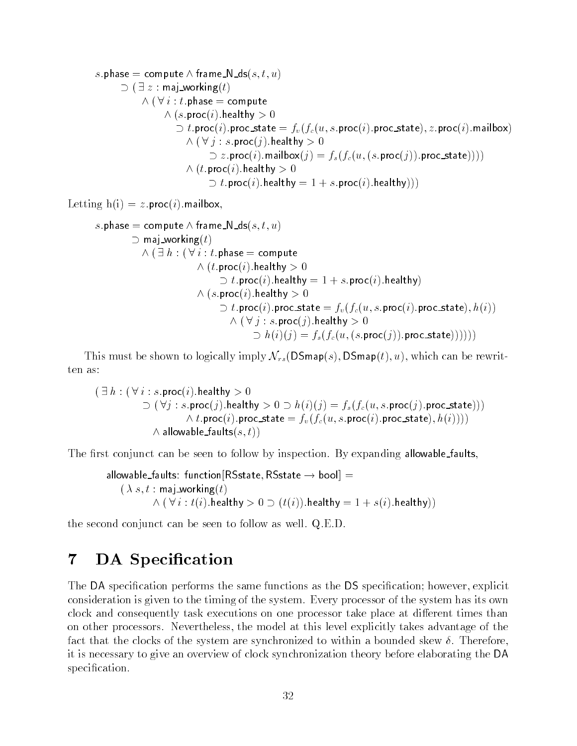$$
\begin{array}{l}
s.\mathsf{phase} = \mathsf{compute} \wedge \mathsf{frame\_N\_ds}(s,t,u) \\
\quad \supset (\exists\, z : \mathsf{maj\_working}(t) \\
\quad\quad \wedge (\forall\, i : t.\mathsf{phase} = \mathsf{compute} \\
\quad\quad\quad \wedge (s.\mathsf{proc}(i).\mathsf{healthy} > 0 \\
\quad\quad\quad\quad \supset t.\mathsf{proc}(i).\mathsf{proc\_state} = f_v(f_c(u, s.\mathsf{proc}(i).\mathsf{proc\_state}), z.\mathsf{proc}(i).\mathsf{mailbox}) \\
\quad\quad\quad\quad\quad \wedge (\forall\, j : s.\mathsf{proc}(j).\mathsf{healthy} > 0 \\
\quad\quad\quad\quad\quad\quad \supset z.\mathsf{proc}(i).\mathsf{mailbox}(j) = f_s(f_c(u, (s.\mathsf{proc}(j)).\mathsf{proc\_state})))) \\
\quad\quad\quad\quad\quad \wedge (t.\mathsf{proc}(i).\mathsf{healthy} > 0 \\
\quad\quad\quad\quad\quad\quad \supset t.\mathsf{proc}(i).\mathsf{healthy} = 1 + s.\mathsf{proc}(i).\mathsf{healthy})))
\end{array}
$$

Letting h(i) = $z.\mathsf{proc}(i).\mathsf{mailbox}$,

$$
\begin{array}{l}
s.\mathsf{phase} = \mathsf{compute} \wedge \mathsf{frame\_N\_ds}(s,t,u) \\
\quad \supset \mathsf{maj\_working}(t) \\
\quad\quad \wedge (\exists\, h : (\forall\, i : t.\mathsf{phase} = \mathsf{compute} \\
\quad\quad\quad\quad \wedge (t.\mathsf{proc}(i).\mathsf{healthy} > 0 \\
\quad\quad\quad\quad\quad \supset t.\mathsf{proc}(i).\mathsf{healthy} = 1 + s.\mathsf{proc}(i).\mathsf{healthy}) \\
\quad\quad\quad\quad \wedge (s.\mathsf{proc}(i).\mathsf{healthy} > 0 \\
\quad\quad\quad\quad\quad \supset t.\mathsf{proc}(i).\mathsf{proc\_state} = f_v(f_c(u, s.\mathsf{proc}(i).\mathsf{proc\_state}), h(i)) \\
\quad\quad\quad\quad\quad\quad \wedge (\forall\, j : s.\mathsf{proc}(j).\mathsf{healthy} > 0 \\
\quad\quad\quad\quad\quad\quad\quad \supset h(i)(j) = f_s(f_c(u, (s.\mathsf{proc}(j)).\mathsf{proc\_state}))))))
\end{array}
$$

This must be shown to logically imply $\mathcal{N}_{rs}(\mathsf{DSmap}(s), \mathsf{DSmap}(t), u)$, which can be rewritten as:

$$
\begin{array}{l}
(\exists\, h : (\forall\, i : s.\mathsf{proc}(i).\mathsf{healthy} > 0 \\
\quad\quad \supset (\forall j : s.\mathsf{proc}(j).\mathsf{healthy} > 0 \supset h(i)(j) = f_s(f_c(u, s.\mathsf{proc}(j).\mathsf{proc\_state}))) \\
\quad\quad\quad \wedge\, t.\mathsf{proc}(i).\mathsf{proc\_state} = f_v(f_c(u, s.\mathsf{proc}(i).\mathsf{proc\_state}), h(i)))) \\
\quad\quad \wedge\, \mathsf{allowable\_faults}(s,t))
\end{array}
$$

The first conjunct can be seen to follow by inspection. By expanding allowable_faults,

$$
\begin{array}{l}
\mathsf{allowable\_faults{:}\ function[RSstate, RSstate \rightarrow bool]} = \\
\quad (\lambda\, s,t : \mathsf{maj\_working}(t) \\
\quad\quad \wedge (\forall\, i : t(i).\mathsf{healthy} > 0 \supset (t(i)).\mathsf{healthy} = 1 + s(i).\mathsf{healthy}))
\end{array}
$$

the second conjunct can be seen to follow as well. Q.E.D.

# 7 DA Specification

The DA specification performs the same functions as the DS specification; however, explicit consideration is given to the timing of the system. Every processor of the system has its own clock and consequently task executions on one processor take place at different times than on other processors. Nevertheless, the model at this level explicitly takes advantage of the fact that the clocks of the system are synchronized to within a bounded skew $\delta$. Therefore, it is necessary to give an overview of clock synchronization theory before elaborating the DA specification.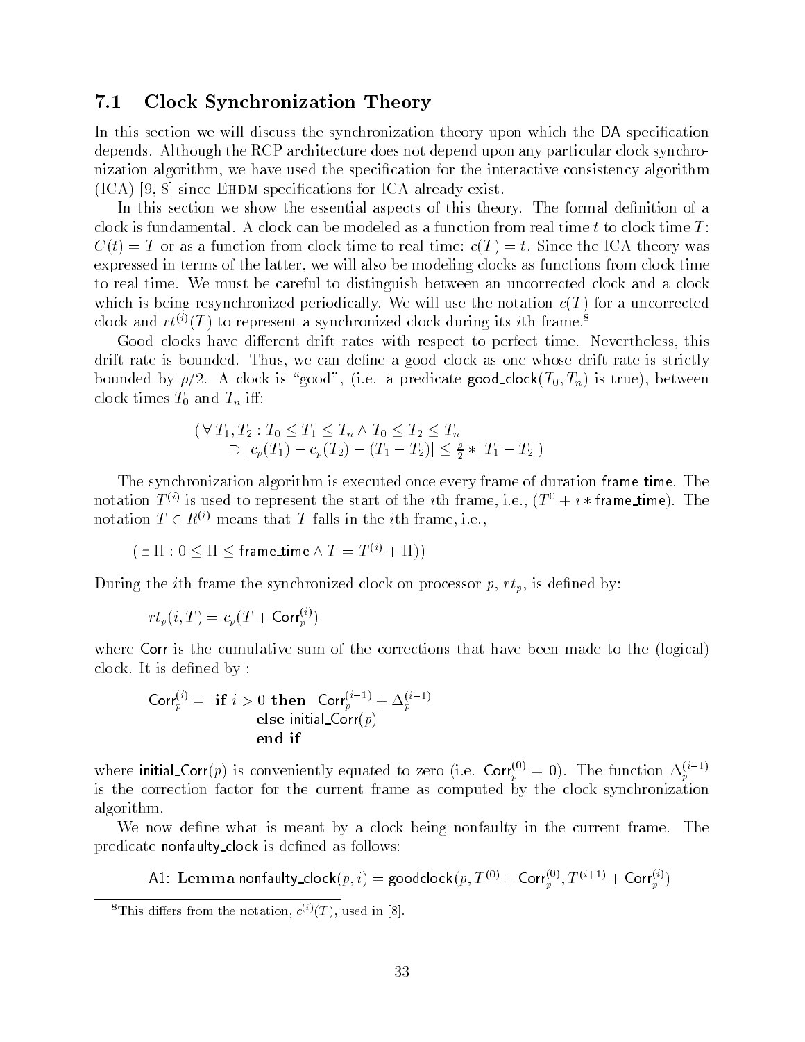## 7.1 Clock Synchronization Theory

In this section we will discuss the synchronization theory upon which the DA specification depends. Although the RCP architecture does not depend upon any particular clock synchronization algorithm, we have used the specification for the interactive consistency algorithm (ICA) [9, 8] since EHDM specifications for ICA already exist.

In this section we show the essential aspects of this theory. The formal definition of a clock is fundamental. A clock can be modeled as a function from real time $t$ to clock time $T$: $C(t) = T$ or as a function from clock time to real time: $c(T) = t$. Since the ICA theory was expressed in terms of the latter, we will also be modeling clocks as functions from clock time to real time. We must be careful to distinguish between an uncorrected clock and a clock which is being resynchronized periodically. We will use the notation $c(T)$ for a uncorrected clock and $rt^{(i)}(T)$ to represent a synchronized clock during its $i$th frame.[8]

Good clocks have different drift rates with respect to perfect time. Nevertheless, this drift rate is bounded. Thus, we can define a good clock as one whose drift rate is strictly bounded by $\rho/2$. A clock is "good", (i.e. a predicate $\mathsf{good\_clock}(T_0, T_n)$ is true), between clock times $T_0$ and $T_n$ iff:

$$(\forall\, T_1, T_2 : T_0 \le T_1 \le T_n \wedge T_0 \le T_2 \le T_n \\ \supset |c_p(T_1) - c_p(T_2) - (T_1 - T_2)| \le \tfrac{\rho}{2} * |T_1 - T_2|)$$

The synchronization algorithm is executed once every frame of duration $\mathsf{frame\_time}$. The notation $T^{(i)}$ is used to represent the start of the $i$th frame, i.e., $(T^0 + i * \mathsf{frame\_time})$. The notation $T \in R^{(i)}$ means that $T$ falls in the $i$th frame, i.e.,

$$(\exists\, \Pi : 0 \le \Pi \le \mathsf{frame\_time} \wedge T = T^{(i)} + \Pi))$$

During the $i$th frame the synchronized clock on processor $p$, $rt_p$, is defined by:

$$rt_p(i, T) = c_p(T + \mathsf{Corr}_p^{(i)})$$

where Corr is the cumulative sum of the corrections that have been made to the (logical) clock. It is defined by :

$$\mathsf{Corr}_p^{(i)} = \ \textbf{if } i > 0 \textbf{ then } \mathsf{Corr}_p^{(i-1)} + \Delta_p^{(i-1)} \\ \textbf{else } \mathsf{initial\_Corr}(p) \\ \textbf{end if}$$

where $\mathsf{initial\_Corr}(p)$ is conveniently equated to zero (i.e. $\mathsf{Corr}_p^{(0)} = 0$). The function $\Delta_p^{(i-1)}$ is the correction factor for the current frame as computed by the clock synchronization algorithm.

We now define what is meant by a clock being nonfaulty in the current frame. The predicate $\mathsf{nonfaulty\_clock}$ is defined as follows:

$$\mathsf{A1:}\ \textbf{Lemma}\ \mathsf{nonfaulty\_clock}(p, i) = \mathsf{goodclock}(p, T^{(0)} + \mathsf{Corr}_p^{(0)}, T^{(i+1)} + \mathsf{Corr}_p^{(i)})$$

[8] This differs from the notation, $c^{(i)}(T)$, used in [8].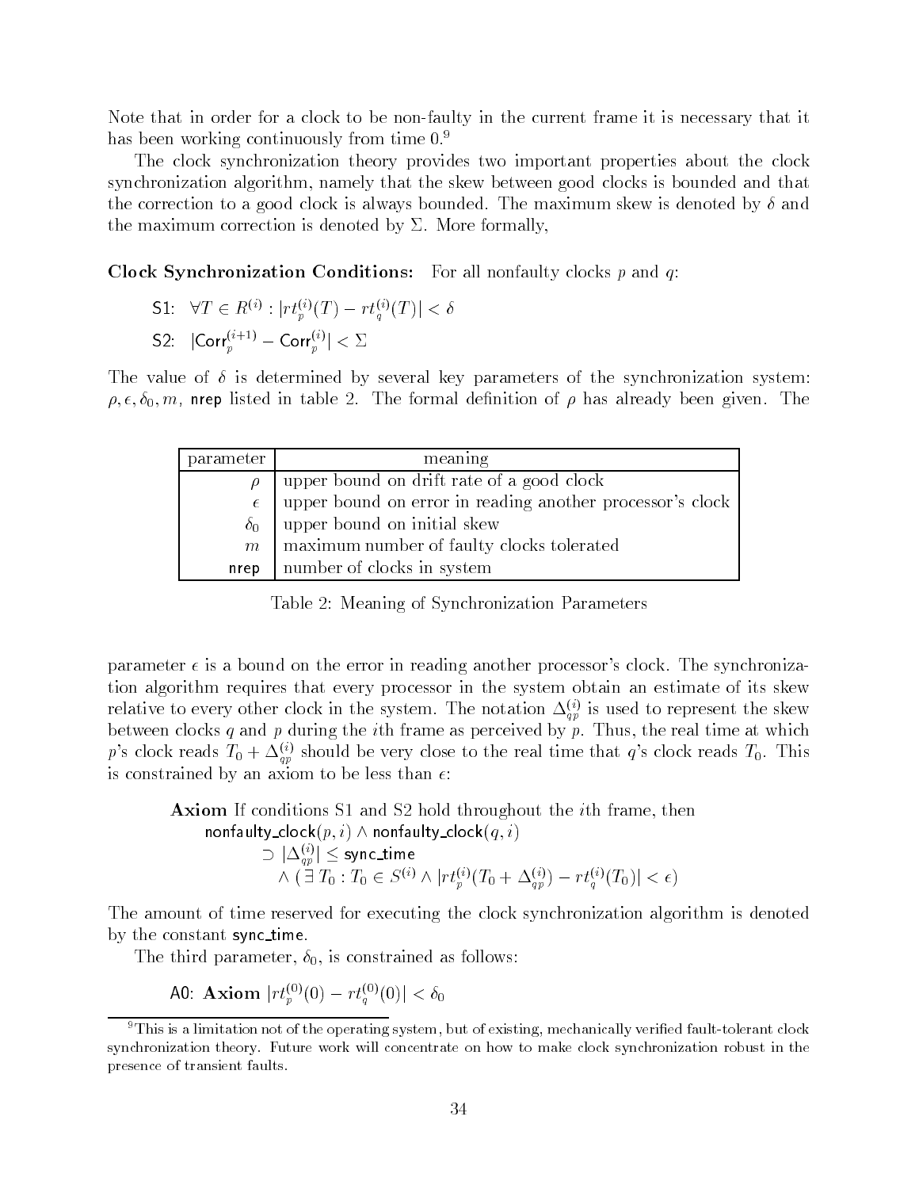Note that in order for a clock to be non-faulty in the current frame it is necessary that it has been working continuously from time 0.[9]

The clock synchronization theory provides two important properties about the clock synchronization algorithm, namely that the skew between good clocks is bounded and that the correction to a good clock is always bounded. The maximum skew is denoted by $\delta$ and the maximum correction is denoted by $\Sigma$. More formally,

**Clock Synchronization Conditions:** For all nonfaulty clocks $p$ and $q$:

S1: $\forall T \in R^{(i)} : |rt_p^{(i)}(T) - rt_q^{(i)}(T)| < \delta$

S2: $|\mathsf{Corr}_p^{(i+1)} - \mathsf{Corr}_p^{(i)}| < \Sigma$

The value of $\delta$ is determined by several key parameters of the synchronization system: $\rho, \epsilon, \delta_0, m$, nrep listed in table 2. The formal definition of $\rho$ has already been given. The

| parameter | meaning |
|---|---|
| $\rho$ | upper bound on drift rate of a good clock |
| $\epsilon$ | upper bound on error in reading another processor's clock |
| $\delta_0$ | upper bound on initial skew |
| $m$ | maximum number of faulty clocks tolerated |
| nrep | number of clocks in system |

Table 2: Meaning of Synchronization Parameters

parameter $\epsilon$ is a bound on the error in reading another processor's clock. The synchronization algorithm requires that every processor in the system obtain an estimate of its skew relative to every other clock in the system. The notation $\Delta_{qp}^{(i)}$ is used to represent the skew between clocks $q$ and $p$ during the $i$th frame as perceived by $p$. Thus, the real time at which $p$'s clock reads $T_0 + \Delta_{qp}^{(i)}$ should be very close to the real time that $q$'s clock reads $T_0$. This is constrained by an axiom to be less than $\epsilon$:

**Axiom** If conditions S1 and S2 hold throughout the $i$th frame, then

$$\begin{aligned}&\mathsf{nonfaulty\_clock}(p, i) \land \mathsf{nonfaulty\_clock}(q, i)\\ &\quad \supset |\Delta_{qp}^{(i)}| \leq \mathsf{sync\_time}\\ &\quad\quad \land (\exists\, T_0 : T_0 \in S^{(i)} \land |rt_p^{(i)}(T_0 + \Delta_{qp}^{(i)}) - rt_q^{(i)}(T_0)| < \epsilon)\end{aligned}$$

The amount of time reserved for executing the clock synchronization algorithm is denoted by the constant sync_time.

The third parameter, $\delta_0$, is constrained as follows:

A0: **Axiom** $|rt_p^{(0)}(0) - rt_q^{(0)}(0)| < \delta_0$

[9] This is a limitation not of the operating system, but of existing, mechanically verified fault-tolerant clock synchronization theory. Future work will concentrate on how to make clock synchronization robust in the presence of transient faults.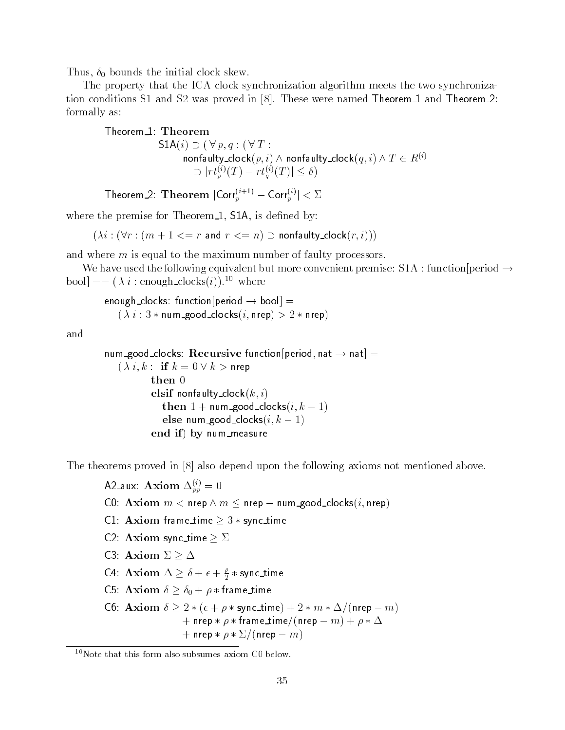Thus, $\delta_0$ bounds the initial clock skew.

The property that the ICA clock synchronization algorithm meets the two synchronization conditions S1 and S2 was proved in [8]. These were named Theorem_1 and Theorem_2: formally as:

$$\begin{array}{l}
\text{Theorem\_1: } \textbf{Theorem} \\
\quad \text{S1A}(i) \supset (\,\forall\, p, q : (\,\forall\, T : \\
\qquad \text{nonfaulty\_clock}(p, i) \wedge \text{nonfaulty\_clock}(q, i) \wedge T \in R^{(i)} \\
\qquad\quad \supset |rt_p^{(i)}(T) - rt_q^{(i)}(T)| \leq \delta)
\end{array}$$

$$\text{Theorem\_2: } \textbf{Theorem } |\text{Corr}_p^{(i+1)} - \text{Corr}_p^{(i)}| < \Sigma$$

where the premise for Theorem_1, S1A, is defined by:

$$(\lambda i : (\forall r : (m + 1 <= r \text{ and } r <= n) \supset \text{nonfaulty\_clock}(r, i)))$$

and where $m$ is equal to the maximum number of faulty processors.

We have used the following equivalent but more convenient premise: S1A : function[period $\rightarrow$ bool] == ( $\lambda$ $i$ : enough_clocks($i$)).[10] where

$$\begin{array}{l}
\text{enough\_clocks: function[period} \rightarrow \text{bool]} = \\
\quad (\,\lambda\, i : 3 * \text{num\_good\_clocks}(i, \text{nrep}) > 2 * \text{nrep})
\end{array}$$

and

$$\begin{array}{l}
\text{num\_good\_clocks: } \textbf{Recursive} \text{ function[period, nat} \rightarrow \text{nat]} = \\
\quad (\,\lambda\, i, k : \ \textbf{if } k = 0 \vee k > \text{nrep} \\
\qquad\quad \textbf{then } 0 \\
\qquad\quad \textbf{elsif } \text{nonfaulty\_clock}(k, i) \\
\qquad\qquad \textbf{then } 1 + \text{num\_good\_clocks}(i, k - 1) \\
\qquad\qquad \textbf{else } \text{num\_good\_clocks}(i, k - 1) \\
\qquad\quad \textbf{end if}) \textbf{ by } \text{num\_measure}
\end{array}$$

The theorems proved in [8] also depend upon the following axioms not mentioned above.

A2_aux: **Axiom** $\Delta_{pp}^{(i)} = 0$

C0: **Axiom** $m < \text{nrep} \wedge m \leq \text{nrep} - \text{num\_good\_clocks}(i, \text{nrep})$

C1: **Axiom** $\text{frame\_time} \geq 3 * \text{sync\_time}$

C2: **Axiom** $\text{sync\_time} \geq \Sigma$

C3: **Axiom** $\Sigma \geq \Delta$

C4: **Axiom** $\Delta \geq \delta + \epsilon + \frac{\rho}{2} * \text{sync\_time}$

C5: **Axiom** $\delta \geq \delta_0 + \rho * \text{frame\_time}$

C6: **Axiom** $\delta \geq 2 * (\epsilon + \rho * \text{sync\_time}) + 2 * m * \Delta/(\text{nrep} - m)$
$\qquad + \text{nrep} * \rho * \text{frame\_time}/(\text{nrep} - m) + \rho * \Delta$
$\qquad + \text{nrep} * \rho * \Sigma/(\text{nrep} - m)$

---

[10] Note that this form also subsumes axiom C0 below.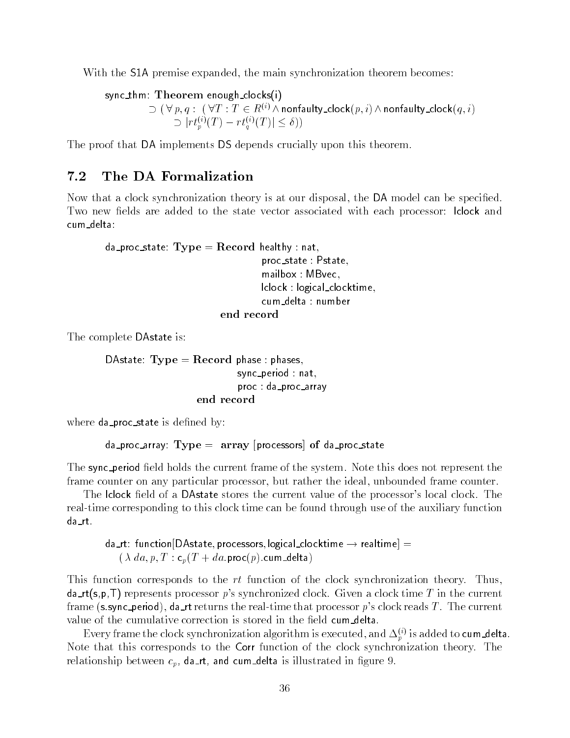With the S1A premise expanded, the main synchronization theorem becomes:

$$\begin{array}{l}\mathsf{sync\_thm}: \textbf{Theorem } \mathsf{enough\_clocks(i)} \\ \quad \supset (\forall\, p, q : (\forall T : T \in R^{(i)} \wedge \mathsf{nonfaulty\_clock}(p,i) \wedge \mathsf{nonfaulty\_clock}(q,i) \\ \qquad \supset |rt_p^{(i)}(T) - rt_q^{(i)}(T)| \leq \delta))\end{array}$$

The proof that DA implements DS depends crucially upon this theorem.

## 7.2 The DA Formalization

Now that a clock synchronization theory is at our disposal, the DA model can be specified. Two new fields are added to the state vector associated with each processor: lclock and cum_delta:

```
da_proc_state: Type = Record healthy : nat,
                             proc_state : Pstate,
                             mailbox : MBvec,
                             lclock : logical_clocktime,
                             cum_delta : number
                      end record
```

The complete DAstate is:

```
DAstate: Type = Record phase : phases,
                       sync_period : nat,
                       proc : da_proc_array
                end record
```

where da_proc_state is defined by:

```
da_proc_array: Type = array [processors] of da_proc_state
```

The sync_period field holds the current frame of the system. Note this does not represent the frame counter on any particular processor, but rather the ideal, unbounded frame counter.

The lclock field of a DAstate stores the current value of the processor's local clock. The real-time corresponding to this clock time can be found through use of the auxiliary function da_rt.

$$\begin{array}{l}\mathsf{da\_rt}: \mathsf{function[DAstate, processors, logical\_clocktime} \rightarrow \mathsf{realtime]} = \\ \quad (\lambda\, da, p, T : \mathsf{c}_p(T + da.\mathsf{proc}(p).\mathsf{cum\_delta})\end{array}$$

This function corresponds to the $rt$ function of the clock synchronization theory. Thus, da_rt(s,p,T) represents processor $p$'s synchronized clock. Given a clock time $T$ in the current frame (s.sync_period), da_rt returns the real-time that processor $p$'s clock reads $T$. The current value of the cumulative correction is stored in the field cum_delta.

Every frame the clock synchronization algorithm is executed, and $\Delta_p^{(i)}$ is added to cum_delta. Note that this corresponds to the Corr function of the clock synchronization theory. The relationship between $c_p$, da_rt, and cum_delta is illustrated in figure 9.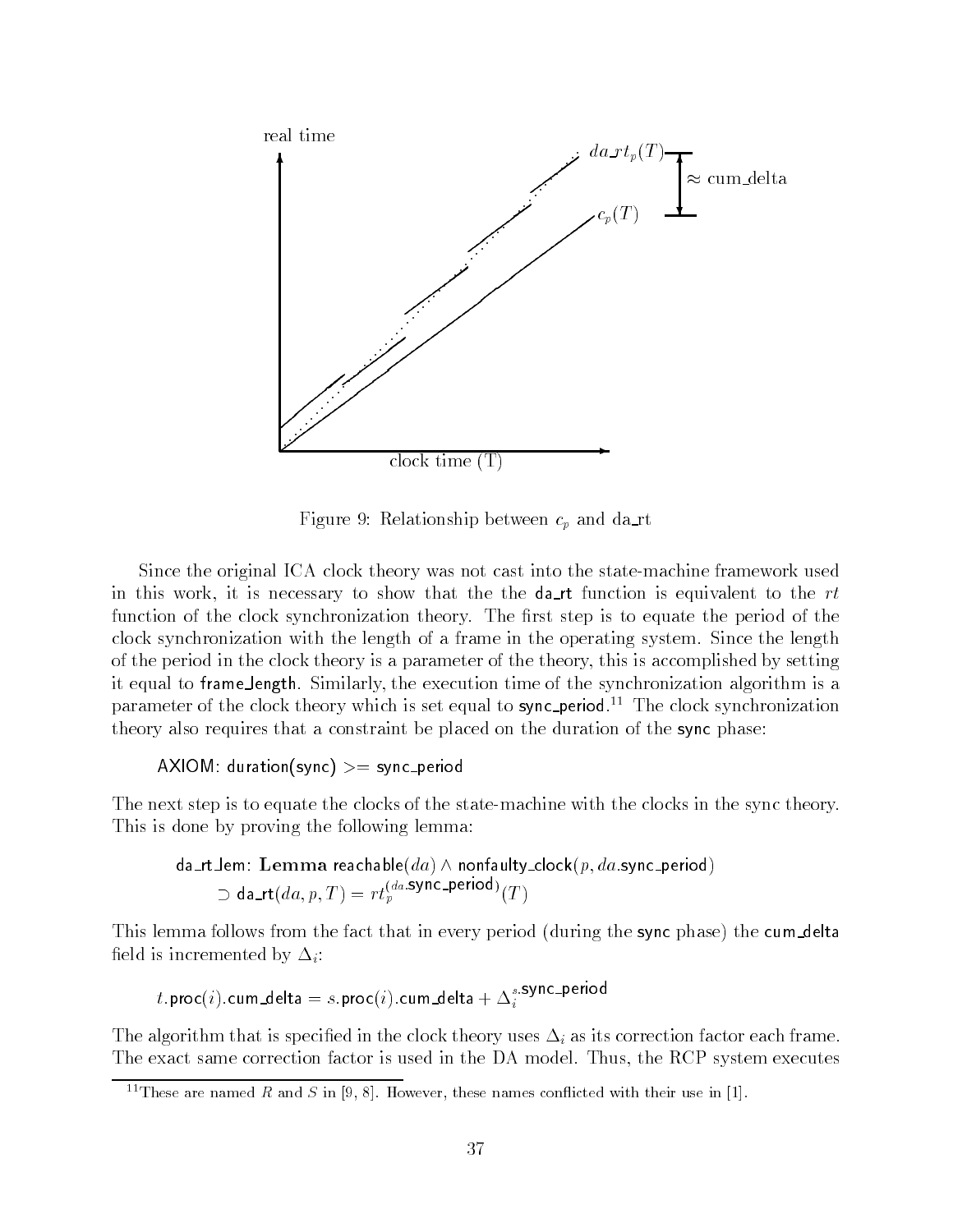Figure 9: Relationship between $c_p$ and da_rt

Since the original ICA clock theory was not cast into the state-machine framework used in this work, it is necessary to show that the the da_rt function is equivalent to the $rt$ function of the clock synchronization theory. The first step is to equate the period of the clock synchronization with the length of a frame in the operating system. Since the length of the period in the clock theory is a parameter of the theory, this is accomplished by setting it equal to frame_length. Similarly, the execution time of the synchronization algorithm is a parameter of the clock theory which is set equal to sync_period.[11] The clock synchronization theory also requires that a constraint be placed on the duration of the sync phase:

AXIOM: duration(sync) >= sync_period

The next step is to equate the clocks of the state-machine with the clocks in the sync theory. This is done by proving the following lemma:

$$\text{da\_rt\_lem: } \textbf{Lemma } \text{reachable}(da) \wedge \text{nonfaulty\_clock}(p, da.\text{sync\_period}) \supset \text{da\_rt}(da, p, T) = rt_p^{(da.\text{sync\_period})}(T)$$

This lemma follows from the fact that in every period (during the sync phase) the cum_delta field is incremented by $\Delta_i$:

$$t.\text{proc}(i).\text{cum\_delta} = s.\text{proc}(i).\text{cum\_delta} + \Delta_i^{s.\text{sync\_period}}$$

The algorithm that is specified in the clock theory uses $\Delta_i$ as its correction factor each frame. The exact same correction factor is used in the DA model. Thus, the RCP system executes

[11] These are named $R$ and $S$ in [9, 8]. However, these names conflicted with their use in [1].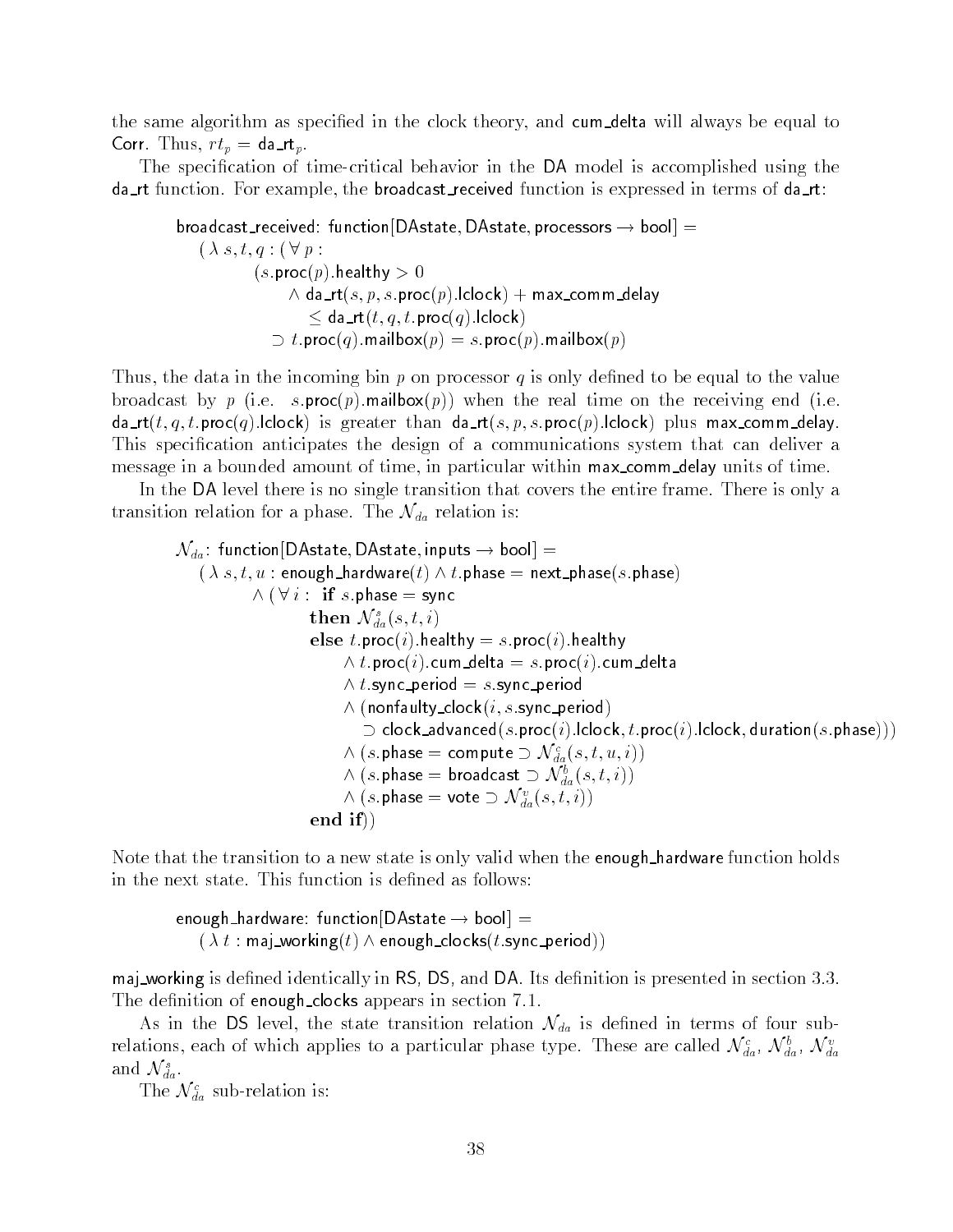the same algorithm as specified in the clock theory, and cum_delta will always be equal to Corr. Thus, $rt_p$ = da_rt$_p$.

The specification of time-critical behavior in the DA model is accomplished using the da_rt function. For example, the broadcast_received function is expressed in terms of da_rt:

```
broadcast_received: function[DAstate, DAstate, processors → bool] =
   (λ s, t, q : (∀ p :
          (s.proc(p).healthy > 0
              ∧ da_rt(s, p, s.proc(p).lclock) + max_comm_delay
                 ≤ da_rt(t, q, t.proc(q).lclock)
            ⊃ t.proc(q).mailbox(p) = s.proc(p).mailbox(p)
```

Thus, the data in the incoming bin $p$ on processor $q$ is only defined to be equal to the value broadcast by $p$ (i.e. $s$.proc($p$).mailbox($p$)) when the real time on the receiving end (i.e. da_rt($t, q, t$.proc($q$).lclock) is greater than da_rt($s, p, s$.proc($p$).lclock) plus max_comm_delay. This specification anticipates the design of a communications system that can deliver a message in a bounded amount of time, in particular within max_comm_delay units of time.

In the DA level there is no single transition that covers the entire frame. There is only a transition relation for a phase. The $\mathcal{N}_{da}$ relation is:

```
N_da: function[DAstate, DAstate, inputs → bool] =
   (λ s, t, u : enough_hardware(t) ∧ t.phase = next_phase(s.phase)
         ∧ (∀ i : if s.phase = sync
                  then N^s_da(s, t, i)
                  else t.proc(i).healthy = s.proc(i).healthy
                       ∧ t.proc(i).cum_delta = s.proc(i).cum_delta
                       ∧ t.sync_period = s.sync_period
                       ∧ (nonfaulty_clock(i, s.sync_period)
                          ⊃ clock_advanced(s.proc(i).lclock, t.proc(i).lclock, duration(s.phase)))
                       ∧ (s.phase = compute ⊃ N^c_da(s, t, u, i))
                       ∧ (s.phase = broadcast ⊃ N^b_da(s, t, i))
                       ∧ (s.phase = vote ⊃ N^v_da(s, t, i))
                  end if))
```

Note that the transition to a new state is only valid when the enough_hardware function holds in the next state. This function is defined as follows:

```
enough_hardware: function[DAstate → bool] =
   (λ t : maj_working(t) ∧ enough_clocks(t.sync_period))
```

maj_working is defined identically in RS, DS, and DA. Its definition is presented in section 3.3. The definition of enough_clocks appears in section 7.1.

As in the DS level, the state transition relation $\mathcal{N}_{da}$ is defined in terms of four sub-relations, each of which applies to a particular phase type. These are called $\mathcal{N}^c_{da}$, $\mathcal{N}^b_{da}$, $\mathcal{N}^v_{da}$ and $\mathcal{N}^s_{da}$.

The $\mathcal{N}^c_{da}$ sub-relation is: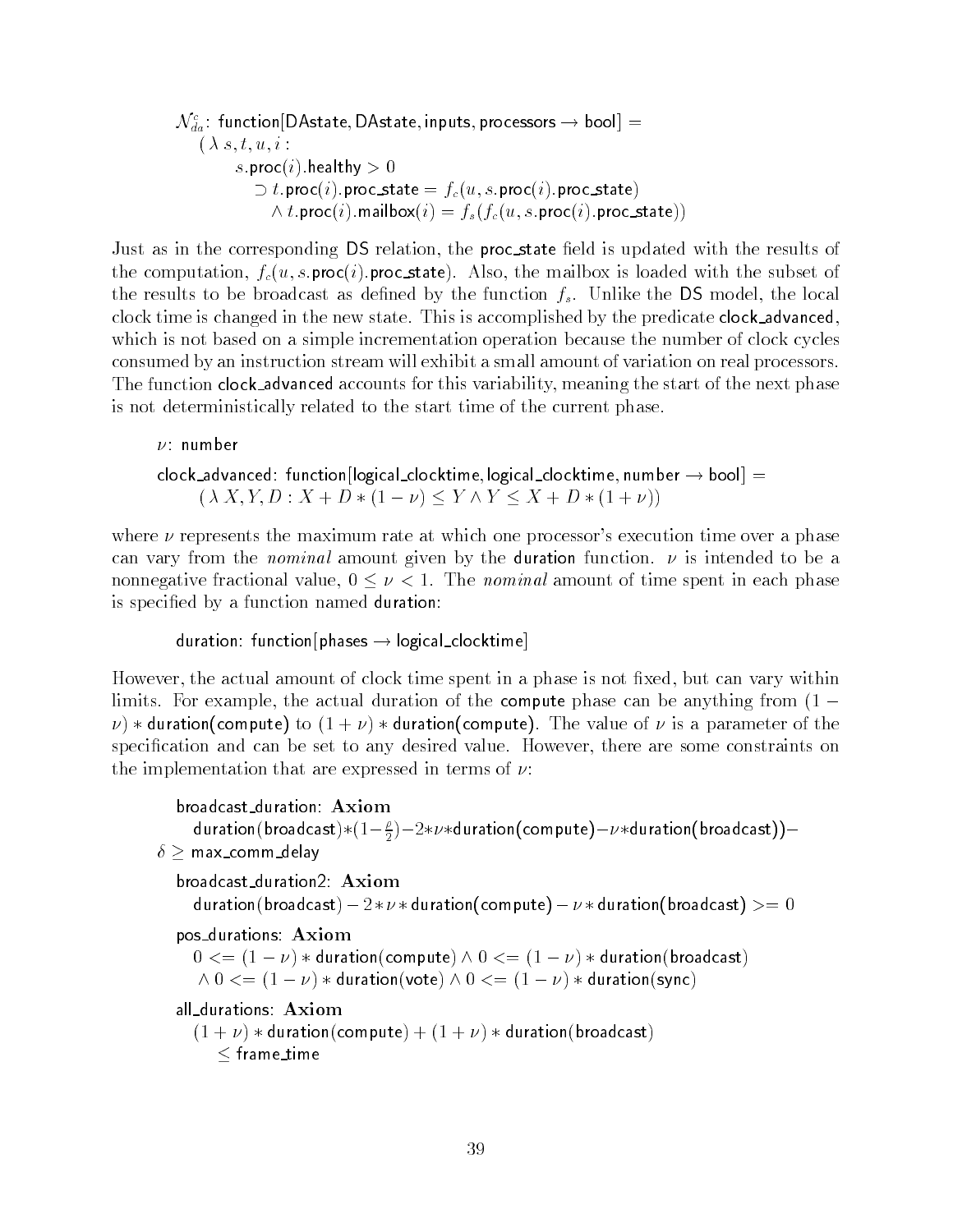$\mathcal{N}_{da}^{c}$: function[DAstate, DAstate, inputs, processors $\rightarrow$ bool] =
$(\lambda\ s, t, u, i :$
$s$.proc($i$).healthy $> 0$
$\supset t$.proc($i$).proc_state $= f_c(u, s$.proc($i$).proc_state)
$\wedge\ t$.proc($i$).mailbox($i$) $= f_s(f_c(u, s$.proc($i$).proc_state))

Just as in the corresponding DS relation, the proc_state field is updated with the results of the computation, $f_c(u, s$.proc($i$).proc_state). Also, the mailbox is loaded with the subset of the results to be broadcast as defined by the function $f_s$. Unlike the DS model, the local clock time is changed in the new state. This is accomplished by the predicate clock_advanced, which is not based on a simple incrementation operation because the number of clock cycles consumed by an instruction stream will exhibit a small amount of variation on real processors. The function clock_advanced accounts for this variability, meaning the start of the next phase is not deterministically related to the start time of the current phase.

$\nu$: number

clock_advanced: function[logical_clocktime, logical_clocktime, number $\rightarrow$ bool] =
$(\lambda\ X, Y, D : X + D * (1 - \nu) \leq Y \wedge Y \leq X + D * (1 + \nu))$

where $\nu$ represents the maximum rate at which one processor's execution time over a phase can vary from the *nominal* amount given by the duration function. $\nu$ is intended to be a nonnegative fractional value, $0 \leq \nu < 1$. The *nominal* amount of time spent in each phase is specified by a function named duration:

duration: function[phases $\rightarrow$ logical_clocktime]

However, the actual amount of clock time spent in a phase is not fixed, but can vary within limits. For example, the actual duration of the compute phase can be anything from $(1 - \nu) *$ duration(compute) to $(1 + \nu) *$ duration(compute). The value of $\nu$ is a parameter of the specification and can be set to any desired value. However, there are some constraints on the implementation that are expressed in terms of $\nu$:

broadcast_duration: **Axiom**
duration(broadcast)$*(1-\frac{\rho}{2})-2*\nu*$duration(compute)$-\nu*$duration(broadcast))$-\delta \geq$ max_comm_delay

broadcast_duration2: **Axiom**
duration(broadcast) $- 2 * \nu *$ duration(compute) $- \nu *$ duration(broadcast) $>= 0$

pos_durations: **Axiom**
$0 <= (1 - \nu) *$ duration(compute) $\wedge\ 0 <= (1 - \nu) *$ duration(broadcast)
$\wedge\ 0 <= (1 - \nu) *$ duration(vote) $\wedge\ 0 <= (1 - \nu) *$ duration(sync)

all_durations: **Axiom**
$(1 + \nu) *$ duration(compute) $+ (1 + \nu) *$ duration(broadcast)
$\leq$ frame_time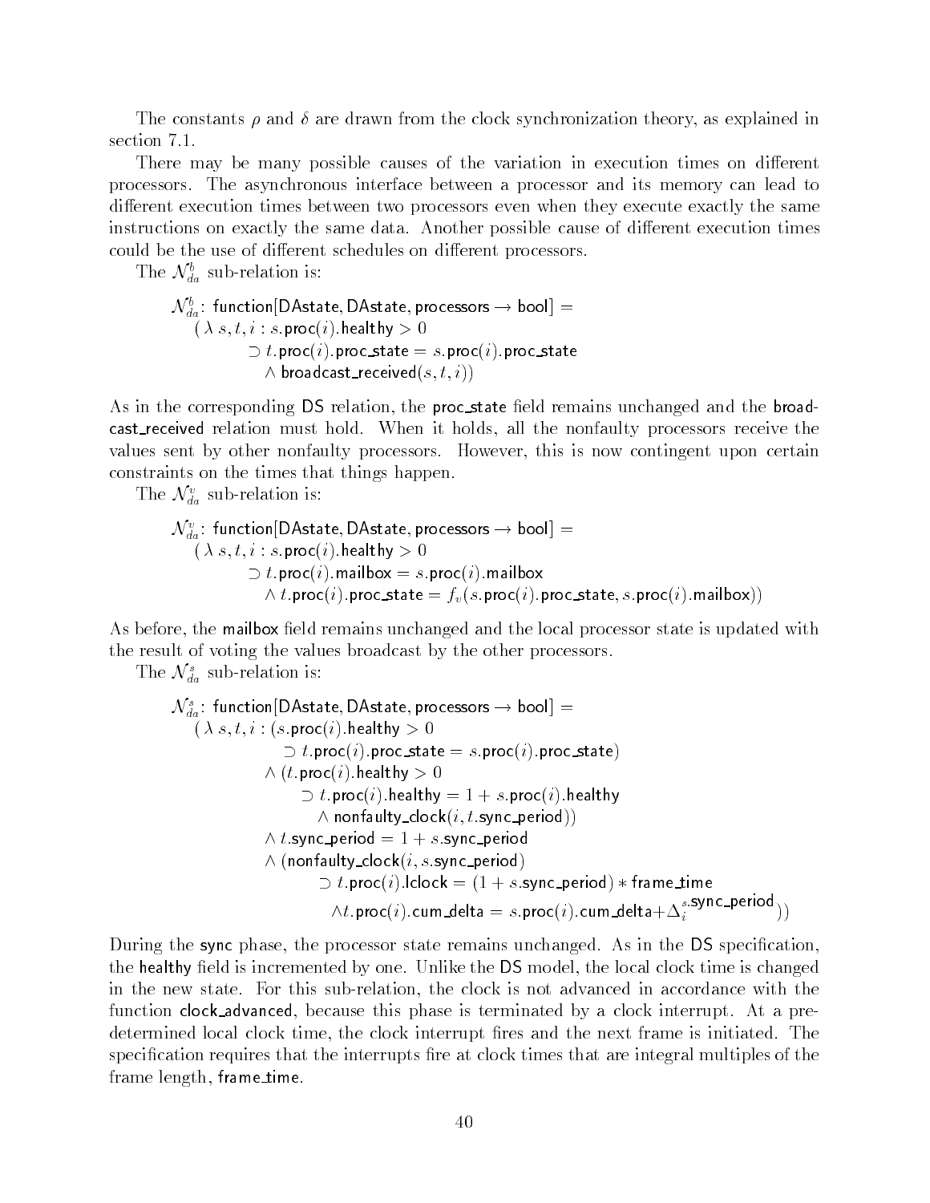The constants $\rho$ and $\delta$ are drawn from the clock synchronization theory, as explained in section 7.1.

There may be many possible causes of the variation in execution times on different processors. The asynchronous interface between a processor and its memory can lead to different execution times between two processors even when they execute exactly the same instructions on exactly the same data. Another possible cause of different execution times could be the use of different schedules on different processors.

The $\mathcal{N}_{da}^{b}$ sub-relation is:

$$
\begin{array}{l}
\mathcal{N}_{da}^{b}\text{: function[DAstate, DAstate, processors} \rightarrow \text{bool]} = \\
\quad (\lambda\ s, t, i : s.\mathsf{proc}(i).\mathsf{healthy} > 0 \\
\qquad\qquad \supset t.\mathsf{proc}(i).\mathsf{proc\_state} = s.\mathsf{proc}(i).\mathsf{proc\_state} \\
\qquad\qquad\quad \wedge\ \mathsf{broadcast\_received}(s, t, i))
\end{array}
$$

As in the corresponding DS relation, the proc_state field remains unchanged and the broadcast_received relation must hold. When it holds, all the nonfaulty processors receive the values sent by other nonfaulty processors. However, this is now contingent upon certain constraints on the times that things happen.

The $\mathcal{N}_{da}^{v}$ sub-relation is:

$$
\begin{array}{l}
\mathcal{N}_{da}^{v}\text{: function[DAstate, DAstate, processors} \rightarrow \text{bool]} = \\
\quad (\lambda\ s, t, i : s.\mathsf{proc}(i).\mathsf{healthy} > 0 \\
\qquad\qquad \supset t.\mathsf{proc}(i).\mathsf{mailbox} = s.\mathsf{proc}(i).\mathsf{mailbox} \\
\qquad\qquad\quad \wedge\ t.\mathsf{proc}(i).\mathsf{proc\_state} = f_v(s.\mathsf{proc}(i).\mathsf{proc\_state}, s.\mathsf{proc}(i).\mathsf{mailbox}))
\end{array}
$$

As before, the mailbox field remains unchanged and the local processor state is updated with the result of voting the values broadcast by the other processors.

The $\mathcal{N}_{da}^{s}$ sub-relation is:

$$
\begin{array}{l}
\mathcal{N}_{da}^{s}\text{: function[DAstate, DAstate, processors} \rightarrow \text{bool]} = \\
\quad (\lambda\ s, t, i : (s.\mathsf{proc}(i).\mathsf{healthy} > 0 \\
\qquad\qquad\qquad \supset t.\mathsf{proc}(i).\mathsf{proc\_state} = s.\mathsf{proc}(i).\mathsf{proc\_state}) \\
\qquad\qquad \wedge\ (t.\mathsf{proc}(i).\mathsf{healthy} > 0 \\
\qquad\qquad\qquad \supset t.\mathsf{proc}(i).\mathsf{healthy} = 1 + s.\mathsf{proc}(i).\mathsf{healthy} \\
\qquad\qquad\qquad\quad \wedge\ \mathsf{nonfaulty\_clock}(i, t.\mathsf{sync\_period})) \\
\qquad\qquad \wedge\ t.\mathsf{sync\_period} = 1 + s.\mathsf{sync\_period} \\
\qquad\qquad \wedge\ (\mathsf{nonfaulty\_clock}(i, s.\mathsf{sync\_period}) \\
\qquad\qquad\qquad \supset t.\mathsf{proc}(i).\mathsf{lclock} = (1 + s.\mathsf{sync\_period}) * \mathsf{frame\_time} \\
\qquad\qquad\qquad\quad \wedge t.\mathsf{proc}(i).\mathsf{cum\_delta} = s.\mathsf{proc}(i).\mathsf{cum\_delta} + \Delta_i^{s.\mathsf{sync\_period}}))
\end{array}
$$

During the sync phase, the processor state remains unchanged. As in the DS specification, the healthy field is incremented by one. Unlike the DS model, the local clock time is changed in the new state. For this sub-relation, the clock is not advanced in accordance with the function clock_advanced, because this phase is terminated by a clock interrupt. At a predetermined local clock time, the clock interrupt fires and the next frame is initiated. The specification requires that the interrupts fire at clock times that are integral multiples of the frame length, frame_time.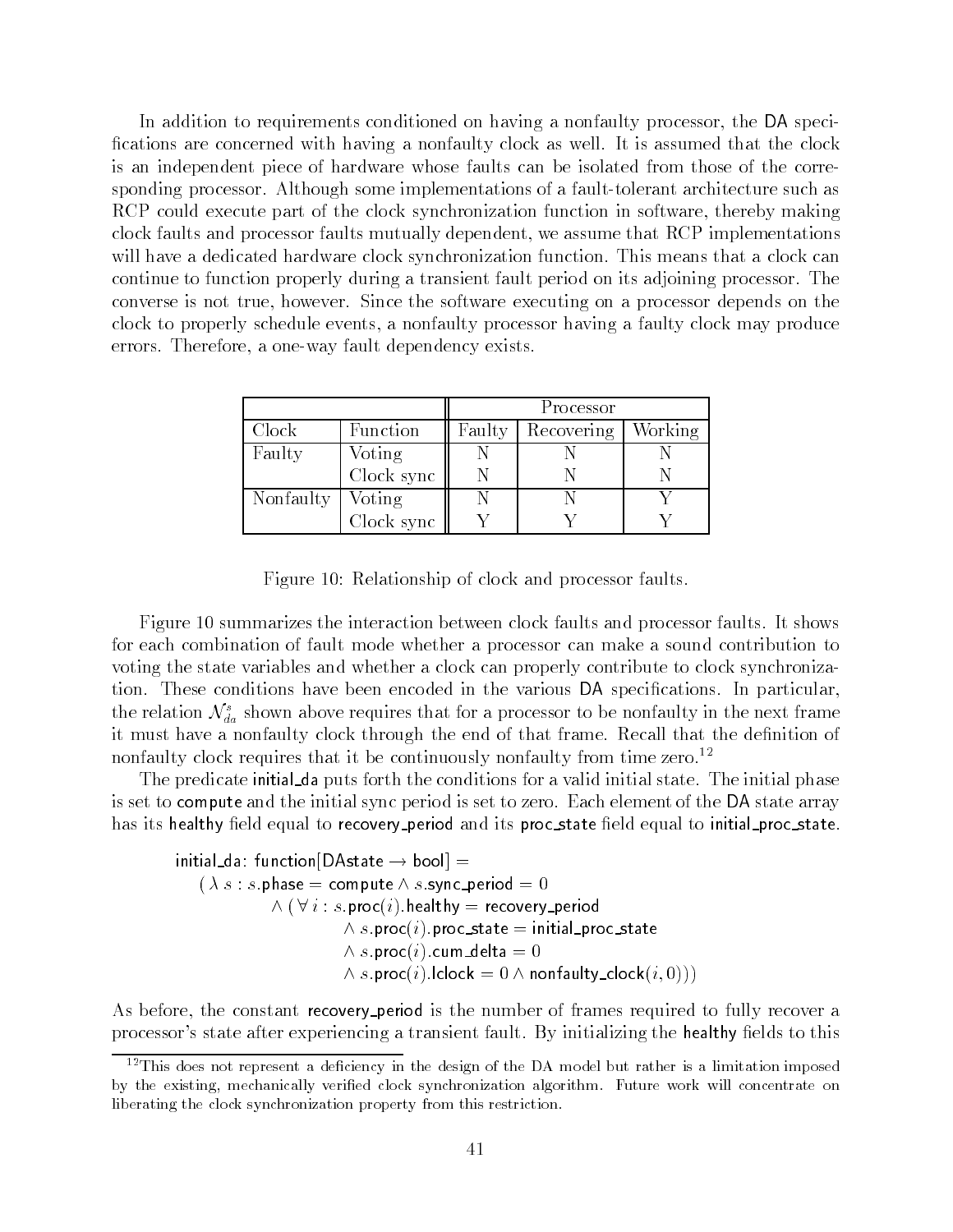In addition to requirements conditioned on having a nonfaulty processor, the DA specifications are concerned with having a nonfaulty clock as well. It is assumed that the clock is an independent piece of hardware whose faults can be isolated from those of the corresponding processor. Although some implementations of a fault-tolerant architecture such as RCP could execute part of the clock synchronization function in software, thereby making clock faults and processor faults mutually dependent, we assume that RCP implementations will have a dedicated hardware clock synchronization function. This means that a clock can continue to function properly during a transient fault period on its adjoining processor. The converse is not true, however. Since the software executing on a processor depends on the clock to properly schedule events, a nonfaulty processor having a faulty clock may produce errors. Therefore, a one-way fault dependency exists.

| | | Processor | | |
|---|---|---|---|---|
| Clock | Function | Faulty | Recovering | Working |
| Faulty | Voting | N | N | N |
| | Clock sync | N | N | N |
| Nonfaulty | Voting | N | N | Y |
| | Clock sync | Y | Y | Y |

Figure 10: Relationship of clock and processor faults.

Figure 10 summarizes the interaction between clock faults and processor faults. It shows for each combination of fault mode whether a processor can make a sound contribution to voting the state variables and whether a clock can properly contribute to clock synchronization. These conditions have been encoded in the various DA specifications. In particular, the relation $\mathcal{N}^s_{da}$ shown above requires that for a processor to be nonfaulty in the next frame it must have a nonfaulty clock through the end of that frame. Recall that the definition of nonfaulty clock requires that it be continuously nonfaulty from time zero.[12]

The predicate initial_da puts forth the conditions for a valid initial state. The initial phase is set to compute and the initial sync period is set to zero. Each element of the DA state array has its healthy field equal to recovery_period and its proc_state field equal to initial_proc_state.

$$
\begin{aligned}
&\mathsf{initial\_da}\text{: function}[\mathsf{DAstate} \rightarrow \mathsf{bool}] = \\
&\quad (\lambda\, s : s.\mathsf{phase} = \mathsf{compute} \wedge s.\mathsf{sync\_period} = 0 \\
&\quad\quad \wedge\, (\forall\, i : s.\mathsf{proc}(i).\mathsf{healthy} = \mathsf{recovery\_period} \\
&\quad\quad\quad \wedge\, s.\mathsf{proc}(i).\mathsf{proc\_state} = \mathsf{initial\_proc\_state} \\
&\quad\quad\quad \wedge\, s.\mathsf{proc}(i).\mathsf{cum\_delta} = 0 \\
&\quad\quad\quad \wedge\, s.\mathsf{proc}(i).\mathsf{lclock} = 0 \wedge \mathsf{nonfaulty\_clock}(i, 0)))
\end{aligned}
$$

As before, the constant recovery_period is the number of frames required to fully recover a processor's state after experiencing a transient fault. By initializing the healthy fields to this

[12] This does not represent a deficiency in the design of the DA model but rather is a limitation imposed by the existing, mechanically verified clock synchronization algorithm. Future work will concentrate on liberating the clock synchronization property from this restriction.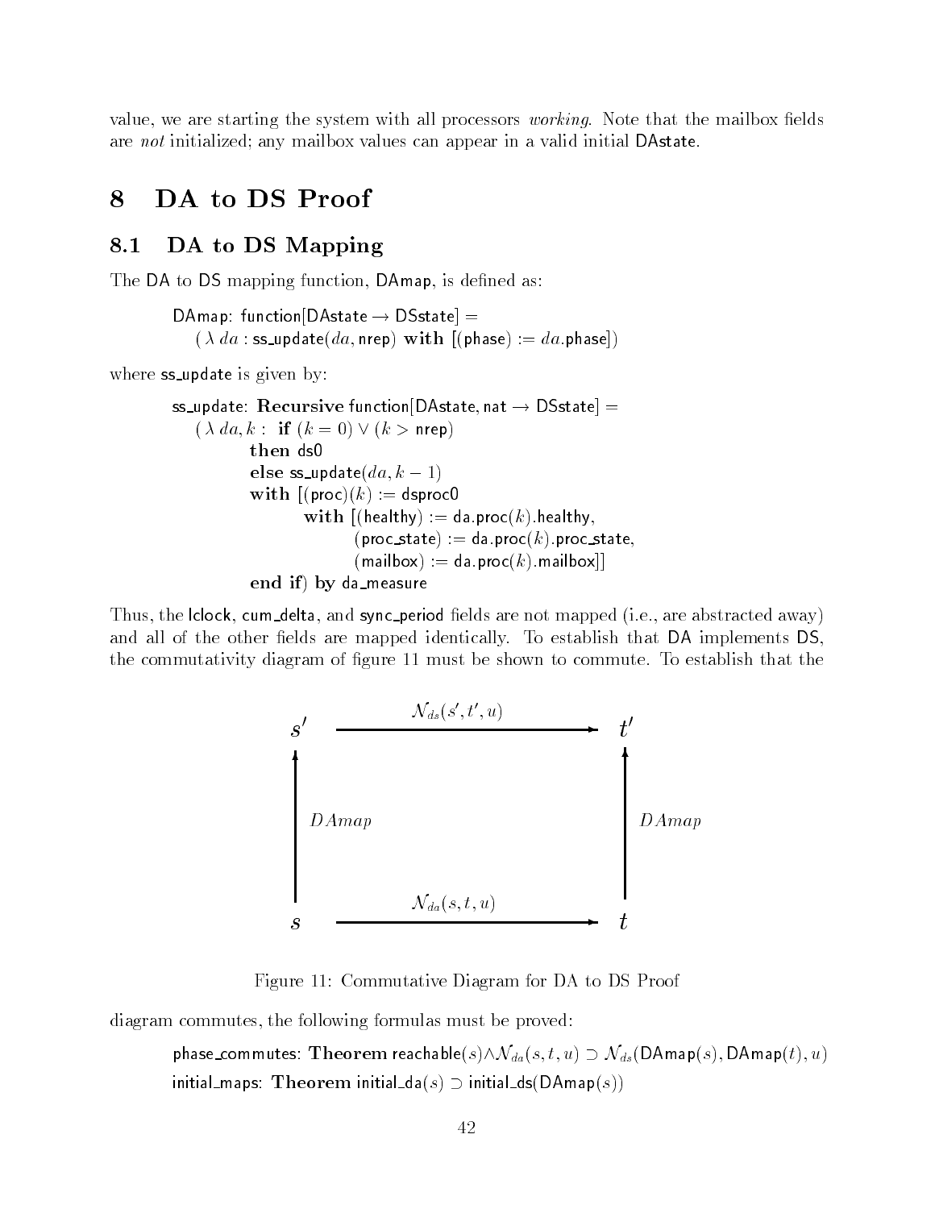value, we are starting the system with all processors *working*. Note that the mailbox fields are *not* initialized; any mailbox values can appear in a valid initial DAstate.

# 8 DA to DS Proof

## 8.1 DA to DS Mapping

The DA to DS mapping function, DAmap, is defined as:

```
DAmap: function[DAstate → DSstate] =
   ( λ da : ss_update(da, nrep) with [(phase) := da.phase])
```

where ss_update is given by:

```
ss_update: Recursive function[DAstate, nat → DSstate] =
   ( λ da, k :  if (k = 0) ∨ (k > nrep)
           then ds0
           else ss_update(da, k − 1)
           with [(proc)(k) := dsproc0
                  with [(healthy) := da.proc(k).healthy,
                        (proc_state) := da.proc(k).proc_state,
                        (mailbox) := da.proc(k).mailbox]]
           end if) by da_measure
```

Thus, the lclock, cum_delta, and sync_period fields are not mapped (i.e., are abstracted away) and all of the other fields are mapped identically. To establish that DA implements DS, the commutativity diagram of figure 11 must be shown to commute. To establish that the

$$
\begin{array}{ccc}
s' & \xrightarrow{\quad \mathcal{N}_{ds}(s', t', u) \quad} & t' \\
\uparrow {\scriptstyle DAmap} & & \uparrow {\scriptstyle DAmap} \\
s & \xrightarrow{\quad \mathcal{N}_{da}(s, t, u) \quad} & t
\end{array}
$$

Figure 11: Commutative Diagram for DA to DS Proof

diagram commutes, the following formulas must be proved:

phase_commutes: **Theorem** reachable$(s) \wedge \mathcal{N}_{da}(s, t, u) \supset \mathcal{N}_{ds}($DAmap$(s)$, DAmap$(t), u)$

initial_maps: **Theorem** initial_da$(s) \supset$ initial_ds(DAmap$(s)$)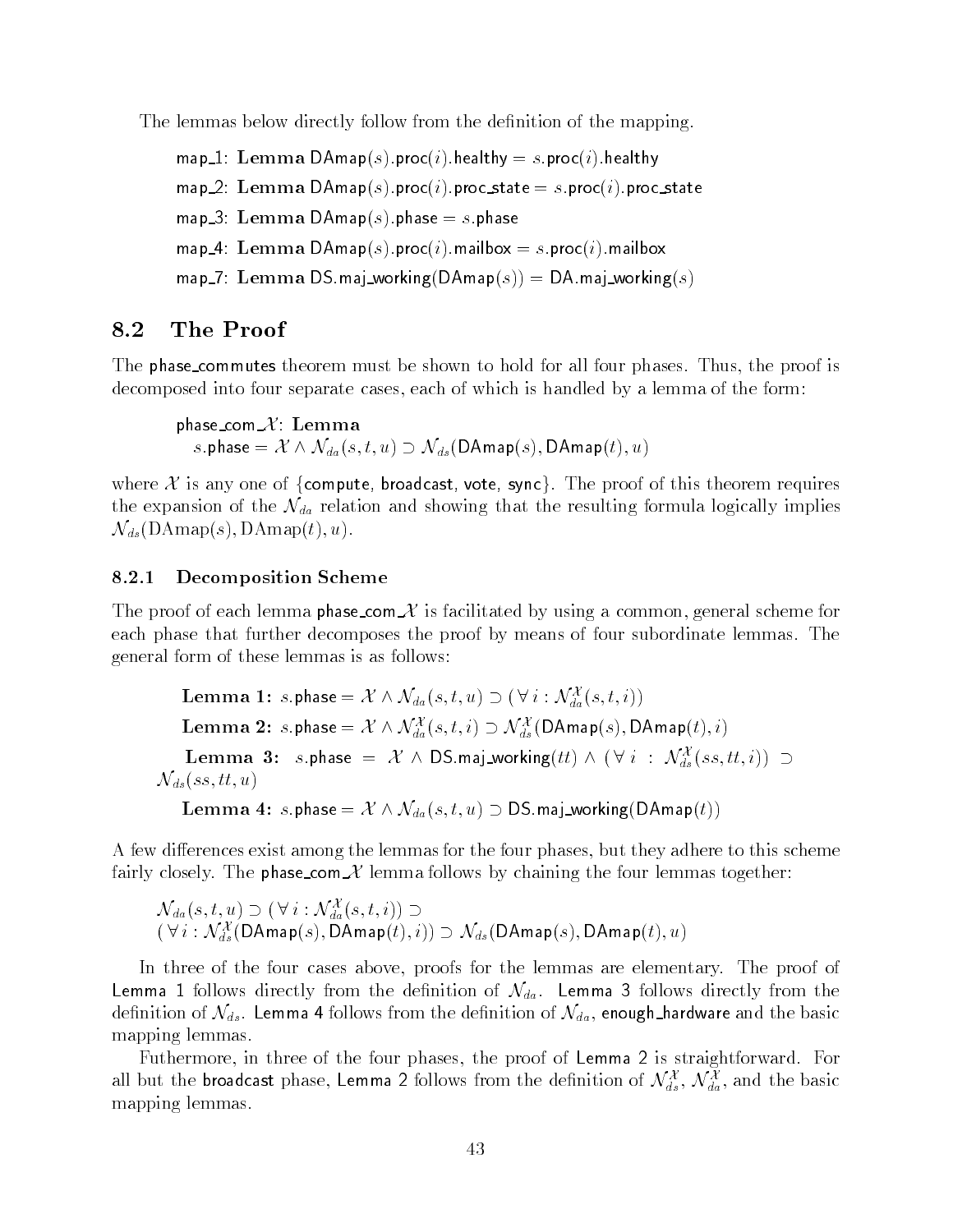The lemmas below directly follow from the definition of the mapping.

> map_1: **Lemma** DAmap($s$).proc($i$).healthy = $s$.proc($i$).healthy
>
> map_2: **Lemma** DAmap($s$).proc($i$).proc_state = $s$.proc($i$).proc_state
>
> map_3: **Lemma** DAmap($s$).phase = $s$.phase
>
> map_4: **Lemma** DAmap($s$).proc($i$).mailbox = $s$.proc($i$).mailbox
>
> map_7: **Lemma** DS.maj_working(DAmap($s$)) = DA.maj_working($s$)

## 8.2 The Proof

The phase_commutes theorem must be shown to hold for all four phases. Thus, the proof is decomposed into four separate cases, each of which is handled by a lemma of the form:

> phase_com_$\mathcal{X}$: **Lemma**
> $s.\mathsf{phase} = \mathcal{X} \wedge \mathcal{N}_{da}(s,t,u) \supset \mathcal{N}_{ds}(\mathsf{DAmap}(s), \mathsf{DAmap}(t), u)$

where $\mathcal{X}$ is any one of {compute, broadcast, vote, sync}. The proof of this theorem requires the expansion of the $\mathcal{N}_{da}$ relation and showing that the resulting formula logically implies $\mathcal{N}_{ds}(\mathrm{DAmap}(s), \mathrm{DAmap}(t), u)$.

### 8.2.1 Decomposition Scheme

The proof of each lemma phase_com_$\mathcal{X}$ is facilitated by using a common, general scheme for each phase that further decomposes the proof by means of four subordinate lemmas. The general form of these lemmas is as follows:

> **Lemma 1:** $s.\mathsf{phase} = \mathcal{X} \wedge \mathcal{N}_{da}(s,t,u) \supset (\forall\, i : \mathcal{N}_{da}^{\mathcal{X}}(s,t,i))$
>
> **Lemma 2:** $s.\mathsf{phase} = \mathcal{X} \wedge \mathcal{N}_{da}^{\mathcal{X}}(s,t,i) \supset \mathcal{N}_{ds}^{\mathcal{X}}(\mathsf{DAmap}(s), \mathsf{DAmap}(t), i)$
>
> **Lemma 3:** $s.\mathsf{phase} = \mathcal{X} \wedge \mathsf{DS.maj\_working}(tt) \wedge (\forall\, i : \mathcal{N}_{ds}^{\mathcal{X}}(ss,tt,i)) \supset \mathcal{N}_{ds}(ss,tt,u)$
>
> **Lemma 4:** $s.\mathsf{phase} = \mathcal{X} \wedge \mathcal{N}_{da}(s,t,u) \supset \mathsf{DS.maj\_working}(\mathsf{DAmap}(t))$

A few differences exist among the lemmas for the four phases, but they adhere to this scheme fairly closely. The phase_com_$\mathcal{X}$ lemma follows by chaining the four lemmas together:

$$\mathcal{N}_{da}(s,t,u) \supset (\forall\, i : \mathcal{N}_{da}^{\mathcal{X}}(s,t,i)) \supset$$
$$(\forall\, i : \mathcal{N}_{ds}^{\mathcal{X}}(\mathsf{DAmap}(s), \mathsf{DAmap}(t), i)) \supset \mathcal{N}_{ds}(\mathsf{DAmap}(s), \mathsf{DAmap}(t), u)$$

In three of the four cases above, proofs for the lemmas are elementary. The proof of Lemma 1 follows directly from the definition of $\mathcal{N}_{da}$. Lemma 3 follows directly from the definition of $\mathcal{N}_{ds}$. Lemma 4 follows from the definition of $\mathcal{N}_{da}$, enough_hardware and the basic mapping lemmas.

Futhermore, in three of the four phases, the proof of Lemma 2 is straightforward. For all but the broadcast phase, Lemma 2 follows from the definition of $\mathcal{N}_{ds}^{\mathcal{X}}$, $\mathcal{N}_{da}^{\mathcal{X}}$, and the basic mapping lemmas.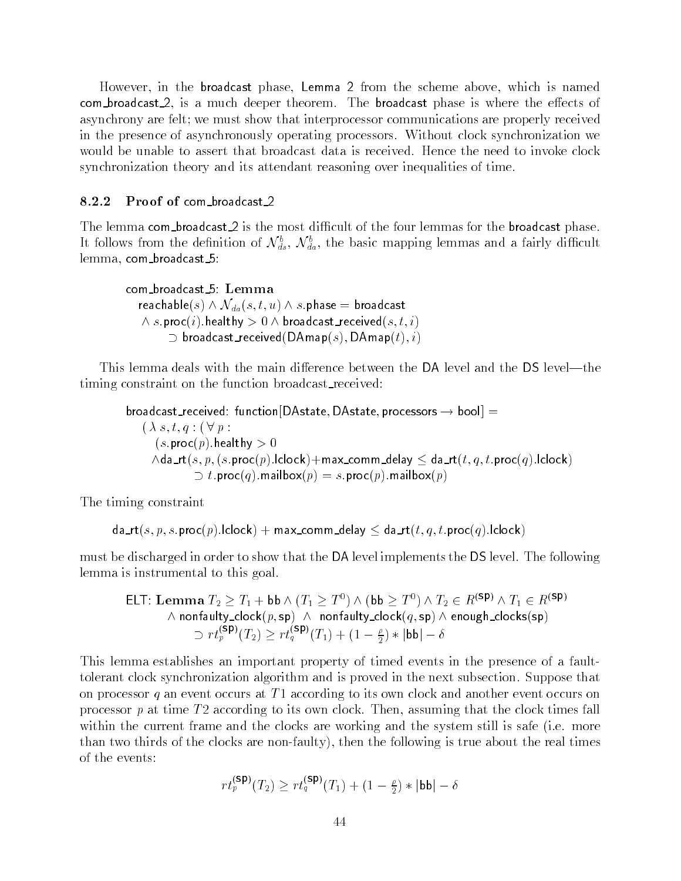However, in the broadcast phase, Lemma 2 from the scheme above, which is named com_broadcast_2, is a much deeper theorem. The broadcast phase is where the effects of asynchrony are felt; we must show that interprocessor communications are properly received in the presence of asynchronously operating processors. Without clock synchronization we would be unable to assert that broadcast data is received. Hence the need to invoke clock synchronization theory and its attendant reasoning over inequalities of time.

### 8.2.2 Proof of com_broadcast_2

The lemma com_broadcast_2 is the most difficult of the four lemmas for the broadcast phase. It follows from the definition of $\mathcal{N}^b_{ds}$, $\mathcal{N}^b_{da}$, the basic mapping lemmas and a fairly difficult lemma, com_broadcast_5:

$$
\begin{aligned}
&\textsf{com\_broadcast\_5: } \textbf{Lemma}\\
&\quad \textsf{reachable}(s) \wedge \mathcal{N}_{da}(s,t,u) \wedge s.\textsf{phase} = \textsf{broadcast}\\
&\quad \wedge\, s.\textsf{proc}(i).\textsf{healthy} > 0 \wedge \textsf{broadcast\_received}(s,t,i)\\
&\qquad\quad \supset \textsf{broadcast\_received}(\textsf{DAmap}(s), \textsf{DAmap}(t), i)
\end{aligned}
$$

This lemma deals with the main difference between the DA level and the DS level—the timing constraint on the function broadcast_received:

$$
\begin{aligned}
&\textsf{broadcast\_received: function}[\textsf{DAstate}, \textsf{DAstate}, \textsf{processors} \rightarrow \textsf{bool}] =\\
&\quad (\,\lambda\, s,t,q : (\,\forall\, p :\\
&\qquad (s.\textsf{proc}(p).\textsf{healthy} > 0\\
&\qquad \wedge \textsf{da\_rt}(s,p,(s.\textsf{proc}(p).\textsf{lclock}) + \textsf{max\_comm\_delay} \leq \textsf{da\_rt}(t,q,t.\textsf{proc}(q).\textsf{lclock})\\
&\qquad\qquad \supset t.\textsf{proc}(q).\textsf{mailbox}(p) = s.\textsf{proc}(p).\textsf{mailbox}(p)
\end{aligned}
$$

The timing constraint

$$
\textsf{da\_rt}(s,p,s.\textsf{proc}(p).\textsf{lclock}) + \textsf{max\_comm\_delay} \leq \textsf{da\_rt}(t,q,t.\textsf{proc}(q).\textsf{lclock})
$$

must be discharged in order to show that the DA level implements the DS level. The following lemma is instrumental to this goal.

$$
\begin{aligned}
&\textsf{ELT: } \textbf{Lemma } T_2 \geq T_1 + \textsf{bb} \wedge (T_1 \geq T^0) \wedge (\textsf{bb} \geq T^0) \wedge T_2 \in R^{(\textsf{sp})} \wedge T_1 \in R^{(\textsf{sp})}\\
&\qquad \wedge\, \textsf{nonfaulty\_clock}(p,\textsf{sp}) \;\wedge\; \textsf{nonfaulty\_clock}(q,\textsf{sp}) \wedge \textsf{enough\_clocks}(\textsf{sp})\\
&\qquad\qquad \supset rt_p^{(\textsf{sp})}(T_2) \geq rt_q^{(\textsf{sp})}(T_1) + (1 - \tfrac{\rho}{2}) * |\textsf{bb}| - \delta
\end{aligned}
$$

This lemma establishes an important property of timed events in the presence of a fault-tolerant clock synchronization algorithm and is proved in the next subsection. Suppose that on processor $q$ an event occurs at $T1$ according to its own clock and another event occurs on processor $p$ at time $T2$ according to its own clock. Then, assuming that the clock times fall within the current frame and the clocks are working and the system still is safe (i.e. more than two thirds of the clocks are non-faulty), then the following is true about the real times of the events:

$$
rt_p^{(\textsf{sp})}(T_2) \geq rt_q^{(\textsf{sp})}(T_1) + (1 - \tfrac{\rho}{2}) * |\textsf{bb}| - \delta
$$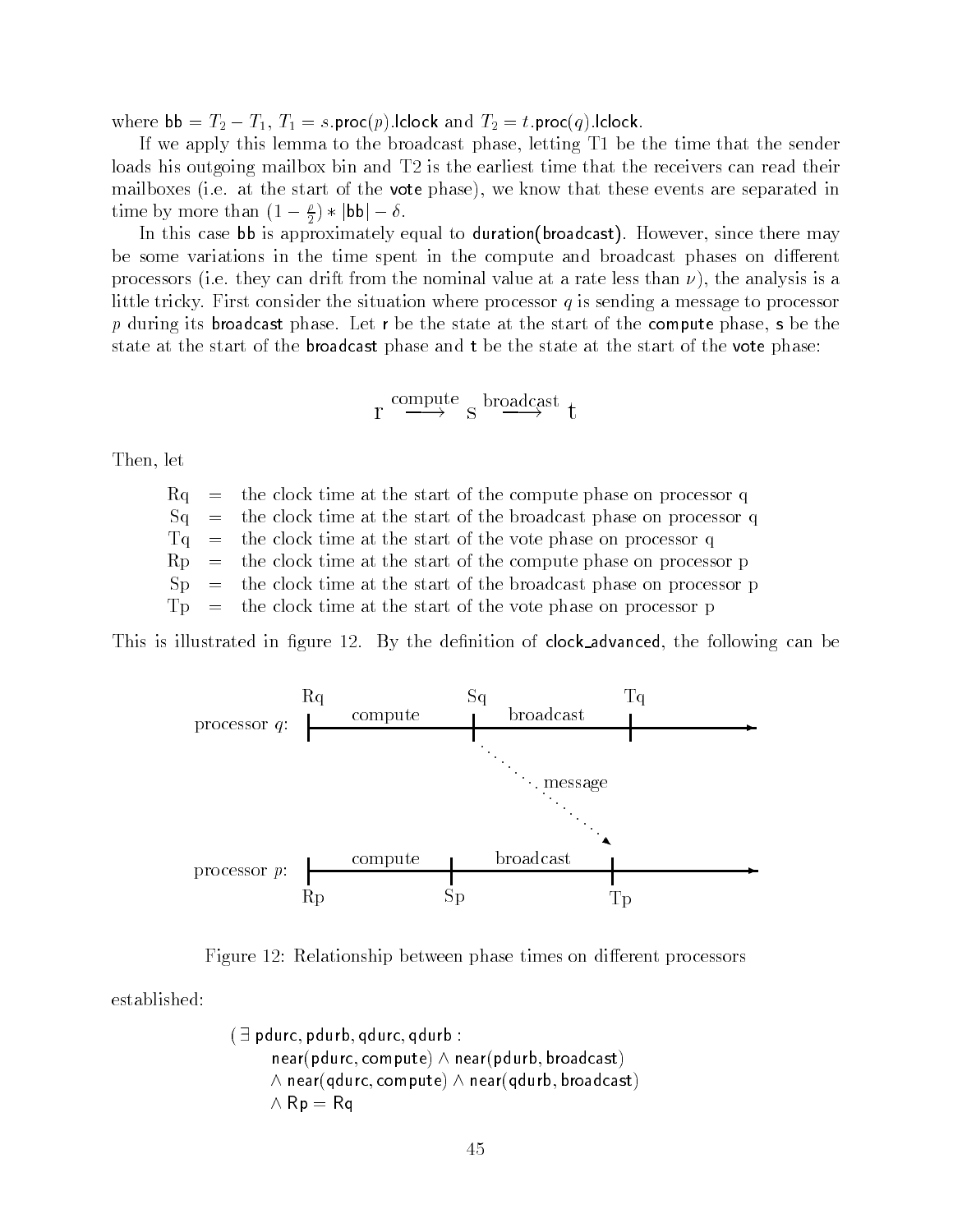where $\mathsf{bb} = T_2 - T_1$, $T_1 = s.\mathsf{proc}(p).\mathsf{lclock}$ and $T_2 = t.\mathsf{proc}(q).\mathsf{lclock}$.

If we apply this lemma to the broadcast phase, letting T1 be the time that the sender loads his outgoing mailbox bin and T2 is the earliest time that the receivers can read their mailboxes (i.e. at the start of the **vote** phase), we know that these events are separated in time by more than $(1 - \frac{\rho}{2}) * |\mathsf{bb}| - \delta$.

In this case bb is approximately equal to duration(broadcast). However, since there may be some variations in the time spent in the compute and broadcast phases on different processors (i.e. they can drift from the nominal value at a rate less than $\nu$), the analysis is a little tricky. First consider the situation where processor $q$ is sending a message to processor $p$ during its **broadcast** phase. Let **r** be the state at the start of the **compute** phase, **s** be the state at the start of the **broadcast** phase and **t** be the state at the start of the **vote** phase:

$$\mathrm{r} \stackrel{\text{compute}}{\longrightarrow} \mathrm{s} \stackrel{\text{broadcast}}{\longrightarrow} \mathrm{t}$$

Then, let

| | | |
|---|---|---|
| Rq | = | the clock time at the start of the compute phase on processor q |
| Sq | = | the clock time at the start of the broadcast phase on processor q |
| Tq | = | the clock time at the start of the vote phase on processor q |
| Rp | = | the clock time at the start of the compute phase on processor p |
| Sp | = | the clock time at the start of the broadcast phase on processor p |
| Tp | = | the clock time at the start of the vote phase on processor p |

This is illustrated in figure 12. By the definition of clock_advanced, the following can be

Figure 12: Relationship between phase times on different processors

established:

$$\begin{aligned}
(\exists\ & \mathsf{pdurc}, \mathsf{pdurb}, \mathsf{qdurc}, \mathsf{qdurb} : \\
& \mathsf{near}(\mathsf{pdurc}, \mathsf{compute}) \wedge \mathsf{near}(\mathsf{pdurb}, \mathsf{broadcast}) \\
& \wedge \mathsf{near}(\mathsf{qdurc}, \mathsf{compute}) \wedge \mathsf{near}(\mathsf{qdurb}, \mathsf{broadcast}) \\
& \wedge \mathsf{Rp} = \mathsf{Rq}
\end{aligned}$$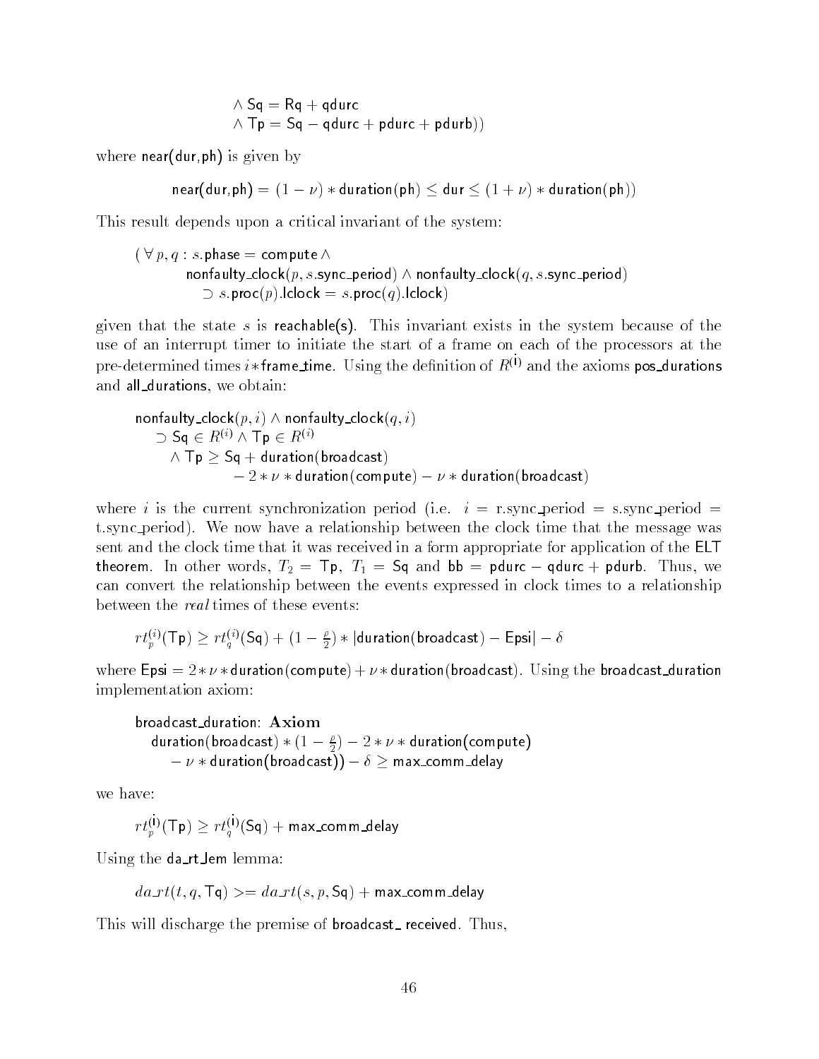$\wedge$ Sq = Rq + qdurc
$\wedge$ Tp = Sq − qdurc + pdurc + pdurb))

where near(dur,ph) is given by

$$\text{near(dur,ph)} = (1 - \nu) * \text{duration(ph)} \le \text{dur} \le (1 + \nu) * \text{duration(ph)})$$

This result depends upon a critical invariant of the system:

$(\forall\, p, q : s.$phase = compute $\wedge$
nonfaulty_clock($p, s.$sync_period) $\wedge$ nonfaulty_clock($q, s.$sync_period)
$\supset s.$proc($p$).lclock = $s.$proc($q$).lclock)

given that the state $s$ is reachable(s). This invariant exists in the system because of the use of an interrupt timer to initiate the start of a frame on each of the processors at the pre-determined times $i *$frame_time. Using the definition of $R^{(i)}$ and the axioms pos_durations and all_durations, we obtain:

nonfaulty_clock($p, i$) $\wedge$ nonfaulty_clock($q, i$)
$\supset$ Sq $\in R^{(i)} \wedge$ Tp $\in R^{(i)}$
$\wedge$ Tp $\ge$ Sq + duration(broadcast)
$- 2 * \nu *$ duration(compute) $- \nu *$ duration(broadcast)

where $i$ is the current synchronization period (i.e. $i$ = r.sync_period = s.sync_period = t.sync_period). We now have a relationship between the clock time that the message was sent and the clock time that it was received in a form appropriate for application of the ELT theorem. In other words, $T_2$ = Tp, $T_1$ = Sq and bb = pdurc − qdurc + pdurb. Thus, we can convert the relationship between the events expressed in clock times to a relationship between the *real* times of these events:

$$rt_p^{(i)}(\mathsf{Tp}) \ge rt_q^{(i)}(\mathsf{Sq}) + (1 - \tfrac{\rho}{2}) * |\mathsf{duration(broadcast)} - \mathsf{Epsi}| - \delta$$

where Epsi = $2 * \nu *$ duration(compute) + $\nu *$ duration(broadcast). Using the broadcast_duration implementation axiom:

broadcast_duration: **Axiom**
duration(broadcast) $* (1 - \frac{\rho}{2}) - 2 * \nu *$ duration(compute)
$- \nu *$ duration(broadcast)) $- \delta \ge$ max_comm_delay

we have:

$$rt_p^{(i)}(\mathsf{Tp}) \ge rt_q^{(i)}(\mathsf{Sq}) + \mathsf{max\_comm\_delay}$$

Using the da_rt_lem lemma:

$$da\_rt(t, q, \mathsf{Tq}) >= da\_rt(s, p, \mathsf{Sq}) + \mathsf{max\_comm\_delay}$$

This will discharge the premise of broadcast_ received. Thus,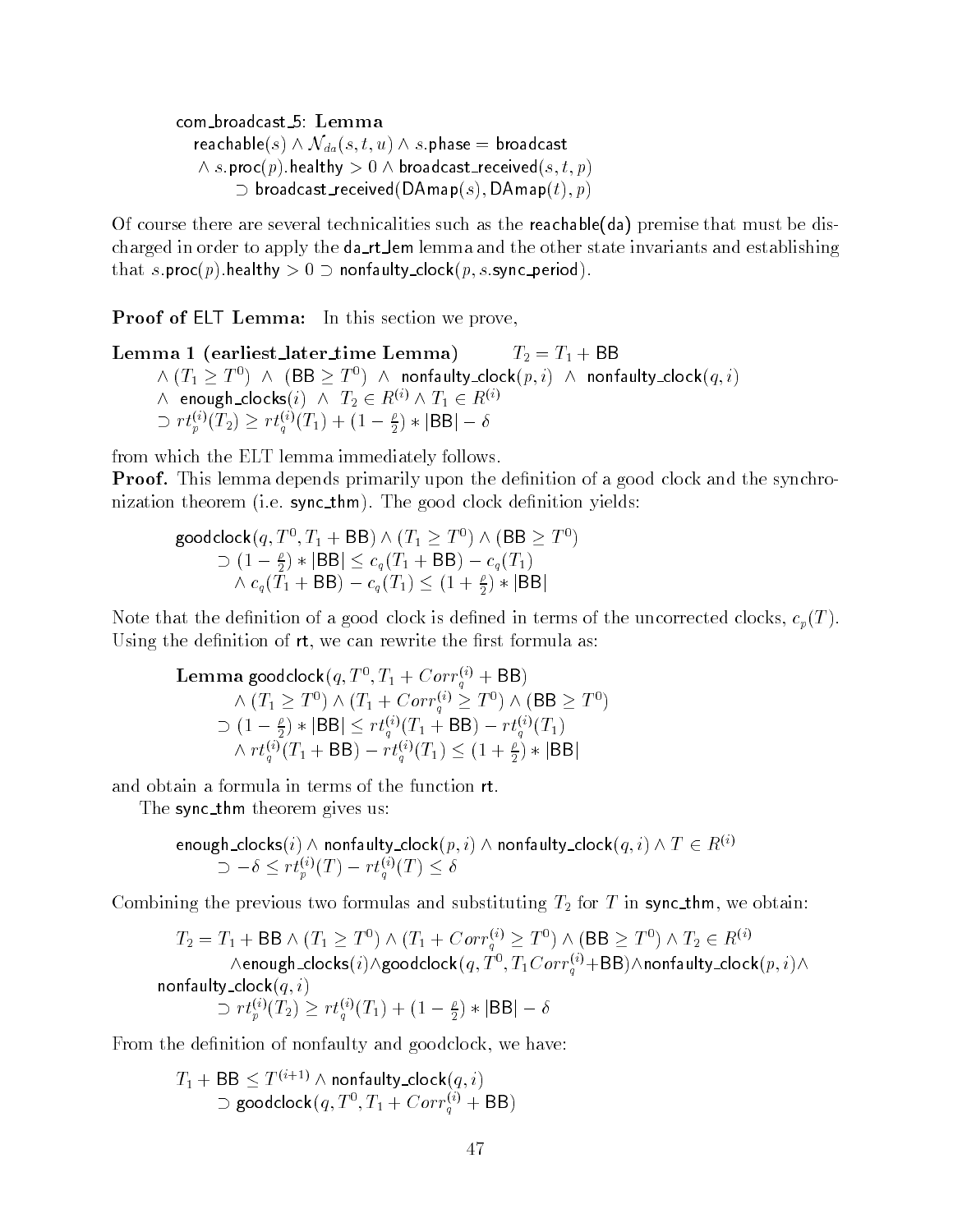com_broadcast_5: **Lemma**

$$\begin{aligned}
&\mathsf{reachable}(s) \wedge \mathcal{N}_{da}(s,t,u) \wedge s.\mathsf{phase} = \mathsf{broadcast} \\
&\wedge\, s.\mathsf{proc}(p).\mathsf{healthy} > 0 \wedge \mathsf{broadcast\_received}(s,t,p) \\
&\quad \supset \mathsf{broadcast\_received}(\mathsf{DAmap}(s), \mathsf{DAmap}(t), p)
\end{aligned}$$

Of course there are several technicalities such as the reachable(da) premise that must be discharged in order to apply the da_rt_lem lemma and the other state invariants and establishing that $s.\mathsf{proc}(p).\mathsf{healthy} > 0 \supset \mathsf{nonfaulty\_clock}(p, s.\mathsf{sync\_period})$.

**Proof of ELT Lemma:** In this section we prove,

**Lemma 1 (earliest_later_time Lemma)** $\quad T_2 = T_1 + \mathsf{BB}$

$$\begin{aligned}
&\wedge\, (T_1 \geq T^0) \;\wedge\; (\mathsf{BB} \geq T^0) \;\wedge\; \mathsf{nonfaulty\_clock}(p,i) \;\wedge\; \mathsf{nonfaulty\_clock}(q,i) \\
&\wedge\; \mathsf{enough\_clocks}(i) \;\wedge\; T_2 \in R^{(i)} \wedge T_1 \in R^{(i)} \\
&\supset rt_p^{(i)}(T_2) \geq rt_q^{(i)}(T_1) + (1 - \tfrac{\rho}{2}) * |\mathsf{BB}| - \delta
\end{aligned}$$

from which the ELT lemma immediately follows.

**Proof.** This lemma depends primarily upon the definition of a good clock and the synchronization theorem (i.e. sync_thm). The good clock definition yields:

$$\begin{aligned}
&\mathsf{goodclock}(q, T^0, T_1 + \mathsf{BB}) \wedge (T_1 \geq T^0) \wedge (\mathsf{BB} \geq T^0) \\
&\quad \supset (1 - \tfrac{\rho}{2}) * |\mathsf{BB}| \leq c_q(T_1 + \mathsf{BB}) - c_q(T_1) \\
&\quad\quad \wedge\, c_q(T_1 + \mathsf{BB}) - c_q(T_1) \leq (1 + \tfrac{\rho}{2}) * |\mathsf{BB}|
\end{aligned}$$

Note that the definition of a good clock is defined in terms of the uncorrected clocks, $c_p(T)$. Using the definition of rt, we can rewrite the first formula as:

$$\begin{aligned}
&\textbf{Lemma } \mathsf{goodclock}(q, T^0, T_1 + Corr_q^{(i)} + \mathsf{BB}) \\
&\quad \wedge\, (T_1 \geq T^0) \wedge (T_1 + Corr_q^{(i)} \geq T^0) \wedge (\mathsf{BB} \geq T^0) \\
&\quad \supset (1 - \tfrac{\rho}{2}) * |\mathsf{BB}| \leq rt_q^{(i)}(T_1 + \mathsf{BB}) - rt_q^{(i)}(T_1) \\
&\quad\quad \wedge\, rt_q^{(i)}(T_1 + \mathsf{BB}) - rt_q^{(i)}(T_1) \leq (1 + \tfrac{\rho}{2}) * |\mathsf{BB}|
\end{aligned}$$

and obtain a formula in terms of the function rt.

The sync_thm theorem gives us:

$$\begin{aligned}
&\mathsf{enough\_clocks}(i) \wedge \mathsf{nonfaulty\_clock}(p,i) \wedge \mathsf{nonfaulty\_clock}(q,i) \wedge T \in R^{(i)} \\
&\quad \supset -\delta \leq rt_p^{(i)}(T) - rt_q^{(i)}(T) \leq \delta
\end{aligned}$$

Combining the previous two formulas and substituting $T_2$ for $T$ in sync_thm, we obtain:

$$\begin{aligned}
&T_2 = T_1 + \mathsf{BB} \wedge (T_1 \geq T^0) \wedge (T_1 + Corr_q^{(i)} \geq T^0) \wedge (\mathsf{BB} \geq T^0) \wedge T_2 \in R^{(i)} \\
&\quad \wedge \mathsf{enough\_clocks}(i) \wedge \mathsf{goodclock}(q, T^0, T_1 Corr_q^{(i)} + \mathsf{BB}) \wedge \mathsf{nonfaulty\_clock}(p,i) \wedge \\
&\mathsf{nonfaulty\_clock}(q,i) \\
&\quad \supset rt_p^{(i)}(T_2) \geq rt_q^{(i)}(T_1) + (1 - \tfrac{\rho}{2}) * |\mathsf{BB}| - \delta
\end{aligned}$$

From the definition of nonfaulty and goodclock, we have:

$$\begin{aligned}
&T_1 + \mathsf{BB} \leq T^{(i+1)} \wedge \mathsf{nonfaulty\_clock}(q,i) \\
&\quad \supset \mathsf{goodclock}(q, T^0, T_1 + Corr_q^{(i)} + \mathsf{BB})
\end{aligned}$$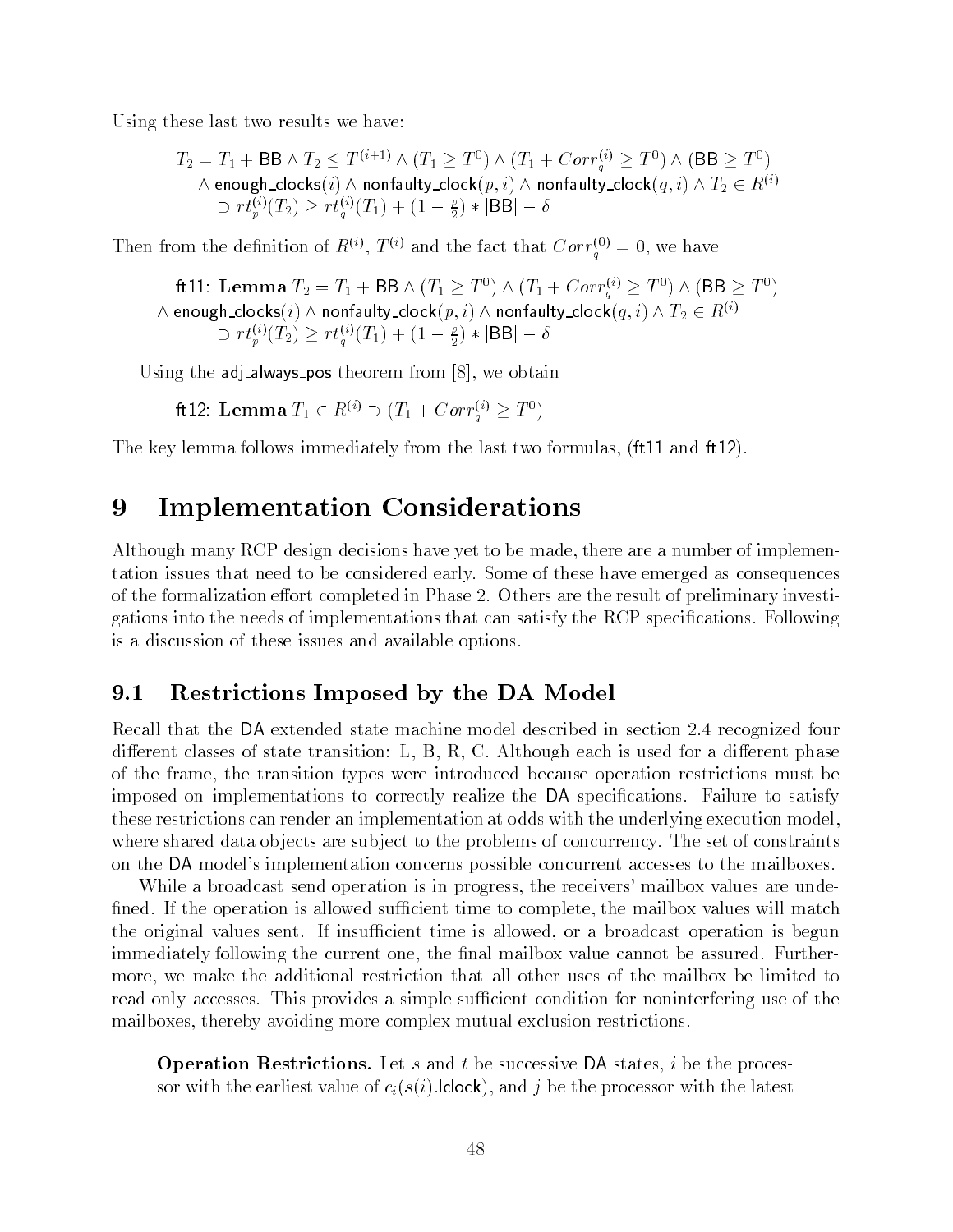Using these last two results we have:

$$
\begin{array}{l}
T_2 = T_1 + \mathsf{BB} \wedge T_2 \leq T^{(i+1)} \wedge (T_1 \geq T^0) \wedge (T_1 + Corr_q^{(i)} \geq T^0) \wedge (\mathsf{BB} \geq T^0) \\
\quad \wedge\ \mathsf{enough\_clocks}(i) \wedge \mathsf{nonfaulty\_clock}(p,i) \wedge \mathsf{nonfaulty\_clock}(q,i) \wedge T_2 \in R^{(i)} \\
\qquad \supset rt_p^{(i)}(T_2) \geq rt_q^{(i)}(T_1) + (1 - \frac{\rho}{2}) * |\mathsf{BB}| - \delta
\end{array}
$$

Then from the definition of $R^{(i)}$, $T^{(i)}$ and the fact that $Corr_q^{(0)} = 0$, we have

$$
\begin{array}{l}
\mathsf{ft11}\text{: }\textbf{Lemma } T_2 = T_1 + \mathsf{BB} \wedge (T_1 \geq T^0) \wedge (T_1 + Corr_q^{(i)} \geq T^0) \wedge (\mathsf{BB} \geq T^0) \\
\wedge\ \mathsf{enough\_clocks}(i) \wedge \mathsf{nonfaulty\_clock}(p,i) \wedge \mathsf{nonfaulty\_clock}(q,i) \wedge T_2 \in R^{(i)} \\
\qquad \supset rt_p^{(i)}(T_2) \geq rt_q^{(i)}(T_1) + (1 - \frac{\rho}{2}) * |\mathsf{BB}| - \delta
\end{array}
$$

Using the adj_always_pos theorem from [8], we obtain

$$
\mathsf{ft12}\text{: }\textbf{Lemma } T_1 \in R^{(i)} \supset (T_1 + Corr_q^{(i)} \geq T^0)
$$

The key lemma follows immediately from the last two formulas, (ft11 and ft12).

# 9 Implementation Considerations

Although many RCP design decisions have yet to be made, there are a number of implementation issues that need to be considered early. Some of these have emerged as consequences of the formalization effort completed in Phase 2. Others are the result of preliminary investigations into the needs of implementations that can satisfy the RCP specifications. Following is a discussion of these issues and available options.

## 9.1 Restrictions Imposed by the DA Model

Recall that the DA extended state machine model described in section 2.4 recognized four different classes of state transition: L, B, R, C. Although each is used for a different phase of the frame, the transition types were introduced because operation restrictions must be imposed on implementations to correctly realize the DA specifications. Failure to satisfy these restrictions can render an implementation at odds with the underlying execution model, where shared data objects are subject to the problems of concurrency. The set of constraints on the DA model's implementation concerns possible concurrent accesses to the mailboxes.

While a broadcast send operation is in progress, the receivers' mailbox values are undefined. If the operation is allowed sufficient time to complete, the mailbox values will match the original values sent. If insufficient time is allowed, or a broadcast operation is begun immediately following the current one, the final mailbox value cannot be assured. Furthermore, we make the additional restriction that all other uses of the mailbox be limited to read-only accesses. This provides a simple sufficient condition for noninterfering use of the mailboxes, thereby avoiding more complex mutual exclusion restrictions.

**Operation Restrictions.** Let $s$ and $t$ be successive DA states, $i$ be the processor with the earliest value of $c_i(s(i).\mathsf{lclock})$, and $j$ be the processor with the latest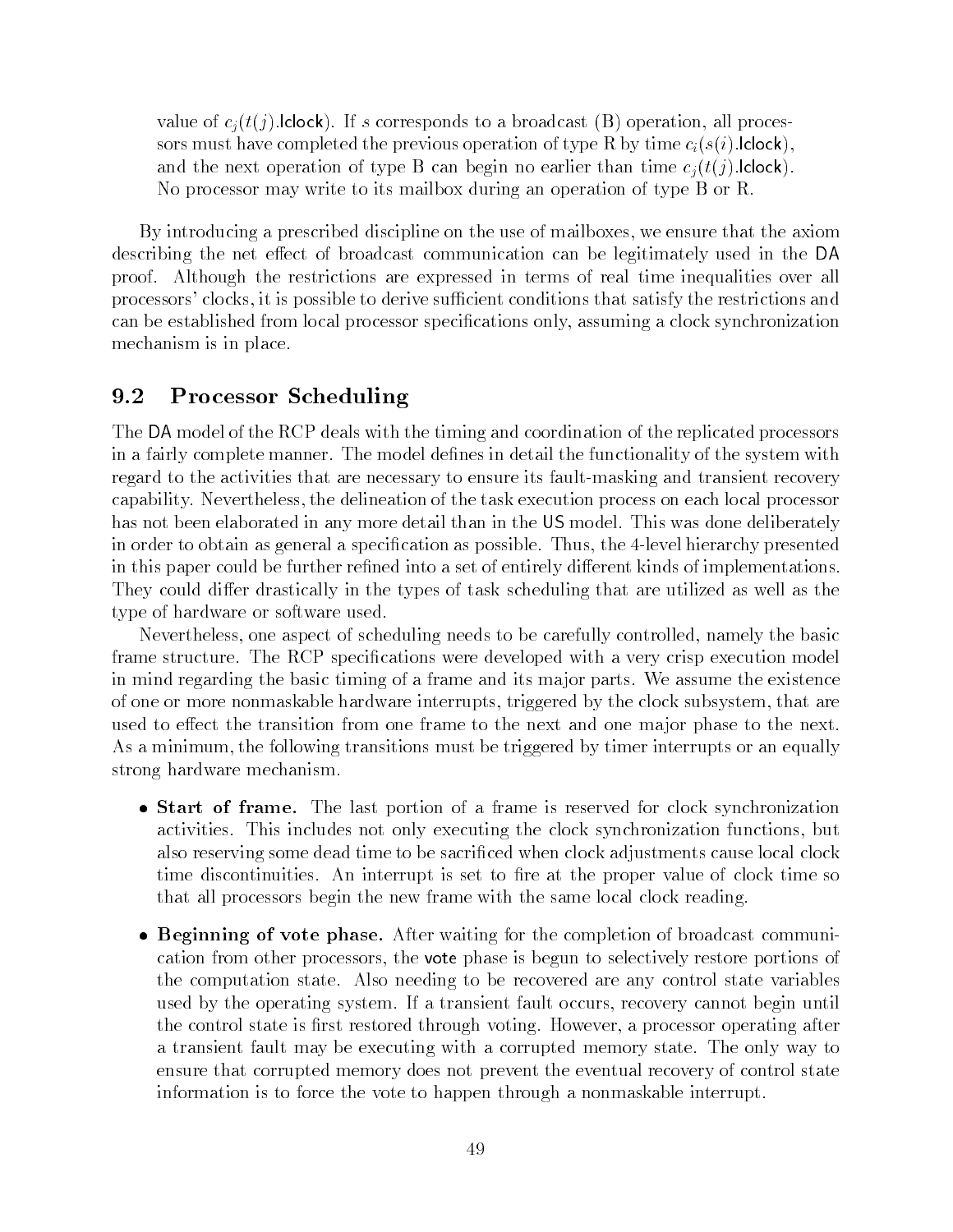value of $c_j(t(j).\mathsf{lclock})$. If $s$ corresponds to a broadcast (B) operation, all processors must have completed the previous operation of type R by time $c_i(s(i).\mathsf{lclock})$, and the next operation of type B can begin no earlier than time $c_j(t(j).\mathsf{lclock})$. No processor may write to its mailbox during an operation of type B or R.

By introducing a prescribed discipline on the use of mailboxes, we ensure that the axiom describing the net effect of broadcast communication can be legitimately used in the DA proof. Although the restrictions are expressed in terms of real time inequalities over all processors' clocks, it is possible to derive sufficient conditions that satisfy the restrictions and can be established from local processor specifications only, assuming a clock synchronization mechanism is in place.

## 9.2 Processor Scheduling

The DA model of the RCP deals with the timing and coordination of the replicated processors in a fairly complete manner. The model defines in detail the functionality of the system with regard to the activities that are necessary to ensure its fault-masking and transient recovery capability. Nevertheless, the delineation of the task execution process on each local processor has not been elaborated in any more detail than in the US model. This was done deliberately in order to obtain as general a specification as possible. Thus, the 4-level hierarchy presented in this paper could be further refined into a set of entirely different kinds of implementations. They could differ drastically in the types of task scheduling that are utilized as well as the type of hardware or software used.

Nevertheless, one aspect of scheduling needs to be carefully controlled, namely the basic frame structure. The RCP specifications were developed with a very crisp execution model in mind regarding the basic timing of a frame and its major parts. We assume the existence of one or more nonmaskable hardware interrupts, triggered by the clock subsystem, that are used to effect the transition from one frame to the next and one major phase to the next. As a minimum, the following transitions must be triggered by timer interrupts or an equally strong hardware mechanism.

- **Start of frame.** The last portion of a frame is reserved for clock synchronization activities. This includes not only executing the clock synchronization functions, but also reserving some dead time to be sacrificed when clock adjustments cause local clock time discontinuities. An interrupt is set to fire at the proper value of clock time so that all processors begin the new frame with the same local clock reading.

- **Beginning of vote phase.** After waiting for the completion of broadcast communication from other processors, the vote phase is begun to selectively restore portions of the computation state. Also needing to be recovered are any control state variables used by the operating system. If a transient fault occurs, recovery cannot begin until the control state is first restored through voting. However, a processor operating after a transient fault may be executing with a corrupted memory state. The only way to ensure that corrupted memory does not prevent the eventual recovery of control state information is to force the vote to happen through a nonmaskable interrupt.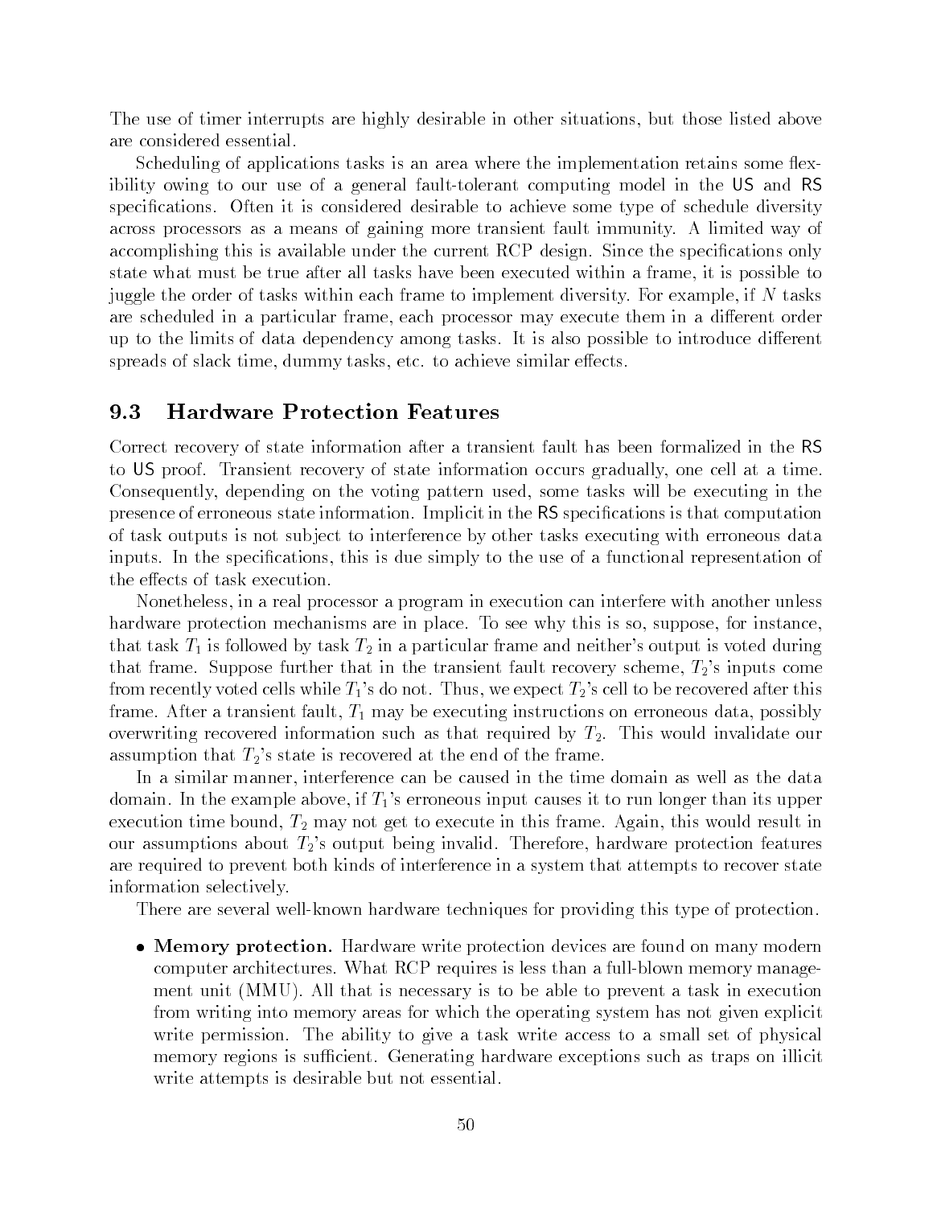The use of timer interrupts are highly desirable in other situations, but those listed above are considered essential.

Scheduling of applications tasks is an area where the implementation retains some flexibility owing to our use of a general fault-tolerant computing model in the US and RS specifications. Often it is considered desirable to achieve some type of schedule diversity across processors as a means of gaining more transient fault immunity. A limited way of accomplishing this is available under the current RCP design. Since the specifications only state what must be true after all tasks have been executed within a frame, it is possible to juggle the order of tasks within each frame to implement diversity. For example, if $N$ tasks are scheduled in a particular frame, each processor may execute them in a different order up to the limits of data dependency among tasks. It is also possible to introduce different spreads of slack time, dummy tasks, etc. to achieve similar effects.

## 9.3 Hardware Protection Features

Correct recovery of state information after a transient fault has been formalized in the RS to US proof. Transient recovery of state information occurs gradually, one cell at a time. Consequently, depending on the voting pattern used, some tasks will be executing in the presence of erroneous state information. Implicit in the RS specifications is that computation of task outputs is not subject to interference by other tasks executing with erroneous data inputs. In the specifications, this is due simply to the use of a functional representation of the effects of task execution.

Nonetheless, in a real processor a program in execution can interfere with another unless hardware protection mechanisms are in place. To see why this is so, suppose, for instance, that task $T_1$ is followed by task $T_2$ in a particular frame and neither's output is voted during that frame. Suppose further that in the transient fault recovery scheme, $T_2$'s inputs come from recently voted cells while $T_1$'s do not. Thus, we expect $T_2$'s cell to be recovered after this frame. After a transient fault, $T_1$ may be executing instructions on erroneous data, possibly overwriting recovered information such as that required by $T_2$. This would invalidate our assumption that $T_2$'s state is recovered at the end of the frame.

In a similar manner, interference can be caused in the time domain as well as the data domain. In the example above, if $T_1$'s erroneous input causes it to run longer than its upper execution time bound, $T_2$ may not get to execute in this frame. Again, this would result in our assumptions about $T_2$'s output being invalid. Therefore, hardware protection features are required to prevent both kinds of interference in a system that attempts to recover state information selectively.

There are several well-known hardware techniques for providing this type of protection.

- **Memory protection.** Hardware write protection devices are found on many modern computer architectures. What RCP requires is less than a full-blown memory management unit (MMU). All that is necessary is to be able to prevent a task in execution from writing into memory areas for which the operating system has not given explicit write permission. The ability to give a task write access to a small set of physical memory regions is sufficient. Generating hardware exceptions such as traps on illicit write attempts is desirable but not essential.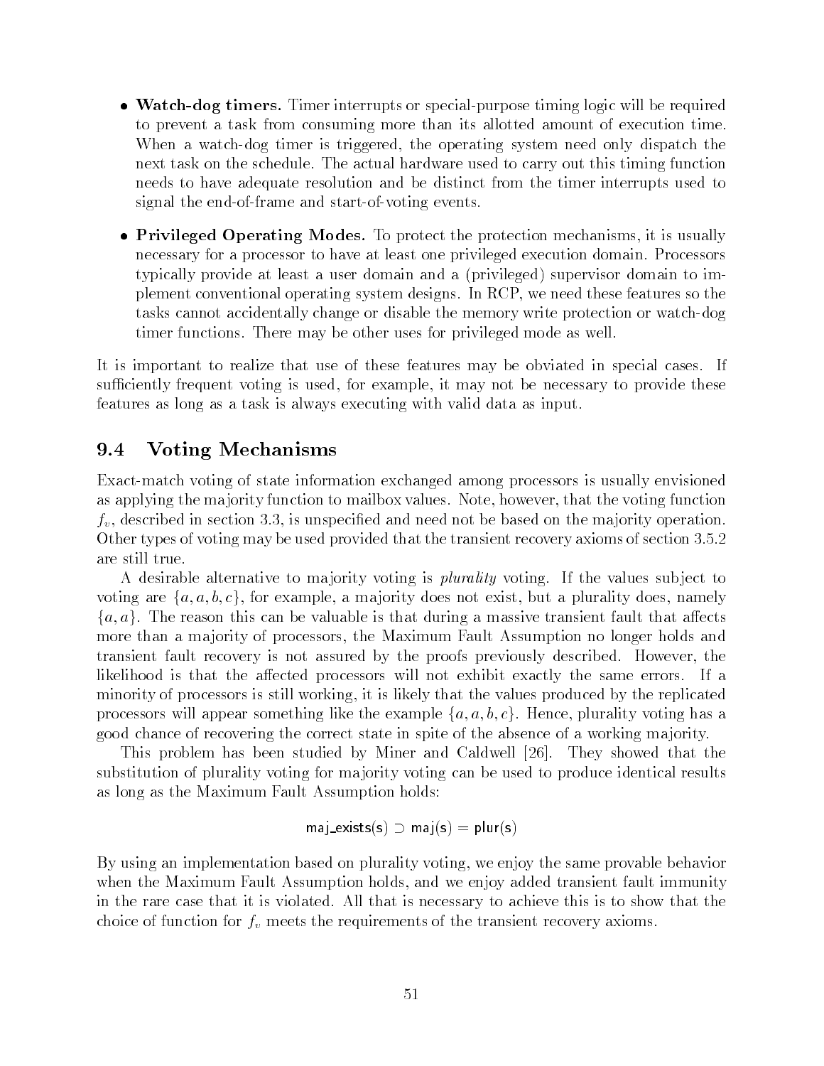- **Watch-dog timers.** Timer interrupts or special-purpose timing logic will be required to prevent a task from consuming more than its allotted amount of execution time. When a watch-dog timer is triggered, the operating system need only dispatch the next task on the schedule. The actual hardware used to carry out this timing function needs to have adequate resolution and be distinct from the timer interrupts used to signal the end-of-frame and start-of-voting events.

- **Privileged Operating Modes.** To protect the protection mechanisms, it is usually necessary for a processor to have at least one privileged execution domain. Processors typically provide at least a user domain and a (privileged) supervisor domain to implement conventional operating system designs. In RCP, we need these features so the tasks cannot accidentally change or disable the memory write protection or watch-dog timer functions. There may be other uses for privileged mode as well.

It is important to realize that use of these features may be obviated in special cases. If sufficiently frequent voting is used, for example, it may not be necessary to provide these features as long as a task is always executing with valid data as input.

## 9.4 Voting Mechanisms

Exact-match voting of state information exchanged among processors is usually envisioned as applying the majority function to mailbox values. Note, however, that the voting function $f_v$, described in section 3.3, is unspecified and need not be based on the majority operation. Other types of voting may be used provided that the transient recovery axioms of section 3.5.2 are still true.

A desirable alternative to majority voting is *plurality* voting. If the values subject to voting are $\{a, a, b, c\}$, for example, a majority does not exist, but a plurality does, namely $\{a, a\}$. The reason this can be valuable is that during a massive transient fault that affects more than a majority of processors, the Maximum Fault Assumption no longer holds and transient fault recovery is not assured by the proofs previously described. However, the likelihood is that the affected processors will not exhibit exactly the same errors. If a minority of processors is still working, it is likely that the values produced by the replicated processors will appear something like the example $\{a, a, b, c\}$. Hence, plurality voting has a good chance of recovering the correct state in spite of the absence of a working majority.

This problem has been studied by Miner and Caldwell [26]. They showed that the substitution of plurality voting for majority voting can be used to produce identical results as long as the Maximum Fault Assumption holds:

$$\mathsf{maj\_exists(s)} \supset \mathsf{maj(s)} = \mathsf{plur(s)}$$

By using an implementation based on plurality voting, we enjoy the same provable behavior when the Maximum Fault Assumption holds, and we enjoy added transient fault immunity in the rare case that it is violated. All that is necessary to achieve this is to show that the choice of function for $f_v$ meets the requirements of the transient recovery axioms.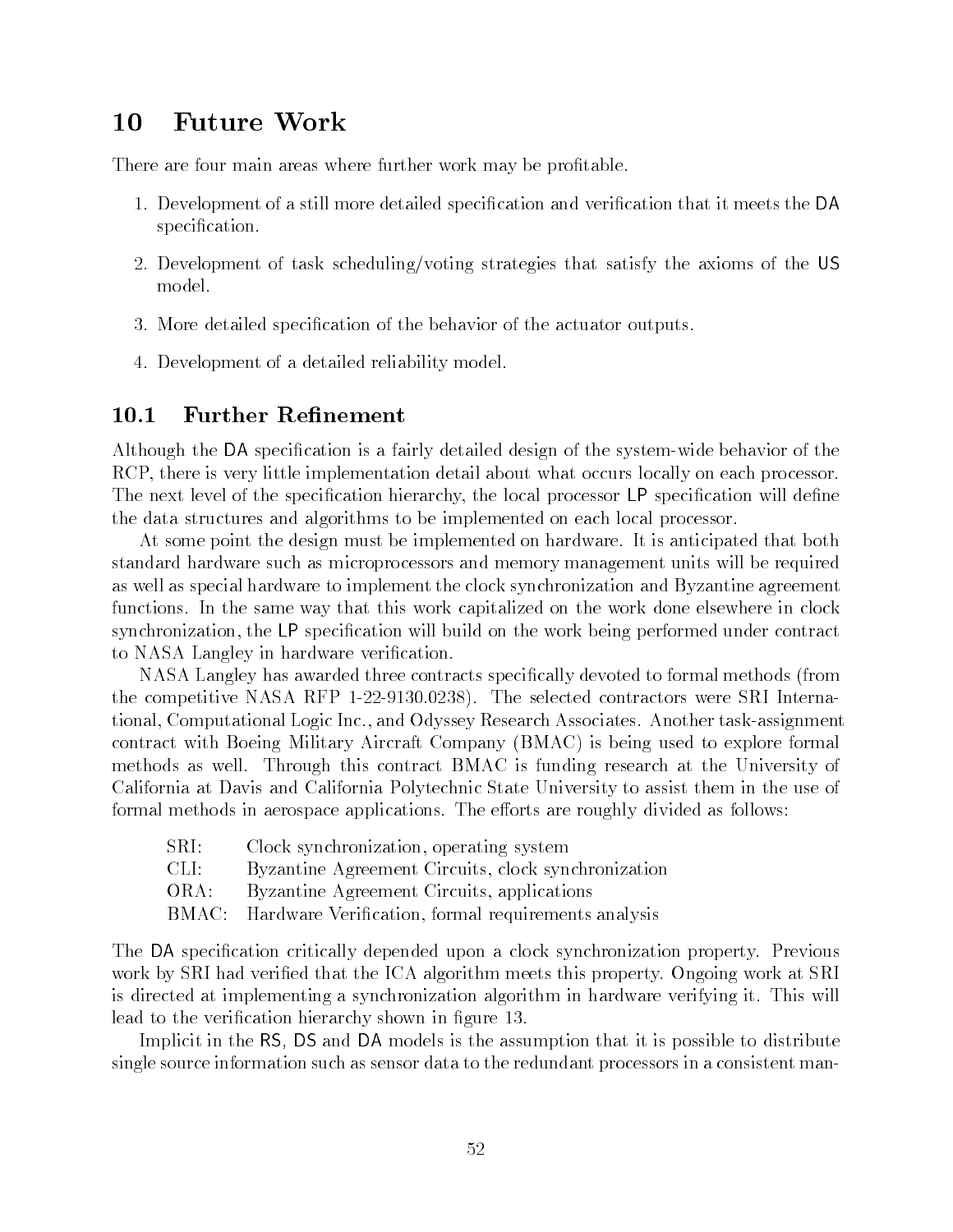# 10 Future Work

There are four main areas where further work may be profitable.

1. Development of a still more detailed specification and verification that it meets the DA specification.
2. Development of task scheduling/voting strategies that satisfy the axioms of the US model.
3. More detailed specification of the behavior of the actuator outputs.
4. Development of a detailed reliability model.

## 10.1 Further Refinement

Although the DA specification is a fairly detailed design of the system-wide behavior of the RCP, there is very little implementation detail about what occurs locally on each processor. The next level of the specification hierarchy, the local processor LP specification will define the data structures and algorithms to be implemented on each local processor.

At some point the design must be implemented on hardware. It is anticipated that both standard hardware such as microprocessors and memory management units will be required as well as special hardware to implement the clock synchronization and Byzantine agreement functions. In the same way that this work capitalized on the work done elsewhere in clock synchronization, the LP specification will build on the work being performed under contract to NASA Langley in hardware verification.

NASA Langley has awarded three contracts specifically devoted to formal methods (from the competitive NASA RFP 1-22-9130.0238). The selected contractors were SRI International, Computational Logic Inc., and Odyssey Research Associates. Another task-assignment contract with Boeing Military Aircraft Company (BMAC) is being used to explore formal methods as well. Through this contract BMAC is funding research at the University of California at Davis and California Polytechnic State University to assist them in the use of formal methods in aerospace applications. The efforts are roughly divided as follows:

| | |
|---|---|
| SRI: | Clock synchronization, operating system |
| CLI: | Byzantine Agreement Circuits, clock synchronization |
| ORA: | Byzantine Agreement Circuits, applications |
| BMAC: | Hardware Verification, formal requirements analysis |

The DA specification critically depended upon a clock synchronization property. Previous work by SRI had verified that the ICA algorithm meets this property. Ongoing work at SRI is directed at implementing a synchronization algorithm in hardware verifying it. This will lead to the verification hierarchy shown in figure 13.

Implicit in the RS, DS and DA models is the assumption that it is possible to distribute single source information such as sensor data to the redundant processors in a consistent man-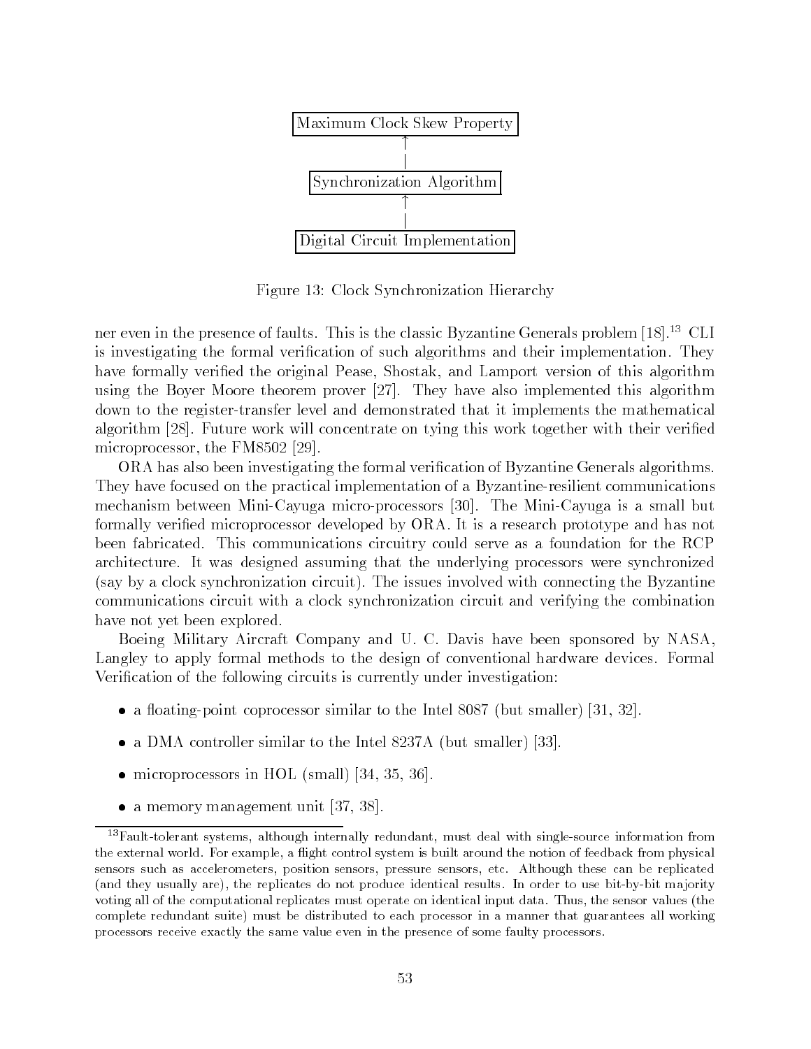Maximum Clock Skew Property
↑
|
Synchronization Algorithm
↑
|
Digital Circuit Implementation

Figure 13: Clock Synchronization Hierarchy

ner even in the presence of faults. This is the classic Byzantine Generals problem [18].[13] CLI is investigating the formal verification of such algorithms and their implementation. They have formally verified the original Pease, Shostak, and Lamport version of this algorithm using the Boyer Moore theorem prover [27]. They have also implemented this algorithm down to the register-transfer level and demonstrated that it implements the mathematical algorithm [28]. Future work will concentrate on tying this work together with their verified microprocessor, the FM8502 [29].

ORA has also been investigating the formal verification of Byzantine Generals algorithms. They have focused on the practical implementation of a Byzantine-resilient communications mechanism between Mini-Cayuga micro-processors [30]. The Mini-Cayuga is a small but formally verified microprocessor developed by ORA. It is a research prototype and has not been fabricated. This communications circuitry could serve as a foundation for the RCP architecture. It was designed assuming that the underlying processors were synchronized (say by a clock synchronization circuit). The issues involved with connecting the Byzantine communications circuit with a clock synchronization circuit and verifying the combination have not yet been explored.

Boeing Military Aircraft Company and U. C. Davis have been sponsored by NASA, Langley to apply formal methods to the design of conventional hardware devices. Formal Verification of the following circuits is currently under investigation:

- a floating-point coprocessor similar to the Intel 8087 (but smaller) [31, 32].
- a DMA controller similar to the Intel 8237A (but smaller) [33].
- microprocessors in HOL (small) [34, 35, 36].
- a memory management unit [37, 38].

[13] Fault-tolerant systems, although internally redundant, must deal with single-source information from the external world. For example, a flight control system is built around the notion of feedback from physical sensors such as accelerometers, position sensors, pressure sensors, etc. Although these can be replicated (and they usually are), the replicates do not produce identical results. In order to use bit-by-bit majority voting all of the computational replicates must operate on identical input data. Thus, the sensor values (the complete redundant suite) must be distributed to each processor in a manner that guarantees all working processors receive exactly the same value even in the presence of some faulty processors.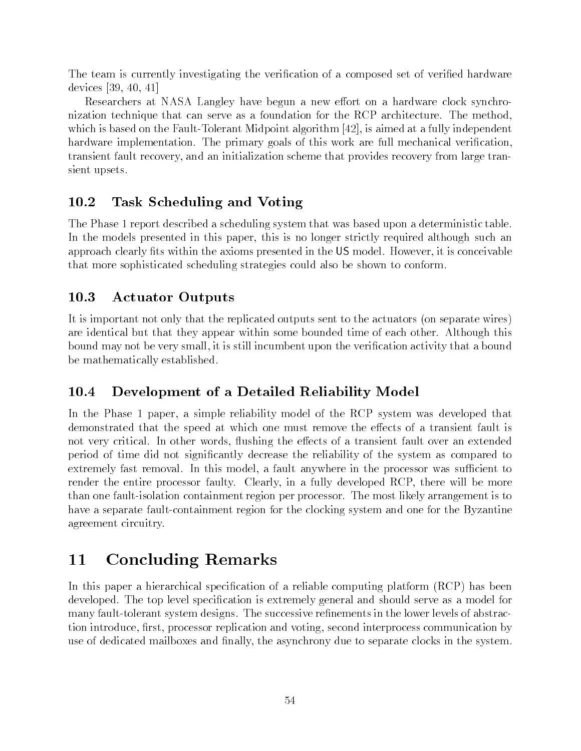The team is currently investigating the verification of a composed set of verified hardware devices [39, 40, 41]

Researchers at NASA Langley have begun a new effort on a hardware clock synchronization technique that can serve as a foundation for the RCP architecture. The method, which is based on the Fault-Tolerant Midpoint algorithm [42], is aimed at a fully independent hardware implementation. The primary goals of this work are full mechanical verification, transient fault recovery, and an initialization scheme that provides recovery from large transient upsets.

## 10.2 Task Scheduling and Voting

The Phase 1 report described a scheduling system that was based upon a deterministic table. In the models presented in this paper, this is no longer strictly required although such an approach clearly fits within the axioms presented in the US model. However, it is conceivable that more sophisticated scheduling strategies could also be shown to conform.

## 10.3 Actuator Outputs

It is important not only that the replicated outputs sent to the actuators (on separate wires) are identical but that they appear within some bounded time of each other. Although this bound may not be very small, it is still incumbent upon the verification activity that a bound be mathematically established.

## 10.4 Development of a Detailed Reliability Model

In the Phase 1 paper, a simple reliability model of the RCP system was developed that demonstrated that the speed at which one must remove the effects of a transient fault is not very critical. In other words, flushing the effects of a transient fault over an extended period of time did not significantly decrease the reliability of the system as compared to extremely fast removal. In this model, a fault anywhere in the processor was sufficient to render the entire processor faulty. Clearly, in a fully developed RCP, there will be more than one fault-isolation containment region per processor. The most likely arrangement is to have a separate fault-containment region for the clocking system and one for the Byzantine agreement circuitry.

# 11 Concluding Remarks

In this paper a hierarchical specification of a reliable computing platform (RCP) has been developed. The top level specification is extremely general and should serve as a model for many fault-tolerant system designs. The successive refinements in the lower levels of abstraction introduce, first, processor replication and voting, second interprocess communication by use of dedicated mailboxes and finally, the asynchrony due to separate clocks in the system.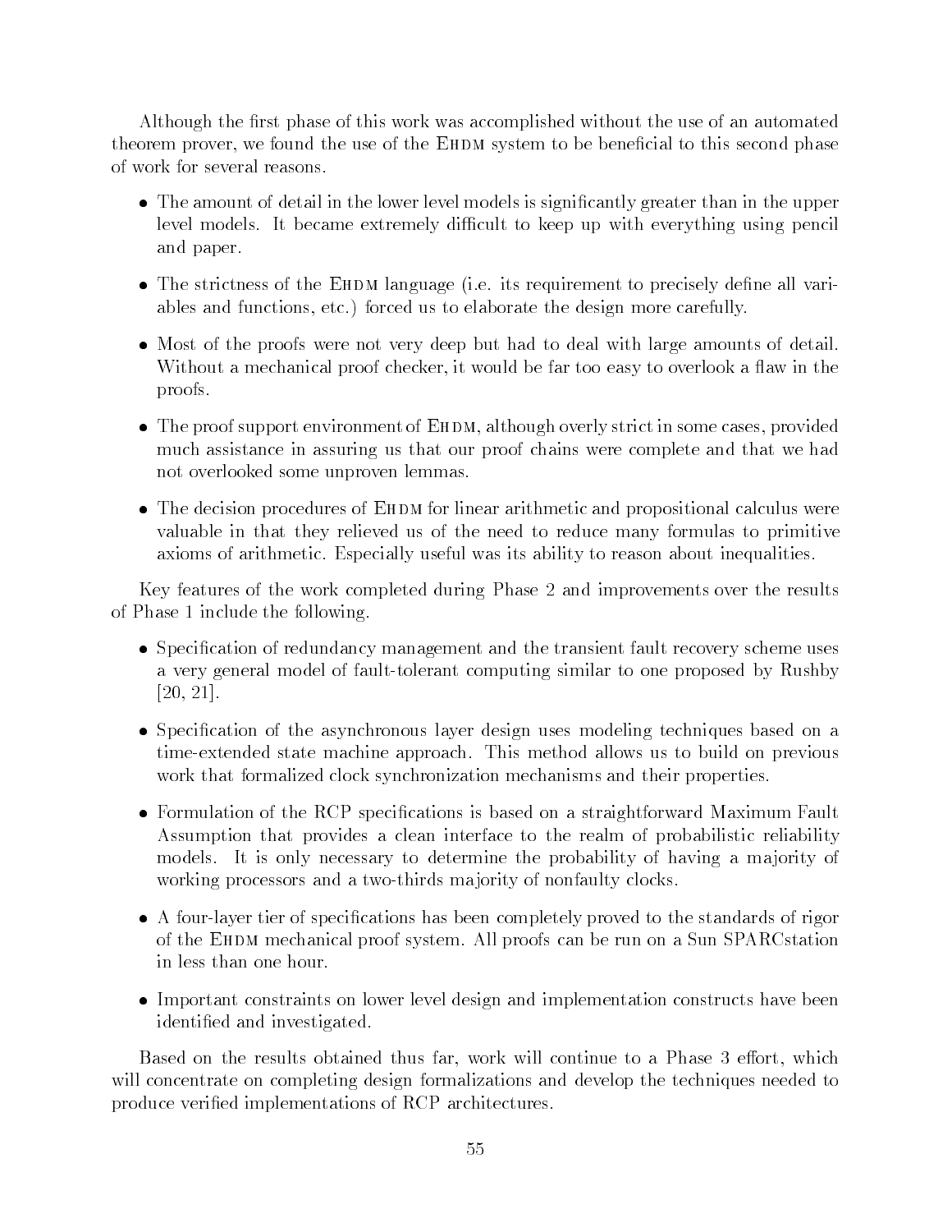Although the first phase of this work was accomplished without the use of an automated theorem prover, we found the use of the EHDM system to be beneficial to this second phase of work for several reasons.

- The amount of detail in the lower level models is significantly greater than in the upper level models. It became extremely difficult to keep up with everything using pencil and paper.
- The strictness of the EHDM language (i.e. its requirement to precisely define all variables and functions, etc.) forced us to elaborate the design more carefully.
- Most of the proofs were not very deep but had to deal with large amounts of detail. Without a mechanical proof checker, it would be far too easy to overlook a flaw in the proofs.
- The proof support environment of EHDM, although overly strict in some cases, provided much assistance in assuring us that our proof chains were complete and that we had not overlooked some unproven lemmas.
- The decision procedures of EHDM for linear arithmetic and propositional calculus were valuable in that they relieved us of the need to reduce many formulas to primitive axioms of arithmetic. Especially useful was its ability to reason about inequalities.

Key features of the work completed during Phase 2 and improvements over the results of Phase 1 include the following.

- Specification of redundancy management and the transient fault recovery scheme uses a very general model of fault-tolerant computing similar to one proposed by Rushby [20, 21].
- Specification of the asynchronous layer design uses modeling techniques based on a time-extended state machine approach. This method allows us to build on previous work that formalized clock synchronization mechanisms and their properties.
- Formulation of the RCP specifications is based on a straightforward Maximum Fault Assumption that provides a clean interface to the realm of probabilistic reliability models. It is only necessary to determine the probability of having a majority of working processors and a two-thirds majority of nonfaulty clocks.
- A four-layer tier of specifications has been completely proved to the standards of rigor of the EHDM mechanical proof system. All proofs can be run on a Sun SPARCstation in less than one hour.
- Important constraints on lower level design and implementation constructs have been identified and investigated.

Based on the results obtained thus far, work will continue to a Phase 3 effort, which will concentrate on completing design formalizations and develop the techniques needed to produce verified implementations of RCP architectures.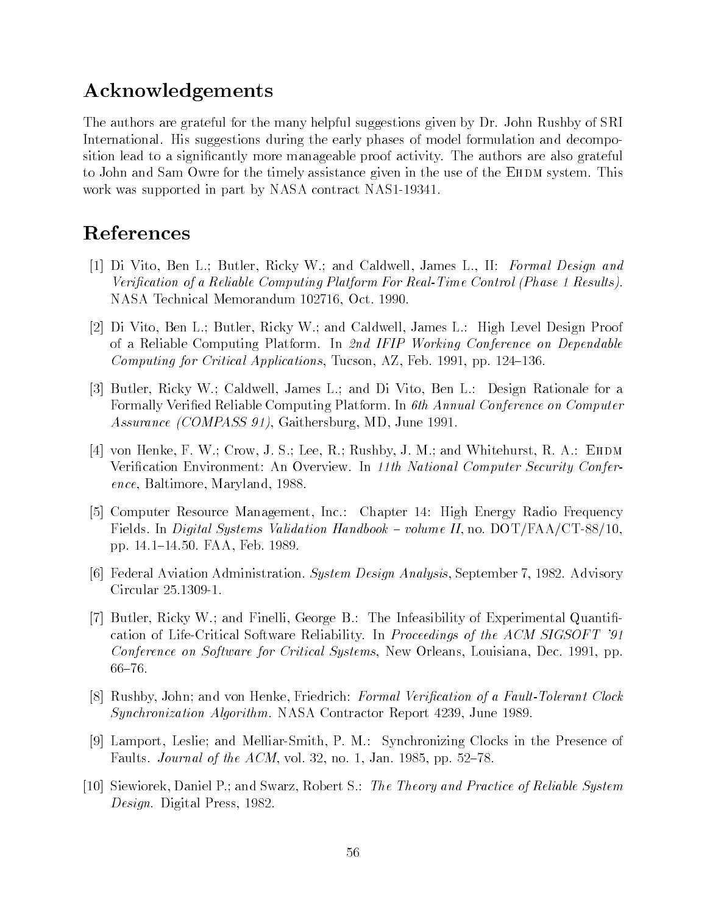## Acknowledgements

The authors are grateful for the many helpful suggestions given by Dr. John Rushby of SRI International. His suggestions during the early phases of model formulation and decomposition lead to a significantly more manageable proof activity. The authors are also grateful to John and Sam Owre for the timely assistance given in the use of the EHDM system. This work was supported in part by NASA contract NAS1-19341.

## References

[1] Di Vito, Ben L.; Butler, Ricky W.; and Caldwell, James L., II: *Formal Design and Verification of a Reliable Computing Platform For Real-Time Control (Phase 1 Results).* NASA Technical Memorandum 102716, Oct. 1990.

[2] Di Vito, Ben L.; Butler, Ricky W.; and Caldwell, James L.: High Level Design Proof of a Reliable Computing Platform. In *2nd IFIP Working Conference on Dependable Computing for Critical Applications*, Tucson, AZ, Feb. 1991, pp. 124–136.

[3] Butler, Ricky W.; Caldwell, James L.; and Di Vito, Ben L.: Design Rationale for a Formally Verified Reliable Computing Platform. In *6th Annual Conference on Computer Assurance (COMPASS 91)*, Gaithersburg, MD, June 1991.

[4] von Henke, F. W.; Crow, J. S.; Lee, R.; Rushby, J. M.; and Whitehurst, R. A.: EHDM Verification Environment: An Overview. In *11th National Computer Security Conference*, Baltimore, Maryland, 1988.

[5] Computer Resource Management, Inc.: Chapter 14: High Energy Radio Frequency Fields. In *Digital Systems Validation Handbook – volume II*, no. DOT/FAA/CT-88/10, pp. 14.1–14.50. FAA, Feb. 1989.

[6] Federal Aviation Administration. *System Design Analysis*, September 7, 1982. Advisory Circular 25.1309-1.

[7] Butler, Ricky W.; and Finelli, George B.: The Infeasibility of Experimental Quantification of Life-Critical Software Reliability. In *Proceedings of the ACM SIGSOFT '91 Conference on Software for Critical Systems*, New Orleans, Louisiana, Dec. 1991, pp. 66–76.

[8] Rushby, John; and von Henke, Friedrich: *Formal Verification of a Fault-Tolerant Clock Synchronization Algorithm.* NASA Contractor Report 4239, June 1989.

[9] Lamport, Leslie; and Melliar-Smith, P. M.: Synchronizing Clocks in the Presence of Faults. *Journal of the ACM*, vol. 32, no. 1, Jan. 1985, pp. 52–78.

[10] Siewiorek, Daniel P.; and Swarz, Robert S.: *The Theory and Practice of Reliable System Design.* Digital Press, 1982.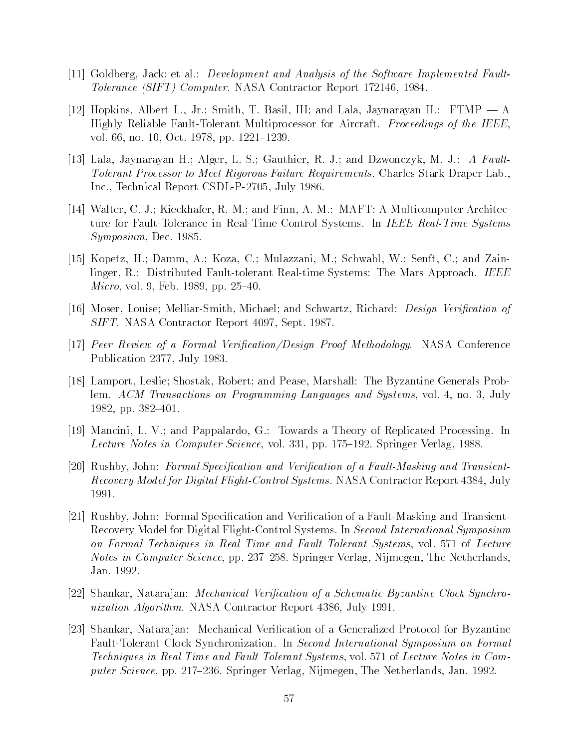[11] Goldberg, Jack; et al.: *Development and Analysis of the Software Implemented Fault-Tolerance (SIFT) Computer.* NASA Contractor Report 172146, 1984.

[12] Hopkins, Albert L., Jr.; Smith, T. Basil, III; and Lala, Jaynarayan H.: FTMP — A Highly Reliable Fault-Tolerant Multiprocessor for Aircraft. *Proceedings of the IEEE*, vol. 66, no. 10, Oct. 1978, pp. 1221–1239.

[13] Lala, Jaynarayan H.; Alger, L. S.; Gauthier, R. J.; and Dzwonczyk, M. J.: *A Fault-Tolerant Processor to Meet Rigorous Failure Requirements.* Charles Stark Draper Lab., Inc., Technical Report CSDL-P-2705, July 1986.

[14] Walter, C. J.; Kieckhafer, R. M.; and Finn, A. M.: MAFT: A Multicomputer Architecture for Fault-Tolerance in Real-Time Control Systems. In *IEEE Real-Time Systems Symposium*, Dec. 1985.

[15] Kopetz, H.; Damm, A.; Koza, C.; Mulazzani, M.; Schwabl, W.; Senft, C.; and Zainlinger, R.: Distributed Fault-tolerant Real-time Systems: The Mars Approach. *IEEE Micro*, vol. 9, Feb. 1989, pp. 25–40.

[16] Moser, Louise; Melliar-Smith, Michael; and Schwartz, Richard: *Design Verification of SIFT.* NASA Contractor Report 4097, Sept. 1987.

[17] *Peer Review of a Formal Verification/Design Proof Methodology.* NASA Conference Publication 2377, July 1983.

[18] Lamport, Leslie; Shostak, Robert; and Pease, Marshall: The Byzantine Generals Problem. *ACM Transactions on Programming Languages and Systems*, vol. 4, no. 3, July 1982, pp. 382–401.

[19] Mancini, L. V.; and Pappalardo, G.: Towards a Theory of Replicated Processing. In *Lecture Notes in Computer Science*, vol. 331, pp. 175–192. Springer Verlag, 1988.

[20] Rushby, John: *Formal Specification and Verification of a Fault-Masking and Transient-Recovery Model for Digital Flight-Control Systems.* NASA Contractor Report 4384, July 1991.

[21] Rushby, John: Formal Specification and Verification of a Fault-Masking and Transient-Recovery Model for Digital Flight-Control Systems. In *Second International Symposium on Formal Techniques in Real Time and Fault Tolerant Systems*, vol. 571 of *Lecture Notes in Computer Science*, pp. 237–258. Springer Verlag, Nijmegen, The Netherlands, Jan. 1992.

[22] Shankar, Natarajan: *Mechanical Verification of a Schematic Byzantine Clock Synchronization Algorithm.* NASA Contractor Report 4386, July 1991.

[23] Shankar, Natarajan: Mechanical Verification of a Generalized Protocol for Byzantine Fault-Tolerant Clock Synchronization. In *Second International Symposium on Formal Techniques in Real Time and Fault Tolerant Systems*, vol. 571 of *Lecture Notes in Computer Science*, pp. 217–236. Springer Verlag, Nijmegen, The Netherlands, Jan. 1992.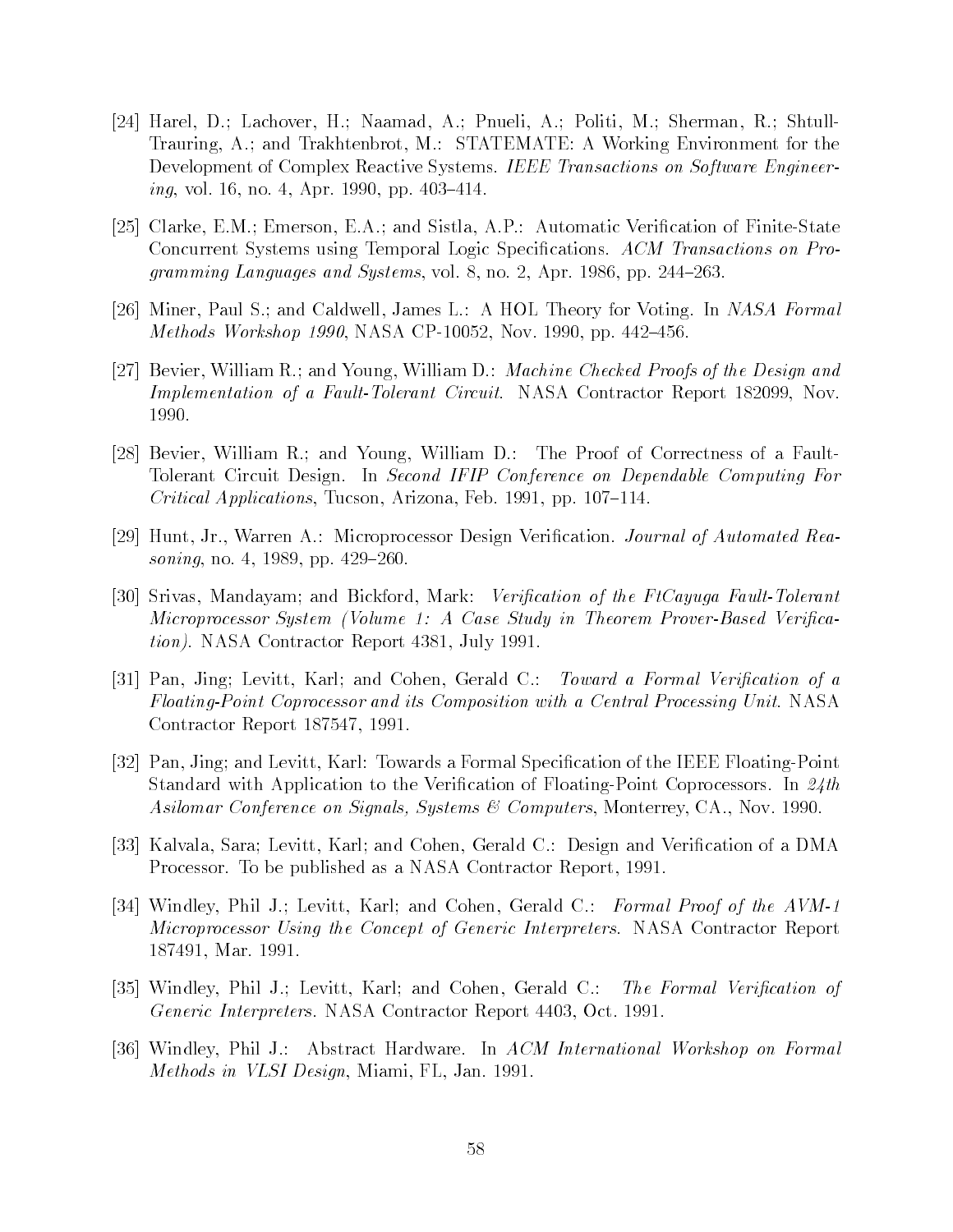[24] Harel, D.; Lachover, H.; Naamad, A.; Pnueli, A.; Politi, M.; Sherman, R.; Shtull-Trauring, A.; and Trakhtenbrot, M.: STATEMATE: A Working Environment for the Development of Complex Reactive Systems. *IEEE Transactions on Software Engineering*, vol. 16, no. 4, Apr. 1990, pp. 403–414.

[25] Clarke, E.M.; Emerson, E.A.; and Sistla, A.P.: Automatic Verification of Finite-State Concurrent Systems using Temporal Logic Specifications. *ACM Transactions on Programming Languages and Systems*, vol. 8, no. 2, Apr. 1986, pp. 244–263.

[26] Miner, Paul S.; and Caldwell, James L.: A HOL Theory for Voting. In *NASA Formal Methods Workshop 1990*, NASA CP-10052, Nov. 1990, pp. 442–456.

[27] Bevier, William R.; and Young, William D.: *Machine Checked Proofs of the Design and Implementation of a Fault-Tolerant Circuit.* NASA Contractor Report 182099, Nov. 1990.

[28] Bevier, William R.; and Young, William D.: The Proof of Correctness of a Fault-Tolerant Circuit Design. In *Second IFIP Conference on Dependable Computing For Critical Applications*, Tucson, Arizona, Feb. 1991, pp. 107–114.

[29] Hunt, Jr., Warren A.: Microprocessor Design Verification. *Journal of Automated Reasoning*, no. 4, 1989, pp. 429–260.

[30] Srivas, Mandayam; and Bickford, Mark: *Verification of the FtCayuga Fault-Tolerant Microprocessor System (Volume 1: A Case Study in Theorem Prover-Based Verification).* NASA Contractor Report 4381, July 1991.

[31] Pan, Jing; Levitt, Karl; and Cohen, Gerald C.: *Toward a Formal Verification of a Floating-Point Coprocessor and its Composition with a Central Processing Unit.* NASA Contractor Report 187547, 1991.

[32] Pan, Jing; and Levitt, Karl: Towards a Formal Specification of the IEEE Floating-Point Standard with Application to the Verification of Floating-Point Coprocessors. In *24th Asilomar Conference on Signals, Systems & Computers*, Monterrey, CA., Nov. 1990.

[33] Kalvala, Sara; Levitt, Karl; and Cohen, Gerald C.: Design and Verification of a DMA Processor. To be published as a NASA Contractor Report, 1991.

[34] Windley, Phil J.; Levitt, Karl; and Cohen, Gerald C.: *Formal Proof of the AVM-1 Microprocessor Using the Concept of Generic Interpreters.* NASA Contractor Report 187491, Mar. 1991.

[35] Windley, Phil J.; Levitt, Karl; and Cohen, Gerald C.: *The Formal Verification of Generic Interpreters.* NASA Contractor Report 4403, Oct. 1991.

[36] Windley, Phil J.: Abstract Hardware. In *ACM International Workshop on Formal Methods in VLSI Design*, Miami, FL, Jan. 1991.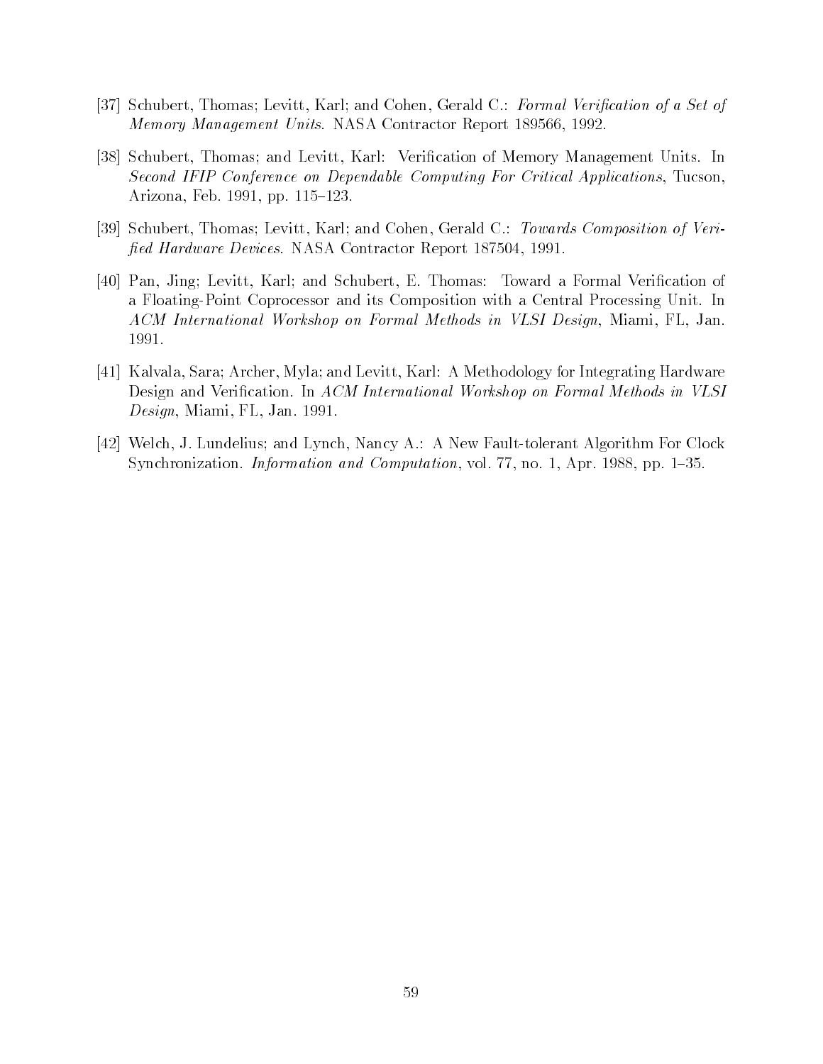[37] Schubert, Thomas; Levitt, Karl; and Cohen, Gerald C.: *Formal Verification of a Set of Memory Management Units*. NASA Contractor Report 189566, 1992.

[38] Schubert, Thomas; and Levitt, Karl: Verification of Memory Management Units. In *Second IFIP Conference on Dependable Computing For Critical Applications*, Tucson, Arizona, Feb. 1991, pp. 115–123.

[39] Schubert, Thomas; Levitt, Karl; and Cohen, Gerald C.: *Towards Composition of Verified Hardware Devices*. NASA Contractor Report 187504, 1991.

[40] Pan, Jing; Levitt, Karl; and Schubert, E. Thomas: Toward a Formal Verification of a Floating-Point Coprocessor and its Composition with a Central Processing Unit. In *ACM International Workshop on Formal Methods in VLSI Design*, Miami, FL, Jan. 1991.

[41] Kalvala, Sara; Archer, Myla; and Levitt, Karl: A Methodology for Integrating Hardware Design and Verification. In *ACM International Workshop on Formal Methods in VLSI Design*, Miami, FL, Jan. 1991.

[42] Welch, J. Lundelius; and Lynch, Nancy A.: A New Fault-tolerant Algorithm For Clock Synchronization. *Information and Computation*, vol. 77, no. 1, Apr. 1988, pp. 1–35.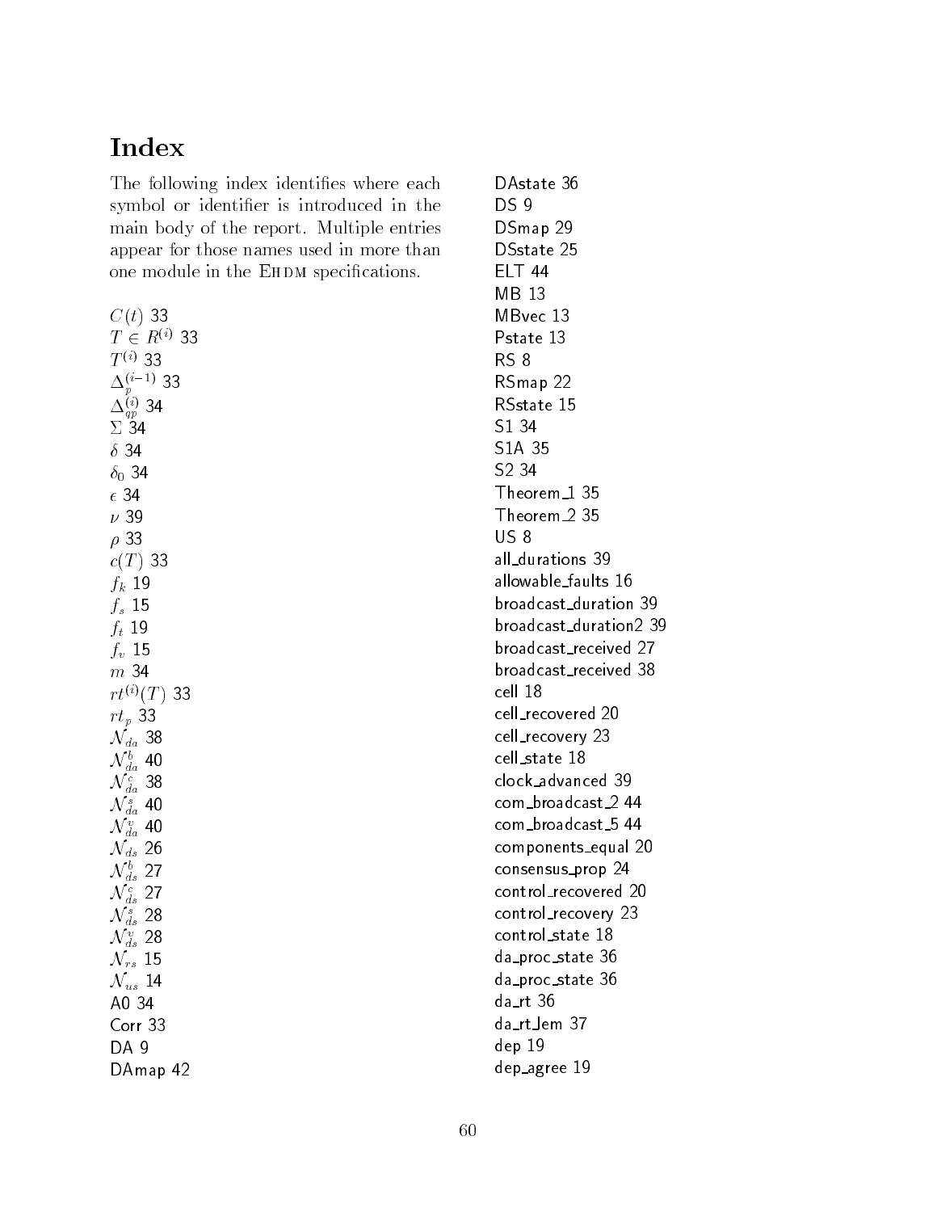# Index

The following index identifies where each symbol or identifier is introduced in the main body of the report. Multiple entries appear for those names used in more than one module in the EHDM specifications.

$C(t)$ 33
$T \in R^{(i)}$ 33
$T^{(i)}$ 33
$\Delta_p^{(i-1)}$ 33
$\Delta_{qp}^{(i)}$ 34
$\Sigma$ 34
$\delta$ 34
$\delta_0$ 34
$\epsilon$ 34
$\nu$ 39
$\rho$ 33
$c(T)$ 33
$f_k$ 19
$f_s$ 15
$f_t$ 19
$f_v$ 15
$m$ 34
$rt^{(i)}(T)$ 33
$rt_p$ 33
$\mathcal{N}_{da}$ 38
$\mathcal{N}_{da}^b$ 40
$\mathcal{N}_{da}^c$ 38
$\mathcal{N}_{da}^s$ 40
$\mathcal{N}_{da}^v$ 40
$\mathcal{N}_{ds}$ 26
$\mathcal{N}_{ds}^b$ 27
$\mathcal{N}_{ds}^c$ 27
$\mathcal{N}_{ds}^s$ 28
$\mathcal{N}_{ds}^v$ 28
$\mathcal{N}_{rs}$ 15
$\mathcal{N}_{us}$ 14
A0 34
Corr 33
DA 9
DAmap 42
DAstate 36
DS 9
DSmap 29
DSstate 25
ELT 44
MB 13
MBvec 13
Pstate 13
RS 8
RSmap 22
RSstate 15
S1 34
S1A 35
S2 34
Theorem_1 35
Theorem_2 35
US 8
all_durations 39
allowable_faults 16
broadcast_duration 39
broadcast_duration2 39
broadcast_received 27
broadcast_received 38
cell 18
cell_recovered 20
cell_recovery 23
cell_state 18
clock_advanced 39
com_broadcast_2 44
com_broadcast_5 44
components_equal 20
consensus_prop 24
control_recovered 20
control_recovery 23
control_state 18
da_proc_state 36
da_proc_state 36
da_rt 36
da_rt_lem 37
dep 19
dep_agree 19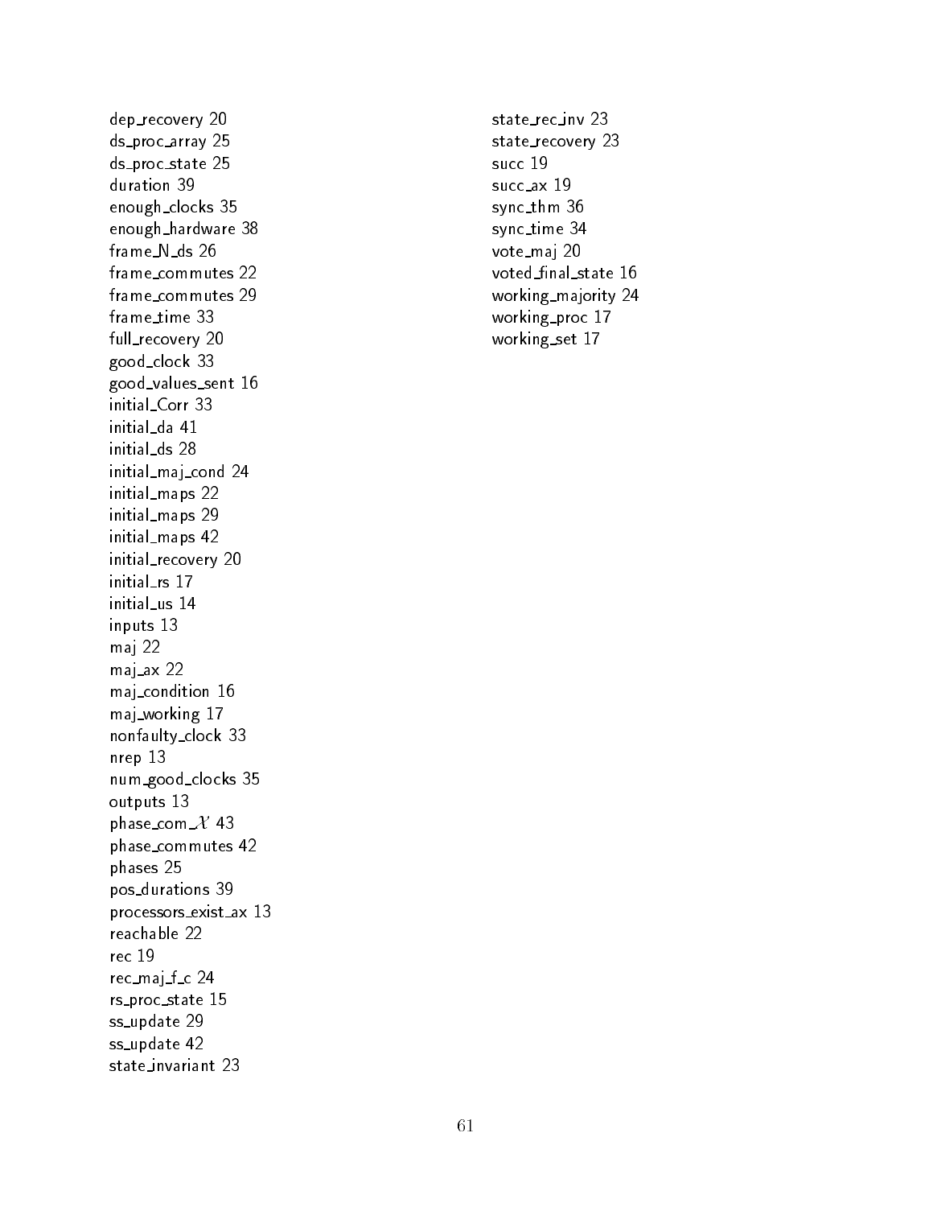dep_recovery 20
ds_proc_array 25
ds_proc_state 25
duration 39
enough_clocks 35
enough_hardware 38
frame_N_ds 26
frame_commutes 22
frame_commutes 29
frame_time 33
full_recovery 20
good_clock 33
good_values_sent 16
initial_Corr 33
initial_da 41
initial_ds 28
initial_maj_cond 24
initial_maps 22
initial_maps 29
initial_maps 42
initial_recovery 20
initial_rs 17
initial_us 14
inputs 13
maj 22
maj_ax 22
maj_condition 16
maj_working 17
nonfaulty_clock 33
nrep 13
num_good_clocks 35
outputs 13
phase_com_$\mathcal{X}$ 43
phase_commutes 42
phases 25
pos_durations 39
processors_exist_ax 13
reachable 22
rec 19
rec_maj_f_c 24
rs_proc_state 15
ss_update 29
ss_update 42
state_invariant 23
state_rec_inv 23
state_recovery 23
succ 19
succ_ax 19
sync_thm 36
sync_time 34
vote_maj 20
voted_final_state 16
working_majority 24
working_proc 17
working_set 17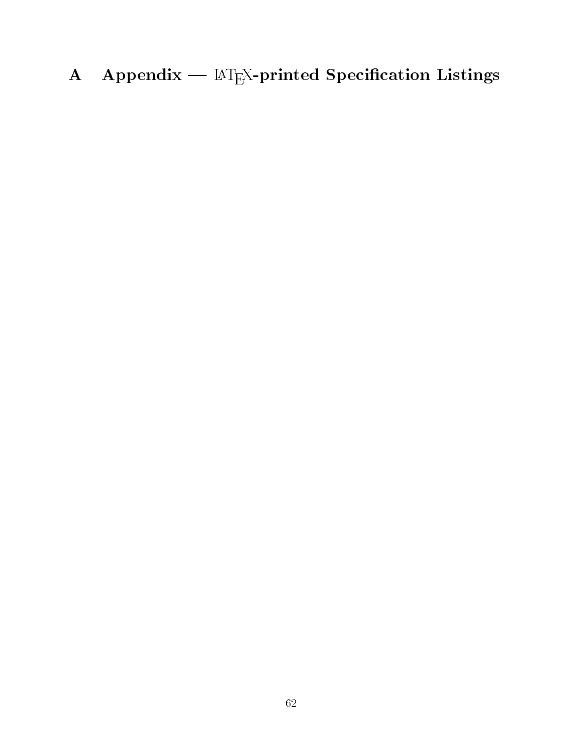# A Appendix — LaTeX-printed Specification Listings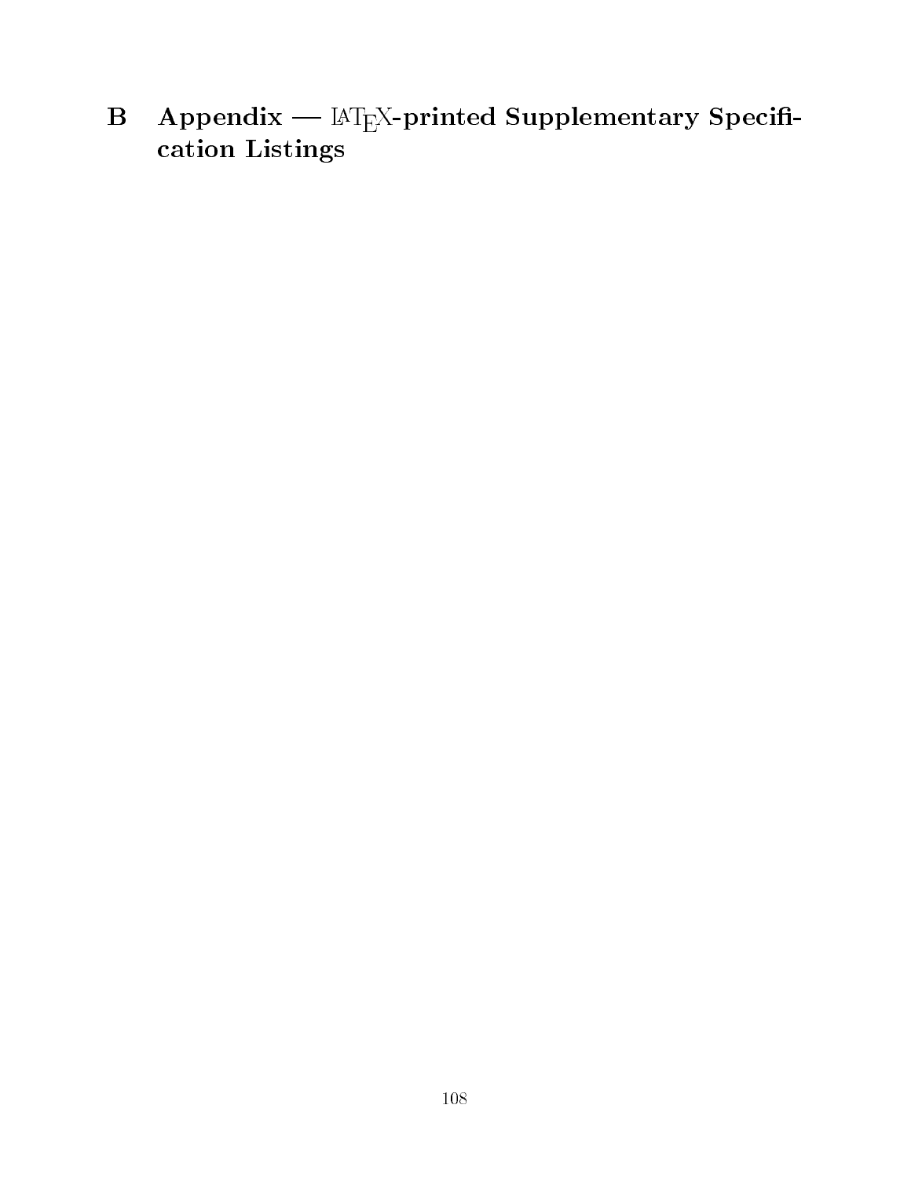# B Appendix — LaTeX-printed Supplementary Specification Listings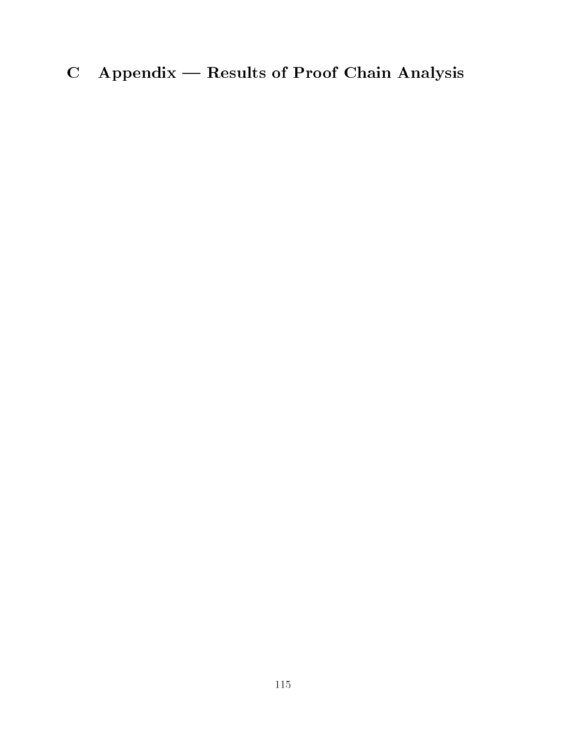# C Appendix — Results of Proof Chain Analysis